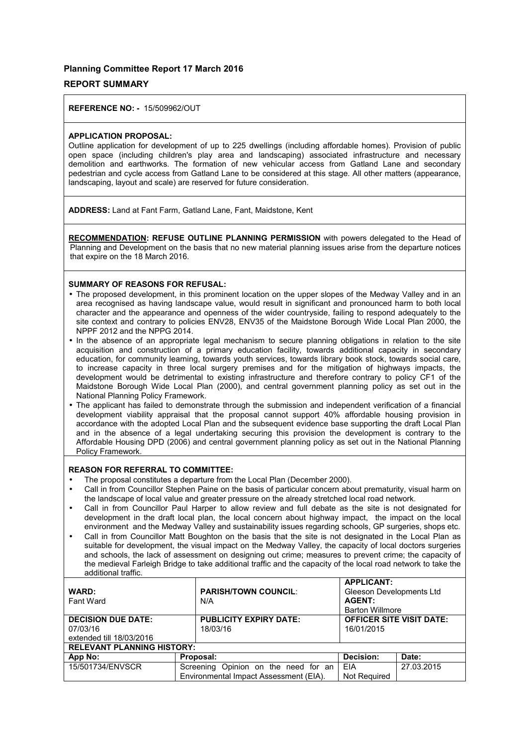## Planning Committee Report 17 March 2016

### REPORT SUMMARY

**REFERENCE NO: -** 15/509962/OUT

**APPLICATION PROPOSAL:**

Outline application for development of up to 225 dwellings (including affordable homes). Provision of public open space (including children's play area and landscaping) associated infrastructure and necessary demolition and earthworks. The formation of new vehicular access from Gatland Lane and secondary pedestrian and cycle access from Gatland Lane to be considered at this stage. All other matters (appearance, landscaping, layout and scale) are reserved for future consideration.

**ADDRESS:** Land at Fant Farm, Gatland Lane, Fant, Maidstone, Kent

**RECOMMENDATION: REFUSE OUTLINE PLANNING PERMISSION** with powers delegated to the Head of Planning and Development on the basis that no new material planning issues arise from the departure notices that expire on the 18 March 2016.

**SUMMARY OF REASONS FOR REFUSAL:**

- The proposed development, in this prominent location on the upper slopes of the Medway Valley and in an area recognised as having landscape value, would result in significant and pronounced harm to both local character and the appearance and openness of the wider countryside, failing to respond adequately to the site context and contrary to policies ENV28, ENV35 of the Maidstone Borough Wide Local Plan 2000, the NPPF 2012 and the NPPG 2014.
- In the absence of an appropriate legal mechanism to secure planning obligations in relation to the site acquisition and construction of a primary education facility, towards additional capacity in secondary education, for community learning, towards youth services, towards library book stock, towards social care, to increase capacity in three local surgery premises and for the mitigation of highways impacts, the development would be detrimental to existing infrastructure and therefore contrary to policy CF1 of the Maidstone Borough Wide Local Plan (2000), and central government planning policy as set out in the National Planning Policy Framework.
- The applicant has failed to demonstrate through the submission and independent verification of a financial development viability appraisal that the proposal cannot support 40% affordable housing provision in accordance with the adopted Local Plan and the subsequent evidence base supporting the draft Local Plan and in the absence of a legal undertaking securing this provision the development is contrary to the Affordable Housing DPD (2006) and central government planning policy as set out in the National Planning Policy Framework.

**REASON FOR REFERRAL TO COMMITTEE:**

- The proposal constitutes a departure from the Local Plan (December 2000).
- Call in from Councillor Stephen Paine on the basis of particular concern about prematurity, visual harm on the landscape of local value and greater pressure on the already stretched local road network.
- Call in from Councillor Paul Harper to allow review and full debate as the site is not designated for development in the draft local plan, the local concern about highway impact, the impact on the local environment and the Medway Valley and sustainability issues regarding schools, GP surgeries, shops etc.
- Call in from Councillor Matt Boughton on the basis that the site is not designated in the Local Plan as suitable for development, the visual impact on the Medway Valley, the capacity of local doctors surgeries and schools, the lack of assessment on designing out crime; measures to prevent crime; the capacity of the medieval Farleigh Bridge to take additional traffic and the capacity of the local road network to take the additional traffic.

| **WARD:** Fant Ward | **PARISH/TOWN COUNCIL:** N/A | **APPLICANT:** Gleeson Developments Ltd **AGENT:** Barton Willmore |
|---|---|---|
| **DECISION DUE DATE:** 07/03/16 extended till 18/03/2016 | **PUBLICITY EXPIRY DATE:** 18/03/16 | **OFFICER SITE VISIT DATE:** 16/01/2015 |

**RELEVANT PLANNING HISTORY:**

| App No: | Proposal: | Decision: | Date: |
|---|---|---|---|
| 15/501734/ENVSCR | Screening Opinion on the need for an Environmental Impact Assessment (EIA). | EIA Not Required | 27.03.2015 |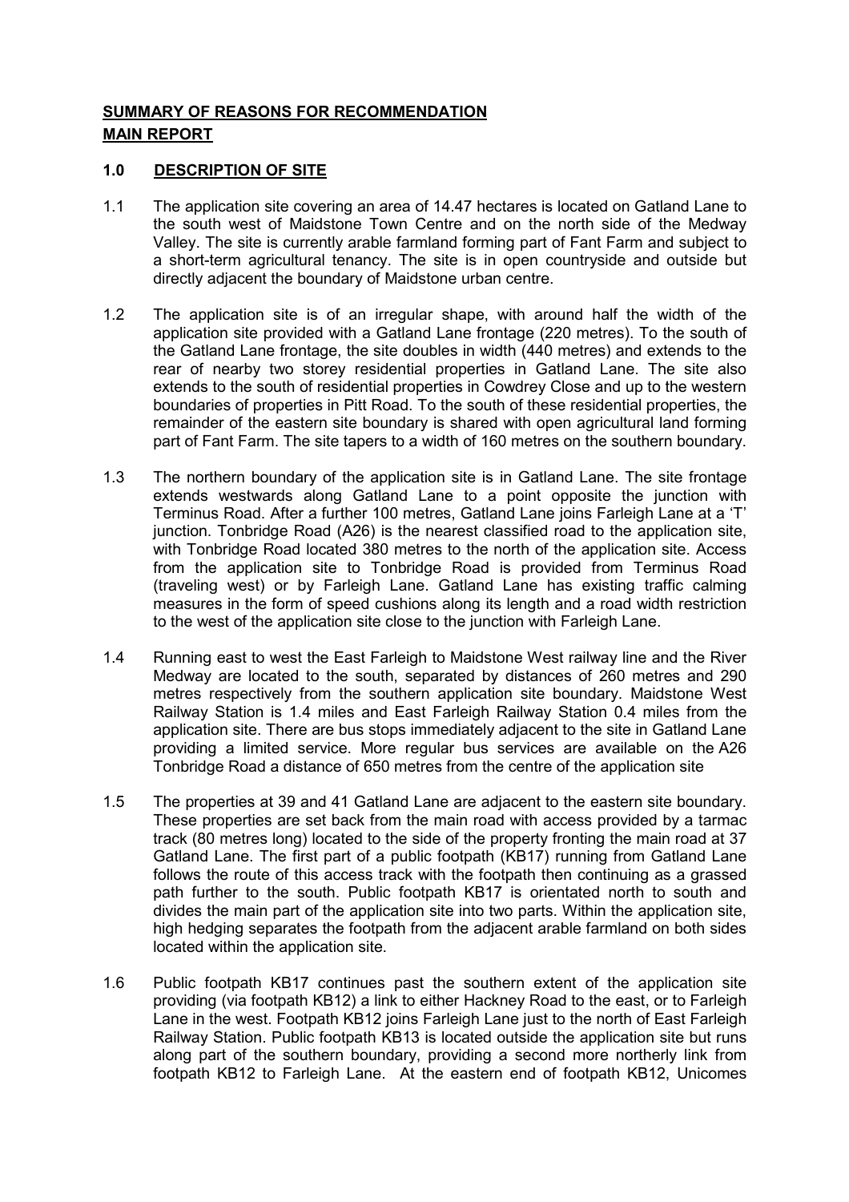## SUMMARY OF REASONS FOR RECOMMENDATION

## MAIN REPORT

### 1.0 DESCRIPTION OF SITE

1.1 The application site covering an area of 14.47 hectares is located on Gatland Lane to the south west of Maidstone Town Centre and on the north side of the Medway Valley. The site is currently arable farmland forming part of Fant Farm and subject to a short-term agricultural tenancy. The site is in open countryside and outside but directly adjacent the boundary of Maidstone urban centre.

1.2 The application site is of an irregular shape, with around half the width of the application site provided with a Gatland Lane frontage (220 metres). To the south of the Gatland Lane frontage, the site doubles in width (440 metres) and extends to the rear of nearby two storey residential properties in Gatland Lane. The site also extends to the south of residential properties in Cowdrey Close and up to the western boundaries of properties in Pitt Road. To the south of these residential properties, the remainder of the eastern site boundary is shared with open agricultural land forming part of Fant Farm. The site tapers to a width of 160 metres on the southern boundary.

1.3 The northern boundary of the application site is in Gatland Lane. The site frontage extends westwards along Gatland Lane to a point opposite the junction with Terminus Road. After a further 100 metres, Gatland Lane joins Farleigh Lane at a 'T' junction. Tonbridge Road (A26) is the nearest classified road to the application site, with Tonbridge Road located 380 metres to the north of the application site. Access from the application site to Tonbridge Road is provided from Terminus Road (traveling west) or by Farleigh Lane. Gatland Lane has existing traffic calming measures in the form of speed cushions along its length and a road width restriction to the west of the application site close to the junction with Farleigh Lane.

1.4 Running east to west the East Farleigh to Maidstone West railway line and the River Medway are located to the south, separated by distances of 260 metres and 290 metres respectively from the southern application site boundary. Maidstone West Railway Station is 1.4 miles and East Farleigh Railway Station 0.4 miles from the application site. There are bus stops immediately adjacent to the site in Gatland Lane providing a limited service. More regular bus services are available on the A26 Tonbridge Road a distance of 650 metres from the centre of the application site

1.5 The properties at 39 and 41 Gatland Lane are adjacent to the eastern site boundary. These properties are set back from the main road with access provided by a tarmac track (80 metres long) located to the side of the property fronting the main road at 37 Gatland Lane. The first part of a public footpath (KB17) running from Gatland Lane follows the route of this access track with the footpath then continuing as a grassed path further to the south. Public footpath KB17 is orientated north to south and divides the main part of the application site into two parts. Within the application site, high hedging separates the footpath from the adjacent arable farmland on both sides located within the application site.

1.6 Public footpath KB17 continues past the southern extent of the application site providing (via footpath KB12) a link to either Hackney Road to the east, or to Farleigh Lane in the west. Footpath KB12 joins Farleigh Lane just to the north of East Farleigh Railway Station. Public footpath KB13 is located outside the application site but runs along part of the southern boundary, providing a second more northerly link from footpath KB12 to Farleigh Lane. At the eastern end of footpath KB12, Unicomes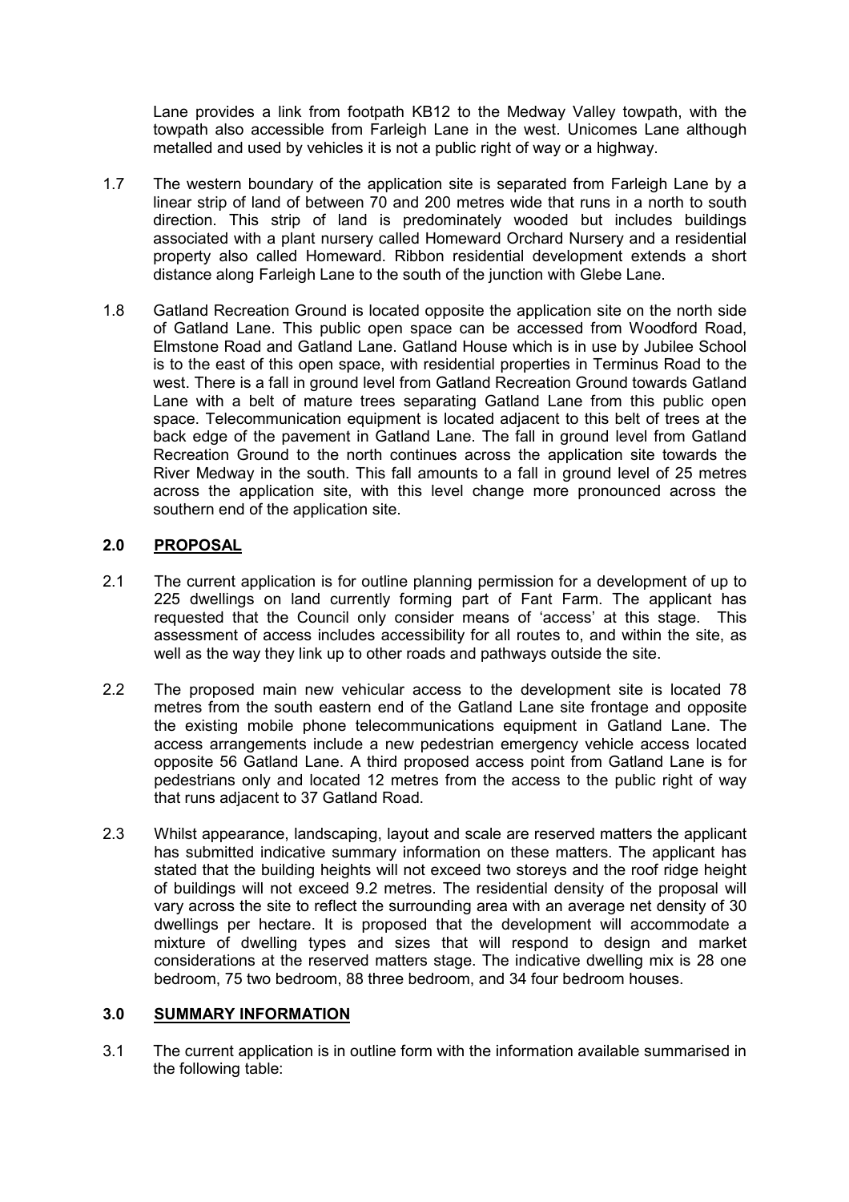Lane provides a link from footpath KB12 to the Medway Valley towpath, with the towpath also accessible from Farleigh Lane in the west. Unicomes Lane although metalled and used by vehicles it is not a public right of way or a highway.

1.7 The western boundary of the application site is separated from Farleigh Lane by a linear strip of land of between 70 and 200 metres wide that runs in a north to south direction. This strip of land is predominately wooded but includes buildings associated with a plant nursery called Homeward Orchard Nursery and a residential property also called Homeward. Ribbon residential development extends a short distance along Farleigh Lane to the south of the junction with Glebe Lane.

1.8 Gatland Recreation Ground is located opposite the application site on the north side of Gatland Lane. This public open space can be accessed from Woodford Road, Elmstone Road and Gatland Lane. Gatland House which is in use by Jubilee School is to the east of this open space, with residential properties in Terminus Road to the west. There is a fall in ground level from Gatland Recreation Ground towards Gatland Lane with a belt of mature trees separating Gatland Lane from this public open space. Telecommunication equipment is located adjacent to this belt of trees at the back edge of the pavement in Gatland Lane. The fall in ground level from Gatland Recreation Ground to the north continues across the application site towards the River Medway in the south. This fall amounts to a fall in ground level of 25 metres across the application site, with this level change more pronounced across the southern end of the application site.

## 2.0 PROPOSAL

2.1 The current application is for outline planning permission for a development of up to 225 dwellings on land currently forming part of Fant Farm. The applicant has requested that the Council only consider means of 'access' at this stage. This assessment of access includes accessibility for all routes to, and within the site, as well as the way they link up to other roads and pathways outside the site.

2.2 The proposed main new vehicular access to the development site is located 78 metres from the south eastern end of the Gatland Lane site frontage and opposite the existing mobile phone telecommunications equipment in Gatland Lane. The access arrangements include a new pedestrian emergency vehicle access located opposite 56 Gatland Lane. A third proposed access point from Gatland Lane is for pedestrians only and located 12 metres from the access to the public right of way that runs adjacent to 37 Gatland Road.

2.3 Whilst appearance, landscaping, layout and scale are reserved matters the applicant has submitted indicative summary information on these matters. The applicant has stated that the building heights will not exceed two storeys and the roof ridge height of buildings will not exceed 9.2 metres. The residential density of the proposal will vary across the site to reflect the surrounding area with an average net density of 30 dwellings per hectare. It is proposed that the development will accommodate a mixture of dwelling types and sizes that will respond to design and market considerations at the reserved matters stage. The indicative dwelling mix is 28 one bedroom, 75 two bedroom, 88 three bedroom, and 34 four bedroom houses.

## 3.0 SUMMARY INFORMATION

3.1 The current application is in outline form with the information available summarised in the following table: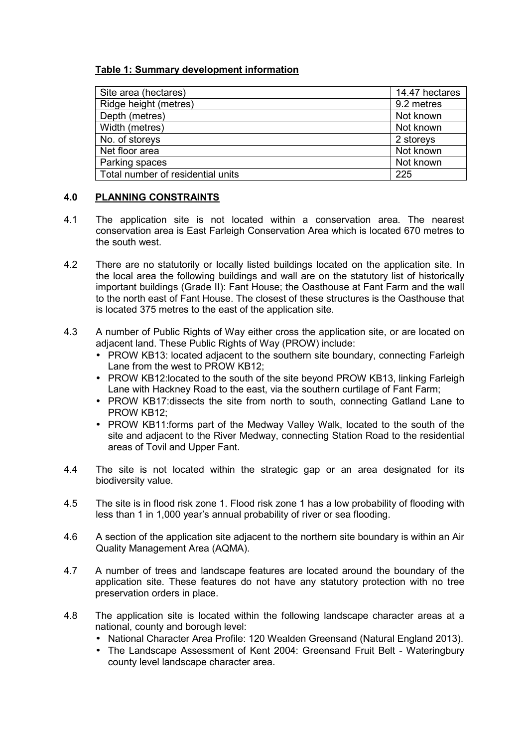**Table 1: Summary development information**

| Site area (hectares) | 14.47 hectares |
|---|---|
| Ridge height (metres) | 9.2 metres |
| Depth (metres) | Not known |
| Width (metres) | Not known |
| No. of storeys | 2 storeys |
| Net floor area | Not known |
| Parking spaces | Not known |
| Total number of residential units | 225 |

## 4.0 PLANNING CONSTRAINTS

4.1 The application site is not located within a conservation area. The nearest conservation area is East Farleigh Conservation Area which is located 670 metres to the south west.

4.2 There are no statutorily or locally listed buildings located on the application site. In the local area the following buildings and wall are on the statutory list of historically important buildings (Grade II): Fant House; the Oasthouse at Fant Farm and the wall to the north east of Fant House. The closest of these structures is the Oasthouse that is located 375 metres to the east of the application site.

4.3 A number of Public Rights of Way either cross the application site, or are located on adjacent land. These Public Rights of Way (PROW) include:

- PROW KB13: located adjacent to the southern site boundary, connecting Farleigh Lane from the west to PROW KB12;
- PROW KB12:located to the south of the site beyond PROW KB13, linking Farleigh Lane with Hackney Road to the east, via the southern curtilage of Fant Farm;
- PROW KB17:dissects the site from north to south, connecting Gatland Lane to PROW KB12;
- PROW KB11:forms part of the Medway Valley Walk, located to the south of the site and adjacent to the River Medway, connecting Station Road to the residential areas of Tovil and Upper Fant.

4.4 The site is not located within the strategic gap or an area designated for its biodiversity value.

4.5 The site is in flood risk zone 1. Flood risk zone 1 has a low probability of flooding with less than 1 in 1,000 year's annual probability of river or sea flooding.

4.6 A section of the application site adjacent to the northern site boundary is within an Air Quality Management Area (AQMA).

4.7 A number of trees and landscape features are located around the boundary of the application site. These features do not have any statutory protection with no tree preservation orders in place.

4.8 The application site is located within the following landscape character areas at a national, county and borough level:

- National Character Area Profile: 120 Wealden Greensand (Natural England 2013).
- The Landscape Assessment of Kent 2004: Greensand Fruit Belt - Wateringbury county level landscape character area.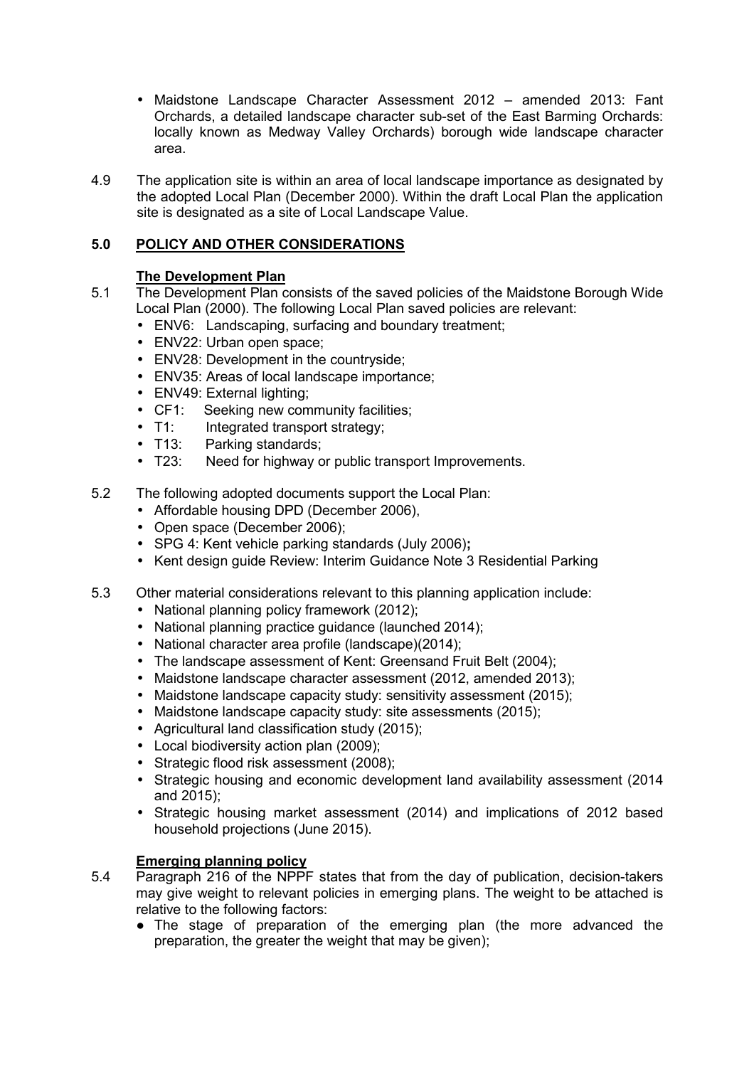- Maidstone Landscape Character Assessment 2012 – amended 2013: Fant Orchards, a detailed landscape character sub-set of the East Barming Orchards: locally known as Medway Valley Orchards) borough wide landscape character area.

4.9 The application site is within an area of local landscape importance as designated by the adopted Local Plan (December 2000). Within the draft Local Plan the application site is designated as a site of Local Landscape Value.

## 5.0 POLICY AND OTHER CONSIDERATIONS

### The Development Plan

5.1 The Development Plan consists of the saved policies of the Maidstone Borough Wide Local Plan (2000). The following Local Plan saved policies are relevant:

- ENV6: Landscaping, surfacing and boundary treatment;
- ENV22: Urban open space;
- ENV28: Development in the countryside;
- ENV35: Areas of local landscape importance;
- ENV49: External lighting;
- CF1: Seeking new community facilities;
- T1: Integrated transport strategy;
- T13: Parking standards;
- T23: Need for highway or public transport Improvements.

5.2 The following adopted documents support the Local Plan:

- Affordable housing DPD (December 2006),
- Open space (December 2006);
- SPG 4: Kent vehicle parking standards (July 2006)**;**
- Kent design guide Review: Interim Guidance Note 3 Residential Parking

5.3 Other material considerations relevant to this planning application include:

- National planning policy framework (2012);
- National planning practice guidance (launched 2014);
- National character area profile (landscape)(2014);
- The landscape assessment of Kent: Greensand Fruit Belt (2004);
- Maidstone landscape character assessment (2012, amended 2013);
- Maidstone landscape capacity study: sensitivity assessment (2015);
- Maidstone landscape capacity study: site assessments (2015);
- Agricultural land classification study (2015);
- Local biodiversity action plan (2009);
- Strategic flood risk assessment (2008);
- Strategic housing and economic development land availability assessment (2014 and 2015);
- Strategic housing market assessment (2014) and implications of 2012 based household projections (June 2015).

### Emerging planning policy

5.4 Paragraph 216 of the NPPF states that from the day of publication, decision-takers may give weight to relevant policies in emerging plans. The weight to be attached is relative to the following factors:

- The stage of preparation of the emerging plan (the more advanced the preparation, the greater the weight that may be given);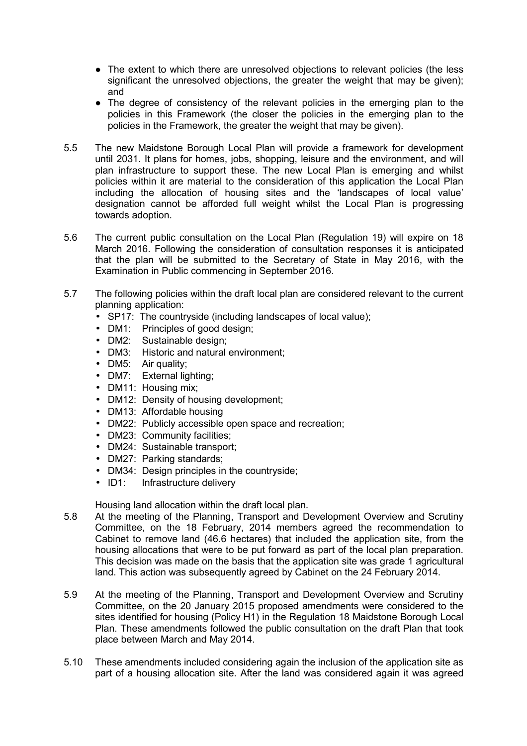- The extent to which there are unresolved objections to relevant policies (the less significant the unresolved objections, the greater the weight that may be given); and
- The degree of consistency of the relevant policies in the emerging plan to the policies in this Framework (the closer the policies in the emerging plan to the policies in the Framework, the greater the weight that may be given).

5.5 The new Maidstone Borough Local Plan will provide a framework for development until 2031. It plans for homes, jobs, shopping, leisure and the environment, and will plan infrastructure to support these. The new Local Plan is emerging and whilst policies within it are material to the consideration of this application the Local Plan including the allocation of housing sites and the 'landscapes of local value' designation cannot be afforded full weight whilst the Local Plan is progressing towards adoption.

5.6 The current public consultation on the Local Plan (Regulation 19) will expire on 18 March 2016. Following the consideration of consultation responses it is anticipated that the plan will be submitted to the Secretary of State in May 2016, with the Examination in Public commencing in September 2016.

5.7 The following policies within the draft local plan are considered relevant to the current planning application:

- SP17: The countryside (including landscapes of local value);
- DM1: Principles of good design;
- DM2: Sustainable design;
- DM3: Historic and natural environment;
- DM5: Air quality;
- DM7: External lighting;
- DM11: Housing mix;
- DM12: Density of housing development;
- DM13: Affordable housing
- DM22: Publicly accessible open space and recreation;
- DM23: Community facilities;
- DM24: Sustainable transport;
- DM27: Parking standards;
- DM34: Design principles in the countryside;
- ID1: Infrastructure delivery

<u>Housing land allocation within the draft local plan.</u>

5.8 At the meeting of the Planning, Transport and Development Overview and Scrutiny Committee, on the 18 February, 2014 members agreed the recommendation to Cabinet to remove land (46.6 hectares) that included the application site, from the housing allocations that were to be put forward as part of the local plan preparation. This decision was made on the basis that the application site was grade 1 agricultural land. This action was subsequently agreed by Cabinet on the 24 February 2014.

5.9 At the meeting of the Planning, Transport and Development Overview and Scrutiny Committee, on the 20 January 2015 proposed amendments were considered to the sites identified for housing (Policy H1) in the Regulation 18 Maidstone Borough Local Plan. These amendments followed the public consultation on the draft Plan that took place between March and May 2014.

5.10 These amendments included considering again the inclusion of the application site as part of a housing allocation site. After the land was considered again it was agreed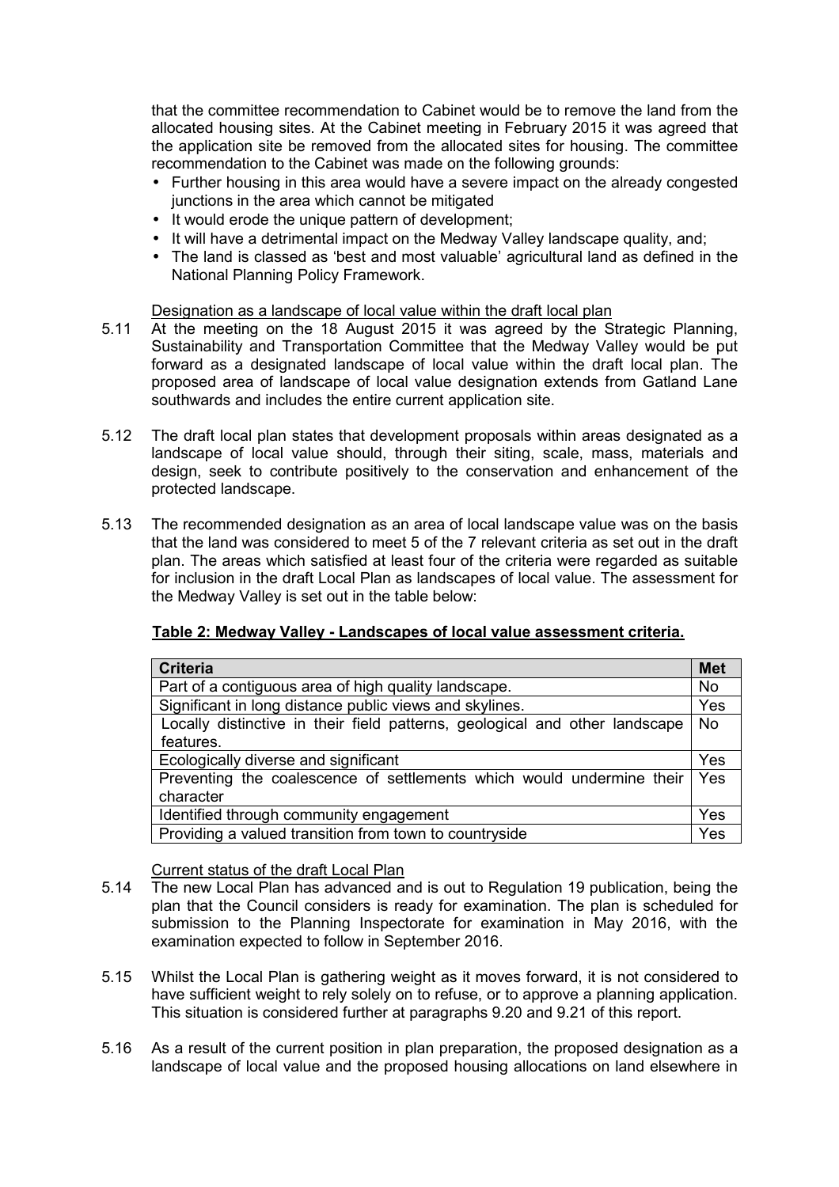that the committee recommendation to Cabinet would be to remove the land from the allocated housing sites. At the Cabinet meeting in February 2015 it was agreed that the application site be removed from the allocated sites for housing. The committee recommendation to the Cabinet was made on the following grounds:

- Further housing in this area would have a severe impact on the already congested junctions in the area which cannot be mitigated
- It would erode the unique pattern of development;
- It will have a detrimental impact on the Medway Valley landscape quality, and;
- The land is classed as 'best and most valuable' agricultural land as defined in the National Planning Policy Framework.

Designation as a landscape of local value within the draft local plan

5.11 At the meeting on the 18 August 2015 it was agreed by the Strategic Planning, Sustainability and Transportation Committee that the Medway Valley would be put forward as a designated landscape of local value within the draft local plan. The proposed area of landscape of local value designation extends from Gatland Lane southwards and includes the entire current application site.

5.12 The draft local plan states that development proposals within areas designated as a landscape of local value should, through their siting, scale, mass, materials and design, seek to contribute positively to the conservation and enhancement of the protected landscape.

5.13 The recommended designation as an area of local landscape value was on the basis that the land was considered to meet 5 of the 7 relevant criteria as set out in the draft plan. The areas which satisfied at least four of the criteria were regarded as suitable for inclusion in the draft Local Plan as landscapes of local value. The assessment for the Medway Valley is set out in the table below:

**Table 2: Medway Valley - Landscapes of local value assessment criteria.**

| Criteria | Met |
|---|---|
| Part of a contiguous area of high quality landscape. | No |
| Significant in long distance public views and skylines. | Yes |
| Locally distinctive in their field patterns, geological and other landscape features. | No |
| Ecologically diverse and significant | Yes |
| Preventing the coalescence of settlements which would undermine their character | Yes |
| Identified through community engagement | Yes |
| Providing a valued transition from town to countryside | Yes |

Current status of the draft Local Plan

5.14 The new Local Plan has advanced and is out to Regulation 19 publication, being the plan that the Council considers is ready for examination. The plan is scheduled for submission to the Planning Inspectorate for examination in May 2016, with the examination expected to follow in September 2016.

5.15 Whilst the Local Plan is gathering weight as it moves forward, it is not considered to have sufficient weight to rely solely on to refuse, or to approve a planning application. This situation is considered further at paragraphs 9.20 and 9.21 of this report.

5.16 As a result of the current position in plan preparation, the proposed designation as a landscape of local value and the proposed housing allocations on land elsewhere in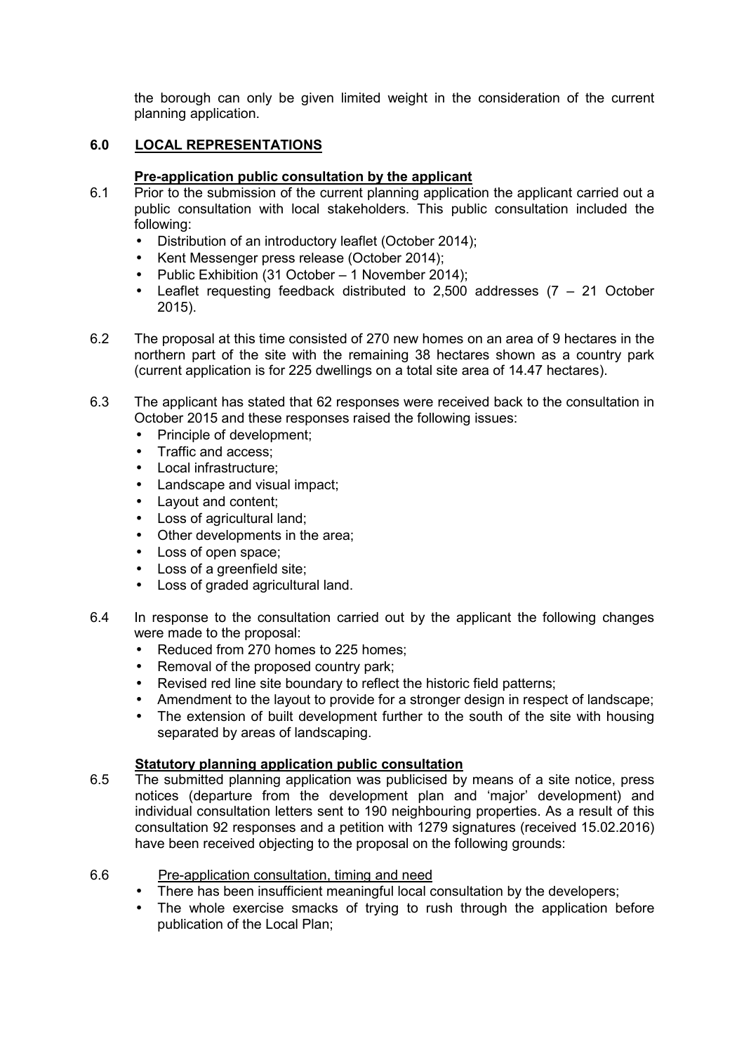the borough can only be given limited weight in the consideration of the current planning application.

## 6.0 LOCAL REPRESENTATIONS

### Pre-application public consultation by the applicant

6.1 Prior to the submission of the current planning application the applicant carried out a public consultation with local stakeholders. This public consultation included the following:

- Distribution of an introductory leaflet (October 2014);
- Kent Messenger press release (October 2014);
- Public Exhibition (31 October – 1 November 2014);
- Leaflet requesting feedback distributed to 2,500 addresses (7 – 21 October 2015).

6.2 The proposal at this time consisted of 270 new homes on an area of 9 hectares in the northern part of the site with the remaining 38 hectares shown as a country park (current application is for 225 dwellings on a total site area of 14.47 hectares).

6.3 The applicant has stated that 62 responses were received back to the consultation in October 2015 and these responses raised the following issues:

- Principle of development;
- Traffic and access;
- Local infrastructure;
- Landscape and visual impact;
- Layout and content;
- Loss of agricultural land;
- Other developments in the area;
- Loss of open space;
- Loss of a greenfield site;
- Loss of graded agricultural land.

6.4 In response to the consultation carried out by the applicant the following changes were made to the proposal:

- Reduced from 270 homes to 225 homes;
- Removal of the proposed country park;
- Revised red line site boundary to reflect the historic field patterns;
- Amendment to the layout to provide for a stronger design in respect of landscape;
- The extension of built development further to the south of the site with housing separated by areas of landscaping.

### Statutory planning application public consultation

6.5 The submitted planning application was publicised by means of a site notice, press notices (departure from the development plan and 'major' development) and individual consultation letters sent to 190 neighbouring properties. As a result of this consultation 92 responses and a petition with 1279 signatures (received 15.02.2016) have been received objecting to the proposal on the following grounds:

6.6 Pre-application consultation, timing and need

- There has been insufficient meaningful local consultation by the developers;
- The whole exercise smacks of trying to rush through the application before publication of the Local Plan;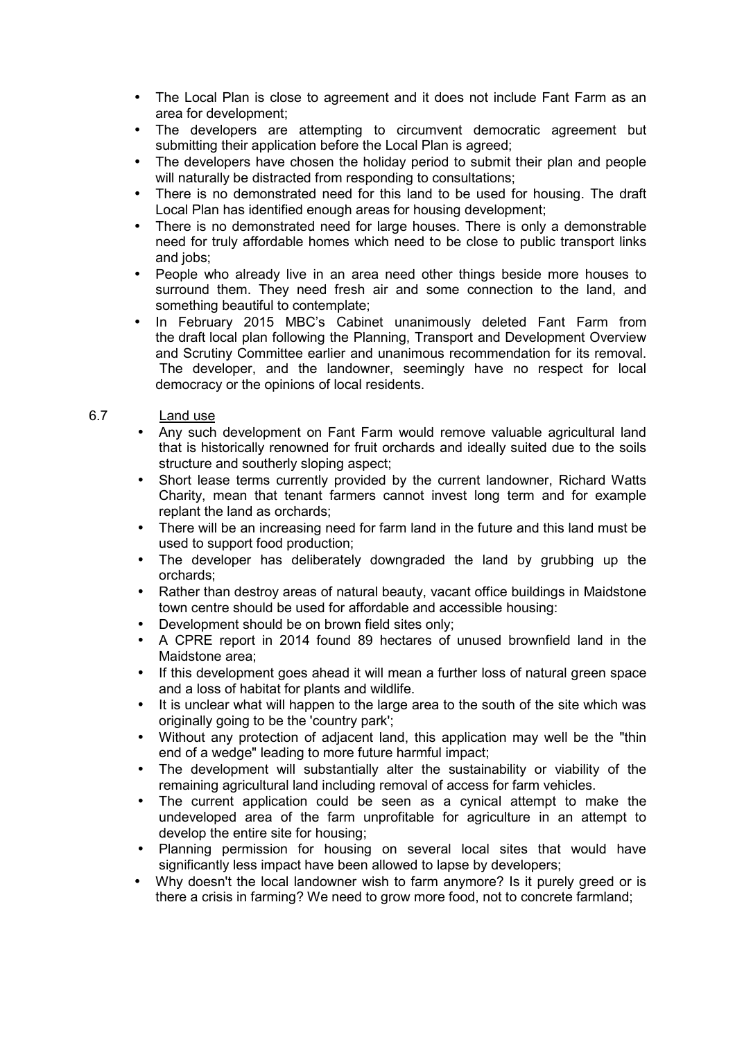- The Local Plan is close to agreement and it does not include Fant Farm as an area for development;
- The developers are attempting to circumvent democratic agreement but submitting their application before the Local Plan is agreed;
- The developers have chosen the holiday period to submit their plan and people will naturally be distracted from responding to consultations;
- There is no demonstrated need for this land to be used for housing. The draft Local Plan has identified enough areas for housing development;
- There is no demonstrated need for large houses. There is only a demonstrable need for truly affordable homes which need to be close to public transport links and jobs;
- People who already live in an area need other things beside more houses to surround them. They need fresh air and some connection to the land, and something beautiful to contemplate;
- In February 2015 MBC's Cabinet unanimously deleted Fant Farm from the draft local plan following the Planning, Transport and Development Overview and Scrutiny Committee earlier and unanimous recommendation for its removal. The developer, and the landowner, seemingly have no respect for local democracy or the opinions of local residents.

6.7 Land use

- Any such development on Fant Farm would remove valuable agricultural land that is historically renowned for fruit orchards and ideally suited due to the soils structure and southerly sloping aspect;
- Short lease terms currently provided by the current landowner, Richard Watts Charity, mean that tenant farmers cannot invest long term and for example replant the land as orchards;
- There will be an increasing need for farm land in the future and this land must be used to support food production;
- The developer has deliberately downgraded the land by grubbing up the orchards;
- Rather than destroy areas of natural beauty, vacant office buildings in Maidstone town centre should be used for affordable and accessible housing:
- Development should be on brown field sites only;
- A CPRE report in 2014 found 89 hectares of unused brownfield land in the Maidstone area;
- If this development goes ahead it will mean a further loss of natural green space and a loss of habitat for plants and wildlife.
- It is unclear what will happen to the large area to the south of the site which was originally going to be the 'country park';
- Without any protection of adjacent land, this application may well be the "thin end of a wedge" leading to more future harmful impact;
- The development will substantially alter the sustainability or viability of the remaining agricultural land including removal of access for farm vehicles.
- The current application could be seen as a cynical attempt to make the undeveloped area of the farm unprofitable for agriculture in an attempt to develop the entire site for housing;
- Planning permission for housing on several local sites that would have significantly less impact have been allowed to lapse by developers;
- Why doesn't the local landowner wish to farm anymore? Is it purely greed or is there a crisis in farming? We need to grow more food, not to concrete farmland;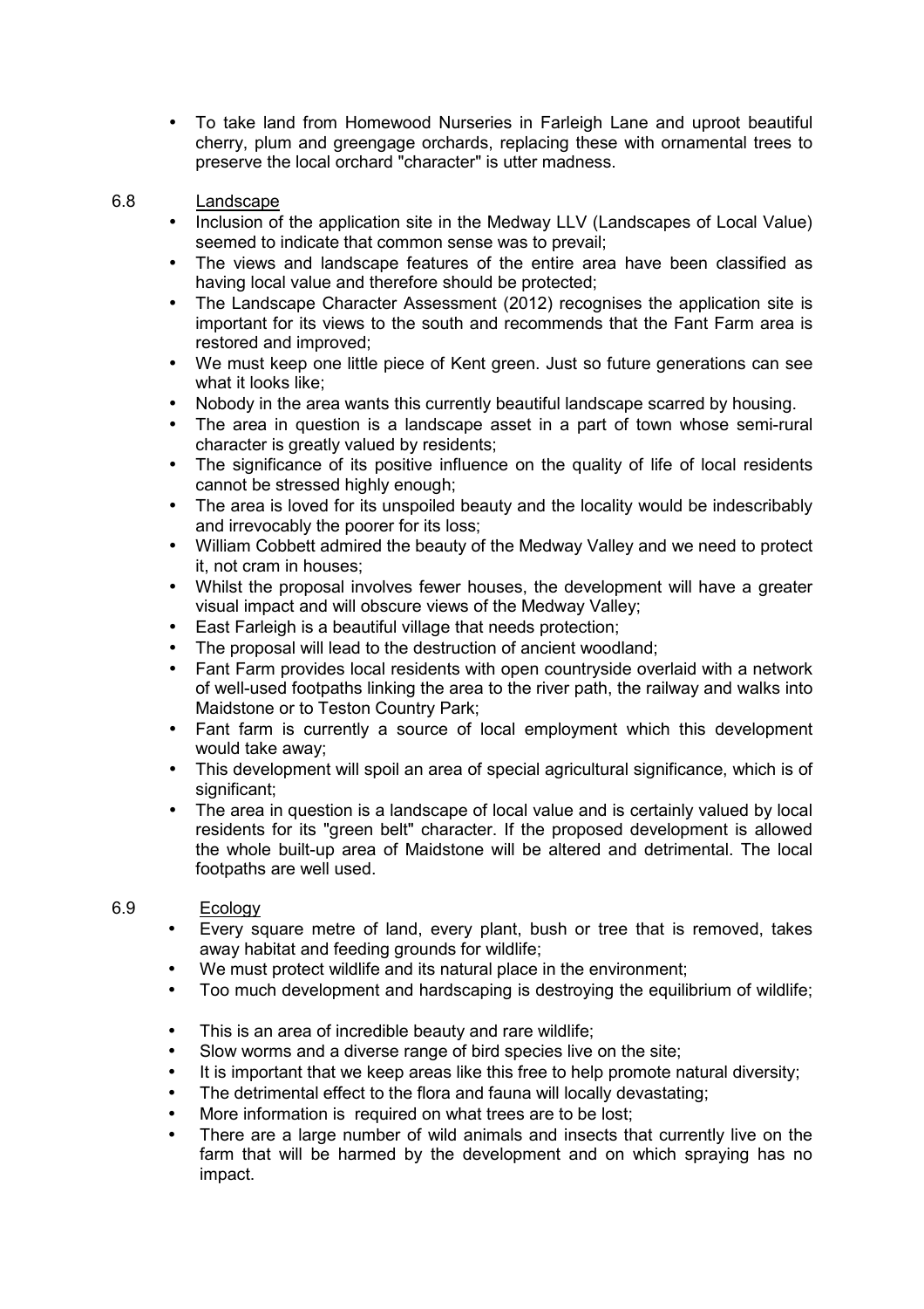- To take land from Homewood Nurseries in Farleigh Lane and uproot beautiful cherry, plum and greengage orchards, replacing these with ornamental trees to preserve the local orchard "character" is utter madness.

6.8 Landscape

- Inclusion of the application site in the Medway LLV (Landscapes of Local Value) seemed to indicate that common sense was to prevail;
- The views and landscape features of the entire area have been classified as having local value and therefore should be protected;
- The Landscape Character Assessment (2012) recognises the application site is important for its views to the south and recommends that the Fant Farm area is restored and improved;
- We must keep one little piece of Kent green. Just so future generations can see what it looks like;
- Nobody in the area wants this currently beautiful landscape scarred by housing.
- The area in question is a landscape asset in a part of town whose semi-rural character is greatly valued by residents;
- The significance of its positive influence on the quality of life of local residents cannot be stressed highly enough;
- The area is loved for its unspoiled beauty and the locality would be indescribably and irrevocably the poorer for its loss;
- William Cobbett admired the beauty of the Medway Valley and we need to protect it, not cram in houses;
- Whilst the proposal involves fewer houses, the development will have a greater visual impact and will obscure views of the Medway Valley;
- East Farleigh is a beautiful village that needs protection;
- The proposal will lead to the destruction of ancient woodland;
- Fant Farm provides local residents with open countryside overlaid with a network of well-used footpaths linking the area to the river path, the railway and walks into Maidstone or to Teston Country Park;
- Fant farm is currently a source of local employment which this development would take away;
- This development will spoil an area of special agricultural significance, which is of significant;
- The area in question is a landscape of local value and is certainly valued by local residents for its "green belt" character. If the proposed development is allowed the whole built-up area of Maidstone will be altered and detrimental. The local footpaths are well used.

6.9 Ecology

- Every square metre of land, every plant, bush or tree that is removed, takes away habitat and feeding grounds for wildlife;
- We must protect wildlife and its natural place in the environment;
- Too much development and hardscaping is destroying the equilibrium of wildlife;
- This is an area of incredible beauty and rare wildlife;
- Slow worms and a diverse range of bird species live on the site;
- It is important that we keep areas like this free to help promote natural diversity;
- The detrimental effect to the flora and fauna will locally devastating;
- More information is required on what trees are to be lost;
- There are a large number of wild animals and insects that currently live on the farm that will be harmed by the development and on which spraying has no impact.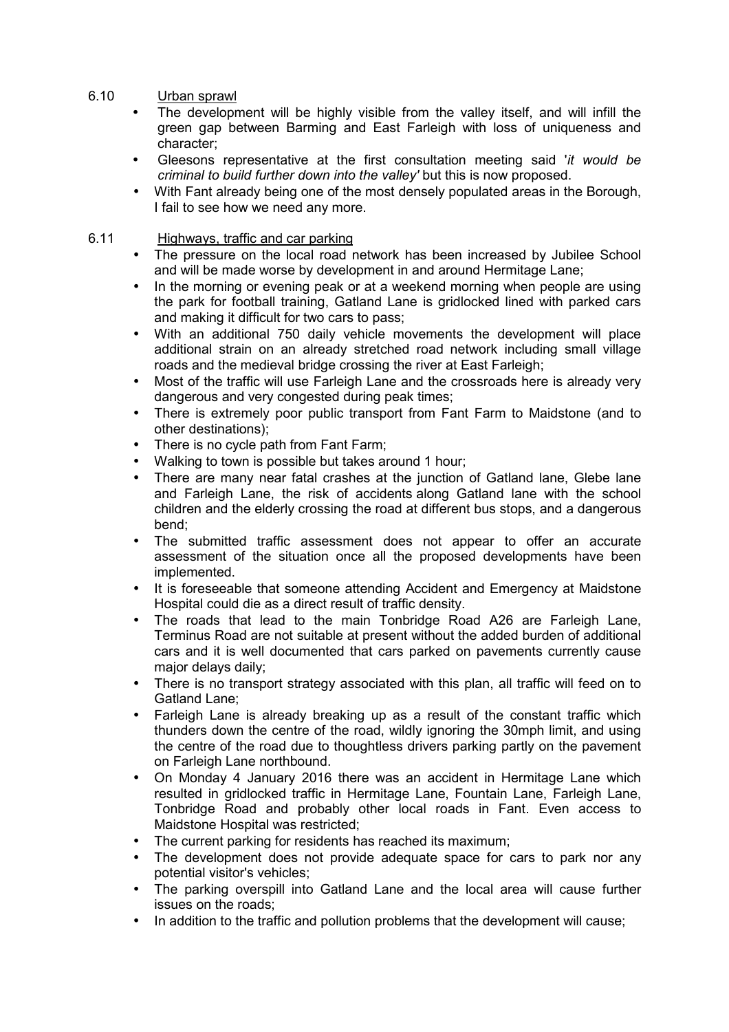6.10 Urban sprawl

- The development will be highly visible from the valley itself, and will infill the green gap between Barming and East Farleigh with loss of uniqueness and character;
- Gleesons representative at the first consultation meeting said '*it would be criminal to build further down into the valley'* but this is now proposed.
- With Fant already being one of the most densely populated areas in the Borough, I fail to see how we need any more.

6.11 Highways, traffic and car parking

- The pressure on the local road network has been increased by Jubilee School and will be made worse by development in and around Hermitage Lane;
- In the morning or evening peak or at a weekend morning when people are using the park for football training, Gatland Lane is gridlocked lined with parked cars and making it difficult for two cars to pass;
- With an additional 750 daily vehicle movements the development will place additional strain on an already stretched road network including small village roads and the medieval bridge crossing the river at East Farleigh;
- Most of the traffic will use Farleigh Lane and the crossroads here is already very dangerous and very congested during peak times;
- There is extremely poor public transport from Fant Farm to Maidstone (and to other destinations);
- There is no cycle path from Fant Farm;
- Walking to town is possible but takes around 1 hour;
- There are many near fatal crashes at the junction of Gatland lane, Glebe lane and Farleigh Lane, the risk of accidents along Gatland lane with the school children and the elderly crossing the road at different bus stops, and a dangerous bend;
- The submitted traffic assessment does not appear to offer an accurate assessment of the situation once all the proposed developments have been implemented.
- It is foreseeable that someone attending Accident and Emergency at Maidstone Hospital could die as a direct result of traffic density.
- The roads that lead to the main Tonbridge Road A26 are Farleigh Lane, Terminus Road are not suitable at present without the added burden of additional cars and it is well documented that cars parked on pavements currently cause major delays daily;
- There is no transport strategy associated with this plan, all traffic will feed on to Gatland Lane;
- Farleigh Lane is already breaking up as a result of the constant traffic which thunders down the centre of the road, wildly ignoring the 30mph limit, and using the centre of the road due to thoughtless drivers parking partly on the pavement on Farleigh Lane northbound.
- On Monday 4 January 2016 there was an accident in Hermitage Lane which resulted in gridlocked traffic in Hermitage Lane, Fountain Lane, Farleigh Lane, Tonbridge Road and probably other local roads in Fant. Even access to Maidstone Hospital was restricted;
- The current parking for residents has reached its maximum;
- The development does not provide adequate space for cars to park nor any potential visitor's vehicles;
- The parking overspill into Gatland Lane and the local area will cause further issues on the roads;
- In addition to the traffic and pollution problems that the development will cause;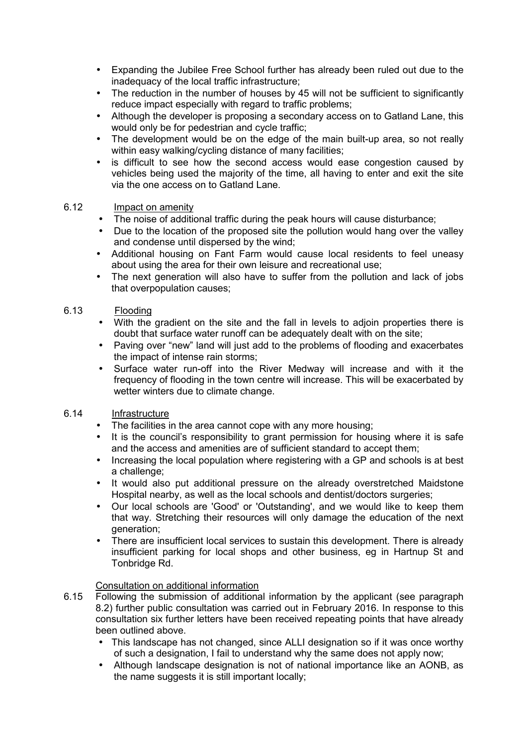- Expanding the Jubilee Free School further has already been ruled out due to the inadequacy of the local traffic infrastructure;
- The reduction in the number of houses by 45 will not be sufficient to significantly reduce impact especially with regard to traffic problems;
- Although the developer is proposing a secondary access on to Gatland Lane, this would only be for pedestrian and cycle traffic;
- The development would be on the edge of the main built-up area, so not really within easy walking/cycling distance of many facilities;
- is difficult to see how the second access would ease congestion caused by vehicles being used the majority of the time, all having to enter and exit the site via the one access on to Gatland Lane.

6.12 Impact on amenity

- The noise of additional traffic during the peak hours will cause disturbance;
- Due to the location of the proposed site the pollution would hang over the valley and condense until dispersed by the wind;
- Additional housing on Fant Farm would cause local residents to feel uneasy about using the area for their own leisure and recreational use;
- The next generation will also have to suffer from the pollution and lack of jobs that overpopulation causes;

6.13 Flooding

- With the gradient on the site and the fall in levels to adjoin properties there is doubt that surface water runoff can be adequately dealt with on the site;
- Paving over "new" land will just add to the problems of flooding and exacerbates the impact of intense rain storms;
- Surface water run-off into the River Medway will increase and with it the frequency of flooding in the town centre will increase. This will be exacerbated by wetter winters due to climate change.

6.14 Infrastructure

- The facilities in the area cannot cope with any more housing;
- It is the council's responsibility to grant permission for housing where it is safe and the access and amenities are of sufficient standard to accept them;
- Increasing the local population where registering with a GP and schools is at best a challenge;
- It would also put additional pressure on the already overstretched Maidstone Hospital nearby, as well as the local schools and dentist/doctors surgeries;
- Our local schools are 'Good' or 'Outstanding', and we would like to keep them that way. Stretching their resources will only damage the education of the next generation;
- There are insufficient local services to sustain this development. There is already insufficient parking for local shops and other business, eg in Hartnup St and Tonbridge Rd.

Consultation on additional information

6.15 Following the submission of additional information by the applicant (see paragraph 8.2) further public consultation was carried out in February 2016. In response to this consultation six further letters have been received repeating points that have already been outlined above.

- This landscape has not changed, since ALLI designation so if it was once worthy of such a designation, I fail to understand why the same does not apply now;
- Although landscape designation is not of national importance like an AONB, as the name suggests it is still important locally;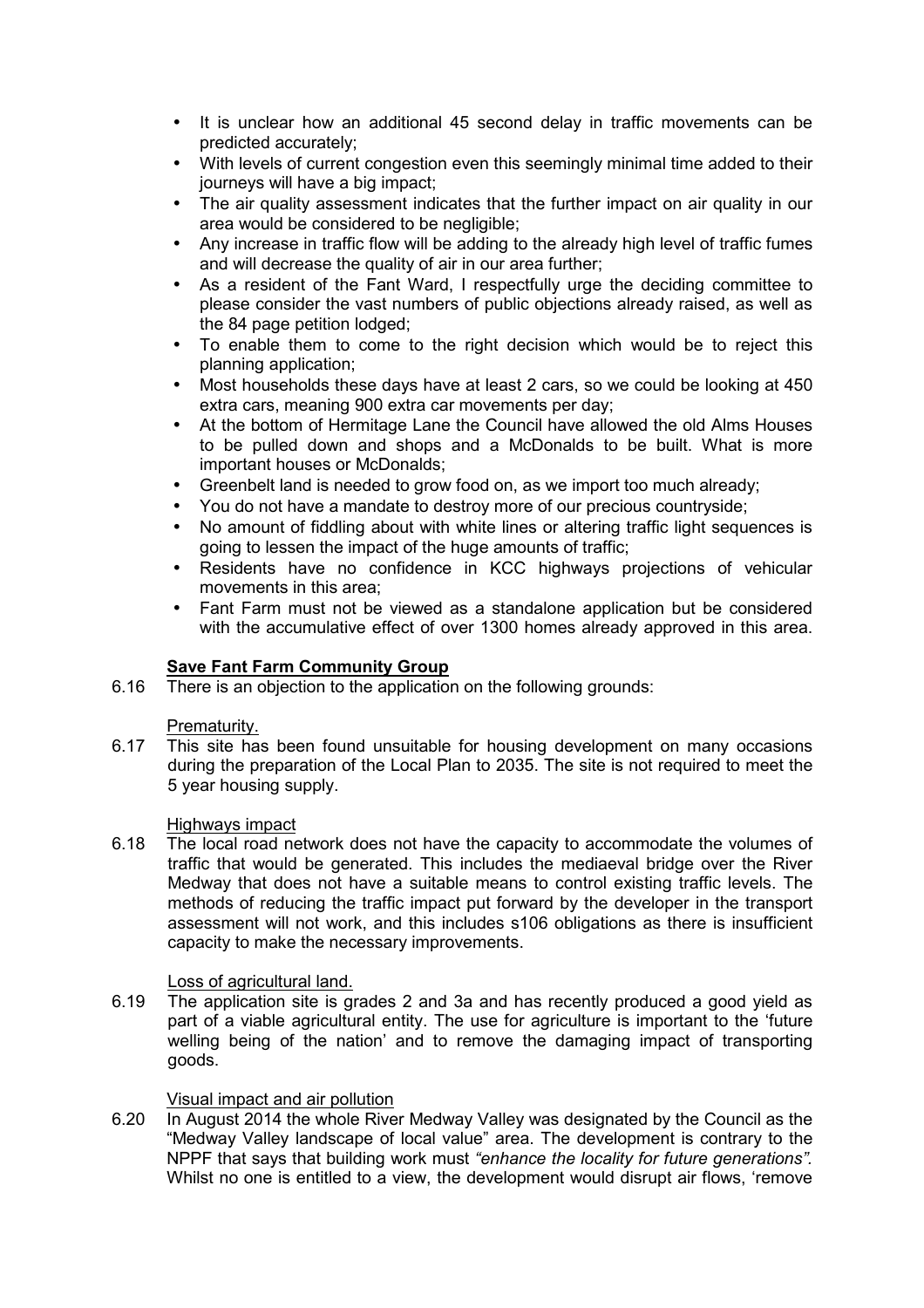- It is unclear how an additional 45 second delay in traffic movements can be predicted accurately;
- With levels of current congestion even this seemingly minimal time added to their journeys will have a big impact;
- The air quality assessment indicates that the further impact on air quality in our area would be considered to be negligible;
- Any increase in traffic flow will be adding to the already high level of traffic fumes and will decrease the quality of air in our area further;
- As a resident of the Fant Ward, I respectfully urge the deciding committee to please consider the vast numbers of public objections already raised, as well as the 84 page petition lodged;
- To enable them to come to the right decision which would be to reject this planning application;
- Most households these days have at least 2 cars, so we could be looking at 450 extra cars, meaning 900 extra car movements per day;
- At the bottom of Hermitage Lane the Council have allowed the old Alms Houses to be pulled down and shops and a McDonalds to be built. What is more important houses or McDonalds;
- Greenbelt land is needed to grow food on, as we import too much already;
- You do not have a mandate to destroy more of our precious countryside;
- No amount of fiddling about with white lines or altering traffic light sequences is going to lessen the impact of the huge amounts of traffic;
- Residents have no confidence in KCC highways projections of vehicular movements in this area;
- Fant Farm must not be viewed as a standalone application but be considered with the accumulative effect of over 1300 homes already approved in this area.

**Save Fant Farm Community Group**

6.16 There is an objection to the application on the following grounds:

Prematurity.

6.17 This site has been found unsuitable for housing development on many occasions during the preparation of the Local Plan to 2035. The site is not required to meet the 5 year housing supply.

Highways impact

6.18 The local road network does not have the capacity to accommodate the volumes of traffic that would be generated. This includes the mediaeval bridge over the River Medway that does not have a suitable means to control existing traffic levels. The methods of reducing the traffic impact put forward by the developer in the transport assessment will not work, and this includes s106 obligations as there is insufficient capacity to make the necessary improvements.

Loss of agricultural land.

6.19 The application site is grades 2 and 3a and has recently produced a good yield as part of a viable agricultural entity. The use for agriculture is important to the 'future welling being of the nation' and to remove the damaging impact of transporting goods.

Visual impact and air pollution

6.20 In August 2014 the whole River Medway Valley was designated by the Council as the "Medway Valley landscape of local value" area. The development is contrary to the NPPF that says that building work must *"enhance the locality for future generations".* Whilst no one is entitled to a view, the development would disrupt air flows, 'remove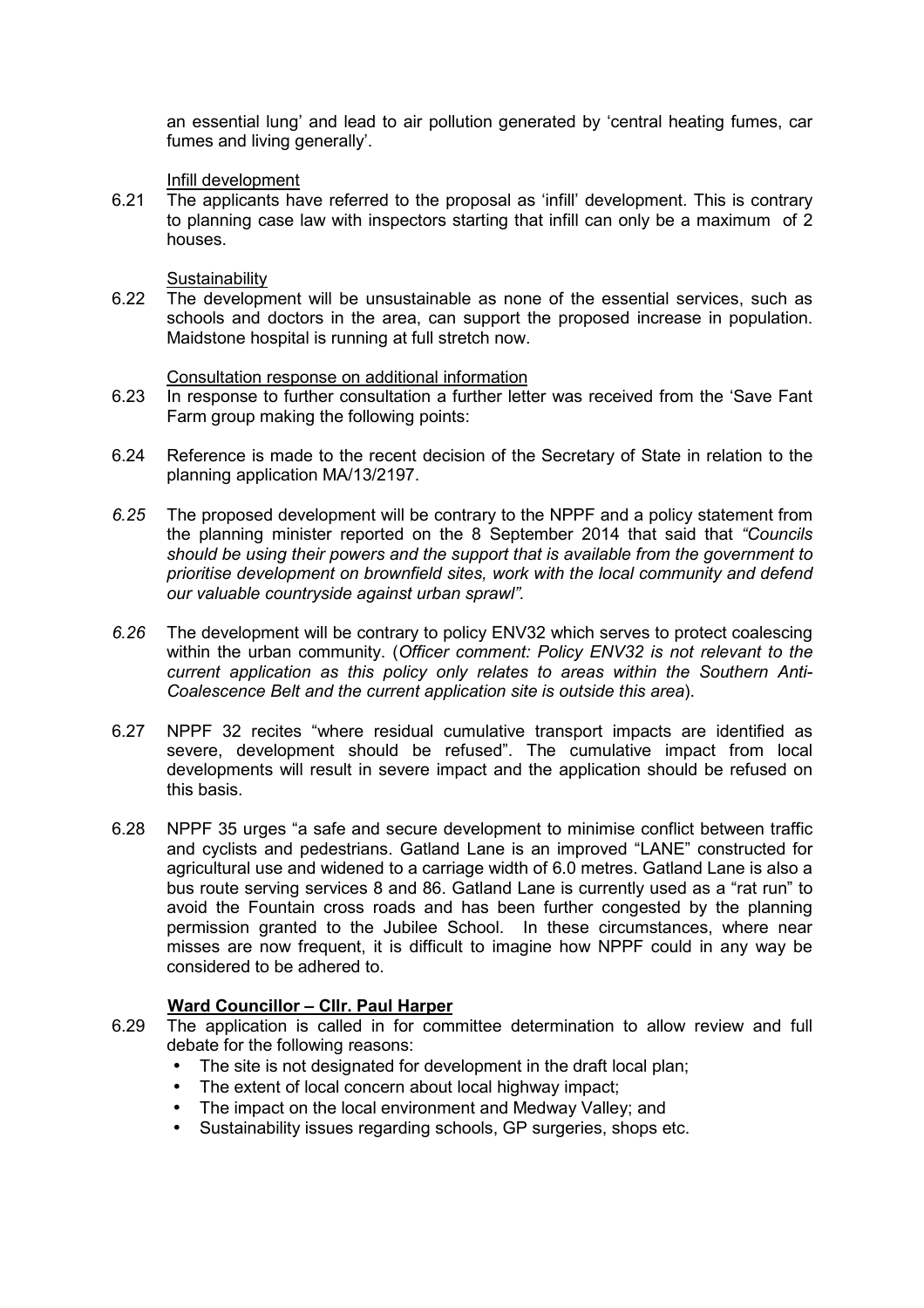an essential lung' and lead to air pollution generated by 'central heating fumes, car fumes and living generally'.

Infill development

6.21 The applicants have referred to the proposal as 'infill' development. This is contrary to planning case law with inspectors starting that infill can only be a maximum of 2 houses.

Sustainability

6.22 The development will be unsustainable as none of the essential services, such as schools and doctors in the area, can support the proposed increase in population. Maidstone hospital is running at full stretch now.

Consultation response on additional information

6.23 In response to further consultation a further letter was received from the 'Save Fant Farm group making the following points:

6.24 Reference is made to the recent decision of the Secretary of State in relation to the planning application MA/13/2197.

*6.25* The proposed development will be contrary to the NPPF and a policy statement from the planning minister reported on the 8 September 2014 that said that *"Councils should be using their powers and the support that is available from the government to prioritise development on brownfield sites, work with the local community and defend our valuable countryside against urban sprawl".*

*6.26* The development will be contrary to policy ENV32 which serves to protect coalescing within the urban community. (*Officer comment: Policy ENV32 is not relevant to the current application as this policy only relates to areas within the Southern Anti-Coalescence Belt and the current application site is outside this area*).

6.27 NPPF 32 recites "where residual cumulative transport impacts are identified as severe, development should be refused". The cumulative impact from local developments will result in severe impact and the application should be refused on this basis.

6.28 NPPF 35 urges "a safe and secure development to minimise conflict between traffic and cyclists and pedestrians. Gatland Lane is an improved "LANE" constructed for agricultural use and widened to a carriage width of 6.0 metres. Gatland Lane is also a bus route serving services 8 and 86. Gatland Lane is currently used as a "rat run" to avoid the Fountain cross roads and has been further congested by the planning permission granted to the Jubilee School. In these circumstances, where near misses are now frequent, it is difficult to imagine how NPPF could in any way be considered to be adhered to.

**Ward Councillor – Cllr. Paul Harper**

6.29 The application is called in for committee determination to allow review and full debate for the following reasons:

- The site is not designated for development in the draft local plan;
- The extent of local concern about local highway impact;
- The impact on the local environment and Medway Valley; and
- Sustainability issues regarding schools, GP surgeries, shops etc.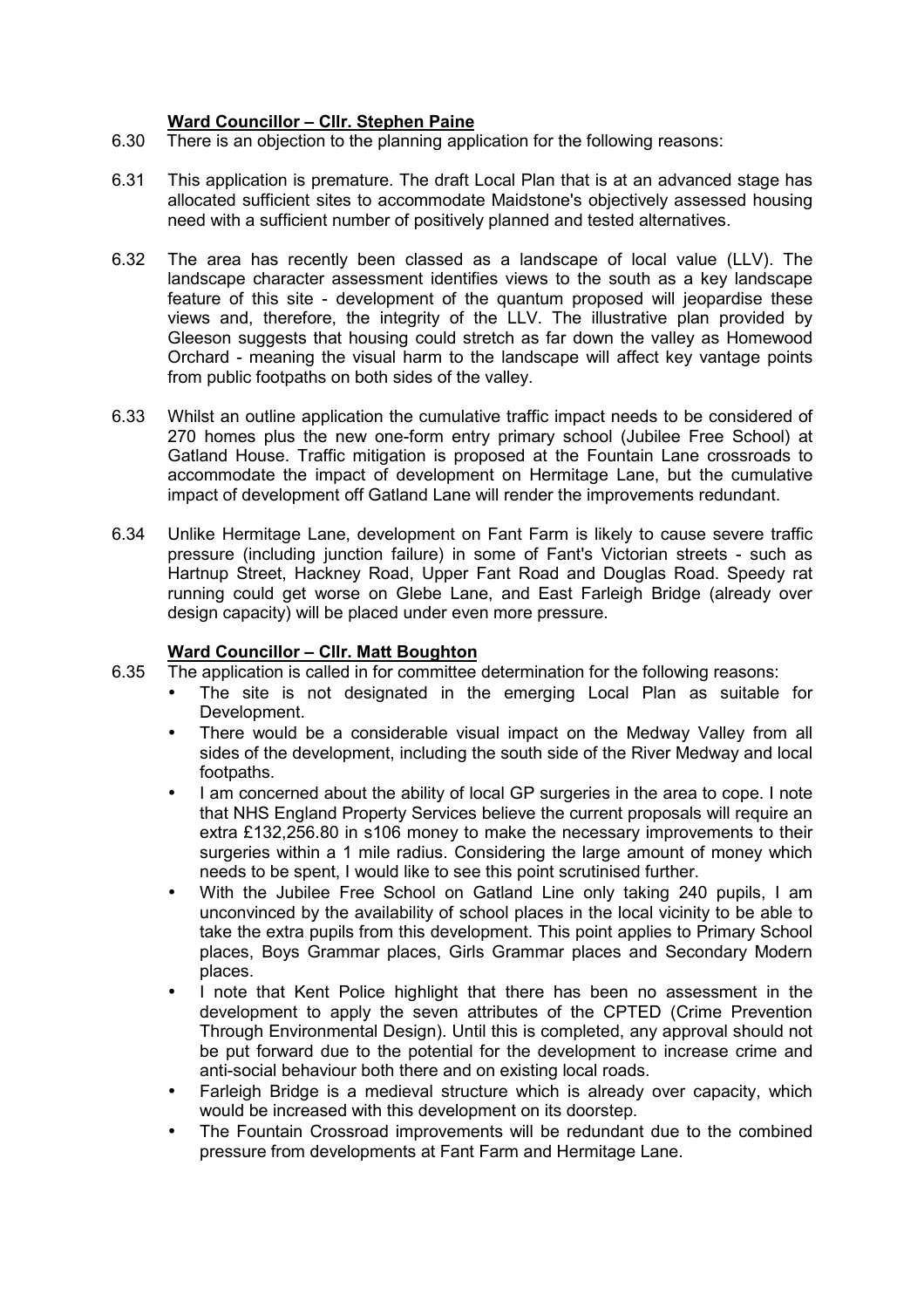**Ward Councillor – Cllr. Stephen Paine**

6.30 There is an objection to the planning application for the following reasons:

6.31 This application is premature. The draft Local Plan that is at an advanced stage has allocated sufficient sites to accommodate Maidstone's objectively assessed housing need with a sufficient number of positively planned and tested alternatives.

6.32 The area has recently been classed as a landscape of local value (LLV). The landscape character assessment identifies views to the south as a key landscape feature of this site - development of the quantum proposed will jeopardise these views and, therefore, the integrity of the LLV. The illustrative plan provided by Gleeson suggests that housing could stretch as far down the valley as Homewood Orchard - meaning the visual harm to the landscape will affect key vantage points from public footpaths on both sides of the valley.

6.33 Whilst an outline application the cumulative traffic impact needs to be considered of 270 homes plus the new one-form entry primary school (Jubilee Free School) at Gatland House. Traffic mitigation is proposed at the Fountain Lane crossroads to accommodate the impact of development on Hermitage Lane, but the cumulative impact of development off Gatland Lane will render the improvements redundant.

6.34 Unlike Hermitage Lane, development on Fant Farm is likely to cause severe traffic pressure (including junction failure) in some of Fant's Victorian streets - such as Hartnup Street, Hackney Road, Upper Fant Road and Douglas Road. Speedy rat running could get worse on Glebe Lane, and East Farleigh Bridge (already over design capacity) will be placed under even more pressure.

**Ward Councillor – Cllr. Matt Boughton**

6.35 The application is called in for committee determination for the following reasons:

- The site is not designated in the emerging Local Plan as suitable for Development.
- There would be a considerable visual impact on the Medway Valley from all sides of the development, including the south side of the River Medway and local footpaths.
- I am concerned about the ability of local GP surgeries in the area to cope. I note that NHS England Property Services believe the current proposals will require an extra £132,256.80 in s106 money to make the necessary improvements to their surgeries within a 1 mile radius. Considering the large amount of money which needs to be spent, I would like to see this point scrutinised further.
- With the Jubilee Free School on Gatland Line only taking 240 pupils, I am unconvinced by the availability of school places in the local vicinity to be able to take the extra pupils from this development. This point applies to Primary School places, Boys Grammar places, Girls Grammar places and Secondary Modern places.
- I note that Kent Police highlight that there has been no assessment in the development to apply the seven attributes of the CPTED (Crime Prevention Through Environmental Design). Until this is completed, any approval should not be put forward due to the potential for the development to increase crime and anti-social behaviour both there and on existing local roads.
- Farleigh Bridge is a medieval structure which is already over capacity, which would be increased with this development on its doorstep.
- The Fountain Crossroad improvements will be redundant due to the combined pressure from developments at Fant Farm and Hermitage Lane.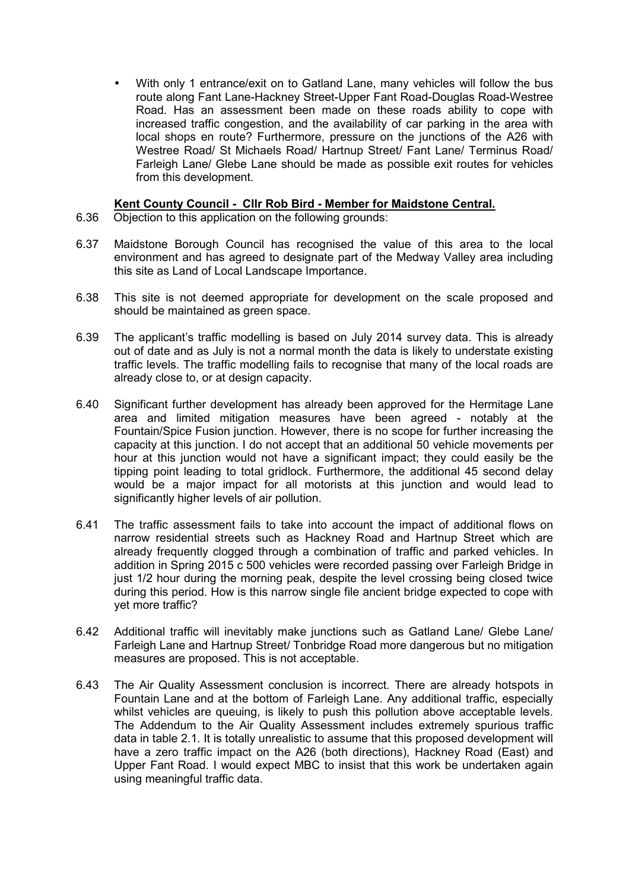- With only 1 entrance/exit on to Gatland Lane, many vehicles will follow the bus route along Fant Lane-Hackney Street-Upper Fant Road-Douglas Road-Westree Road. Has an assessment been made on these roads ability to cope with increased traffic congestion, and the availability of car parking in the area with local shops en route? Furthermore, pressure on the junctions of the A26 with Westree Road/ St Michaels Road/ Hartnup Street/ Fant Lane/ Terminus Road/ Farleigh Lane/ Glebe Lane should be made as possible exit routes for vehicles from this development.

**Kent County Council - Cllr Rob Bird - Member for Maidstone Central.**

6.36 Objection to this application on the following grounds:

6.37 Maidstone Borough Council has recognised the value of this area to the local environment and has agreed to designate part of the Medway Valley area including this site as Land of Local Landscape Importance.

6.38 This site is not deemed appropriate for development on the scale proposed and should be maintained as green space.

6.39 The applicant's traffic modelling is based on July 2014 survey data. This is already out of date and as July is not a normal month the data is likely to understate existing traffic levels. The traffic modelling fails to recognise that many of the local roads are already close to, or at design capacity.

6.40 Significant further development has already been approved for the Hermitage Lane area and limited mitigation measures have been agreed - notably at the Fountain/Spice Fusion junction. However, there is no scope for further increasing the capacity at this junction. I do not accept that an additional 50 vehicle movements per hour at this junction would not have a significant impact; they could easily be the tipping point leading to total gridlock. Furthermore, the additional 45 second delay would be a major impact for all motorists at this junction and would lead to significantly higher levels of air pollution.

6.41 The traffic assessment fails to take into account the impact of additional flows on narrow residential streets such as Hackney Road and Hartnup Street which are already frequently clogged through a combination of traffic and parked vehicles. In addition in Spring 2015 c 500 vehicles were recorded passing over Farleigh Bridge in just 1/2 hour during the morning peak, despite the level crossing being closed twice during this period. How is this narrow single file ancient bridge expected to cope with yet more traffic?

6.42 Additional traffic will inevitably make junctions such as Gatland Lane/ Glebe Lane/ Farleigh Lane and Hartnup Street/ Tonbridge Road more dangerous but no mitigation measures are proposed. This is not acceptable.

6.43 The Air Quality Assessment conclusion is incorrect. There are already hotspots in Fountain Lane and at the bottom of Farleigh Lane. Any additional traffic, especially whilst vehicles are queuing, is likely to push this pollution above acceptable levels. The Addendum to the Air Quality Assessment includes extremely spurious traffic data in table 2.1. It is totally unrealistic to assume that this proposed development will have a zero traffic impact on the A26 (both directions), Hackney Road (East) and Upper Fant Road. I would expect MBC to insist that this work be undertaken again using meaningful traffic data.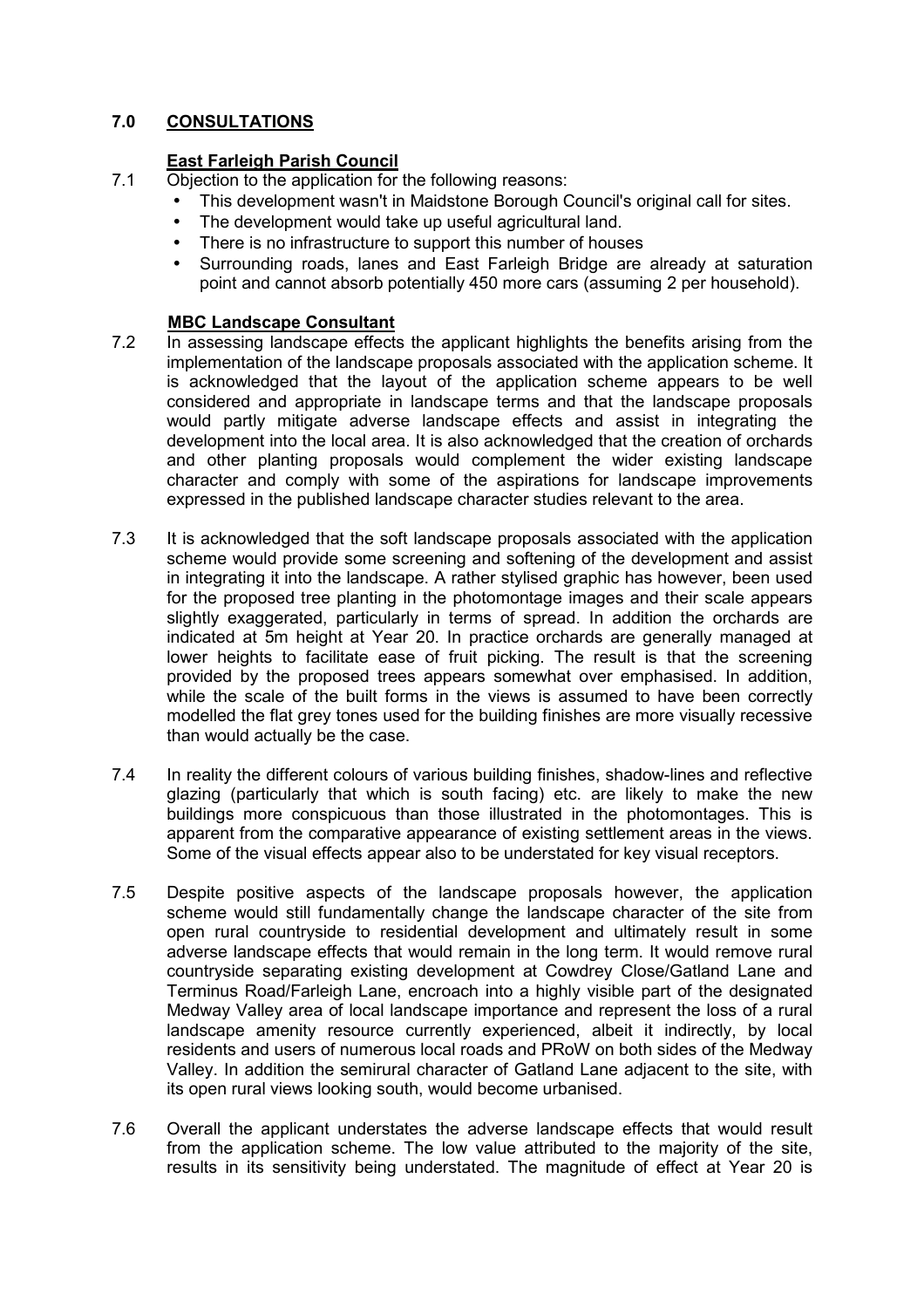## 7.0 CONSULTATIONS

### East Farleigh Parish Council

7.1 Objection to the application for the following reasons:

- This development wasn't in Maidstone Borough Council's original call for sites.
- The development would take up useful agricultural land.
- There is no infrastructure to support this number of houses
- Surrounding roads, lanes and East Farleigh Bridge are already at saturation point and cannot absorb potentially 450 more cars (assuming 2 per household).

### MBC Landscape Consultant

7.2 In assessing landscape effects the applicant highlights the benefits arising from the implementation of the landscape proposals associated with the application scheme. It is acknowledged that the layout of the application scheme appears to be well considered and appropriate in landscape terms and that the landscape proposals would partly mitigate adverse landscape effects and assist in integrating the development into the local area. It is also acknowledged that the creation of orchards and other planting proposals would complement the wider existing landscape character and comply with some of the aspirations for landscape improvements expressed in the published landscape character studies relevant to the area.

7.3 It is acknowledged that the soft landscape proposals associated with the application scheme would provide some screening and softening of the development and assist in integrating it into the landscape. A rather stylised graphic has however, been used for the proposed tree planting in the photomontage images and their scale appears slightly exaggerated, particularly in terms of spread. In addition the orchards are indicated at 5m height at Year 20. In practice orchards are generally managed at lower heights to facilitate ease of fruit picking. The result is that the screening provided by the proposed trees appears somewhat over emphasised. In addition, while the scale of the built forms in the views is assumed to have been correctly modelled the flat grey tones used for the building finishes are more visually recessive than would actually be the case.

7.4 In reality the different colours of various building finishes, shadow-lines and reflective glazing (particularly that which is south facing) etc. are likely to make the new buildings more conspicuous than those illustrated in the photomontages. This is apparent from the comparative appearance of existing settlement areas in the views. Some of the visual effects appear also to be understated for key visual receptors.

7.5 Despite positive aspects of the landscape proposals however, the application scheme would still fundamentally change the landscape character of the site from open rural countryside to residential development and ultimately result in some adverse landscape effects that would remain in the long term. It would remove rural countryside separating existing development at Cowdrey Close/Gatland Lane and Terminus Road/Farleigh Lane, encroach into a highly visible part of the designated Medway Valley area of local landscape importance and represent the loss of a rural landscape amenity resource currently experienced, albeit it indirectly, by local residents and users of numerous local roads and PRoW on both sides of the Medway Valley. In addition the semirural character of Gatland Lane adjacent to the site, with its open rural views looking south, would become urbanised.

7.6 Overall the applicant understates the adverse landscape effects that would result from the application scheme. The low value attributed to the majority of the site, results in its sensitivity being understated. The magnitude of effect at Year 20 is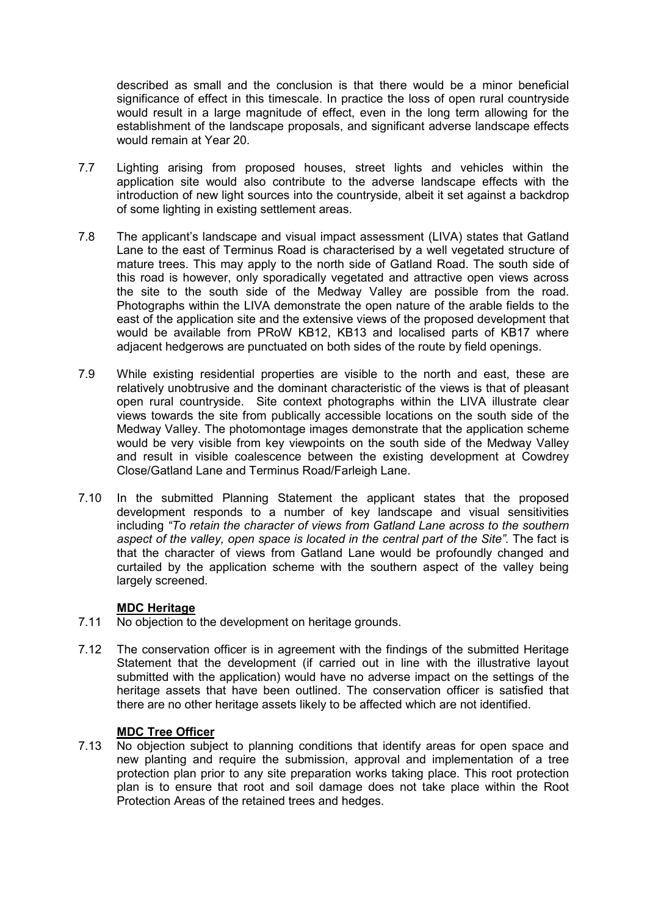described as small and the conclusion is that there would be a minor beneficial significance of effect in this timescale. In practice the loss of open rural countryside would result in a large magnitude of effect, even in the long term allowing for the establishment of the landscape proposals, and significant adverse landscape effects would remain at Year 20.

7.7 Lighting arising from proposed houses, street lights and vehicles within the application site would also contribute to the adverse landscape effects with the introduction of new light sources into the countryside, albeit it set against a backdrop of some lighting in existing settlement areas.

7.8 The applicant's landscape and visual impact assessment (LIVA) states that Gatland Lane to the east of Terminus Road is characterised by a well vegetated structure of mature trees. This may apply to the north side of Gatland Road. The south side of this road is however, only sporadically vegetated and attractive open views across the site to the south side of the Medway Valley are possible from the road. Photographs within the LIVA demonstrate the open nature of the arable fields to the east of the application site and the extensive views of the proposed development that would be available from PRoW KB12, KB13 and localised parts of KB17 where adjacent hedgerows are punctuated on both sides of the route by field openings.

7.9 While existing residential properties are visible to the north and east, these are relatively unobtrusive and the dominant characteristic of the views is that of pleasant open rural countryside. Site context photographs within the LIVA illustrate clear views towards the site from publically accessible locations on the south side of the Medway Valley. The photomontage images demonstrate that the application scheme would be very visible from key viewpoints on the south side of the Medway Valley and result in visible coalescence between the existing development at Cowdrey Close/Gatland Lane and Terminus Road/Farleigh Lane.

7.10 In the submitted Planning Statement the applicant states that the proposed development responds to a number of key landscape and visual sensitivities including *"To retain the character of views from Gatland Lane across to the southern aspect of the valley, open space is located in the central part of the Site"*. The fact is that the character of views from Gatland Lane would be profoundly changed and curtailed by the application scheme with the southern aspect of the valley being largely screened.

**MDC Heritage**

7.11 No objection to the development on heritage grounds.

7.12 The conservation officer is in agreement with the findings of the submitted Heritage Statement that the development (if carried out in line with the illustrative layout submitted with the application) would have no adverse impact on the settings of the heritage assets that have been outlined. The conservation officer is satisfied that there are no other heritage assets likely to be affected which are not identified.

**MDC Tree Officer**

7.13 No objection subject to planning conditions that identify areas for open space and new planting and require the submission, approval and implementation of a tree protection plan prior to any site preparation works taking place. This root protection plan is to ensure that root and soil damage does not take place within the Root Protection Areas of the retained trees and hedges.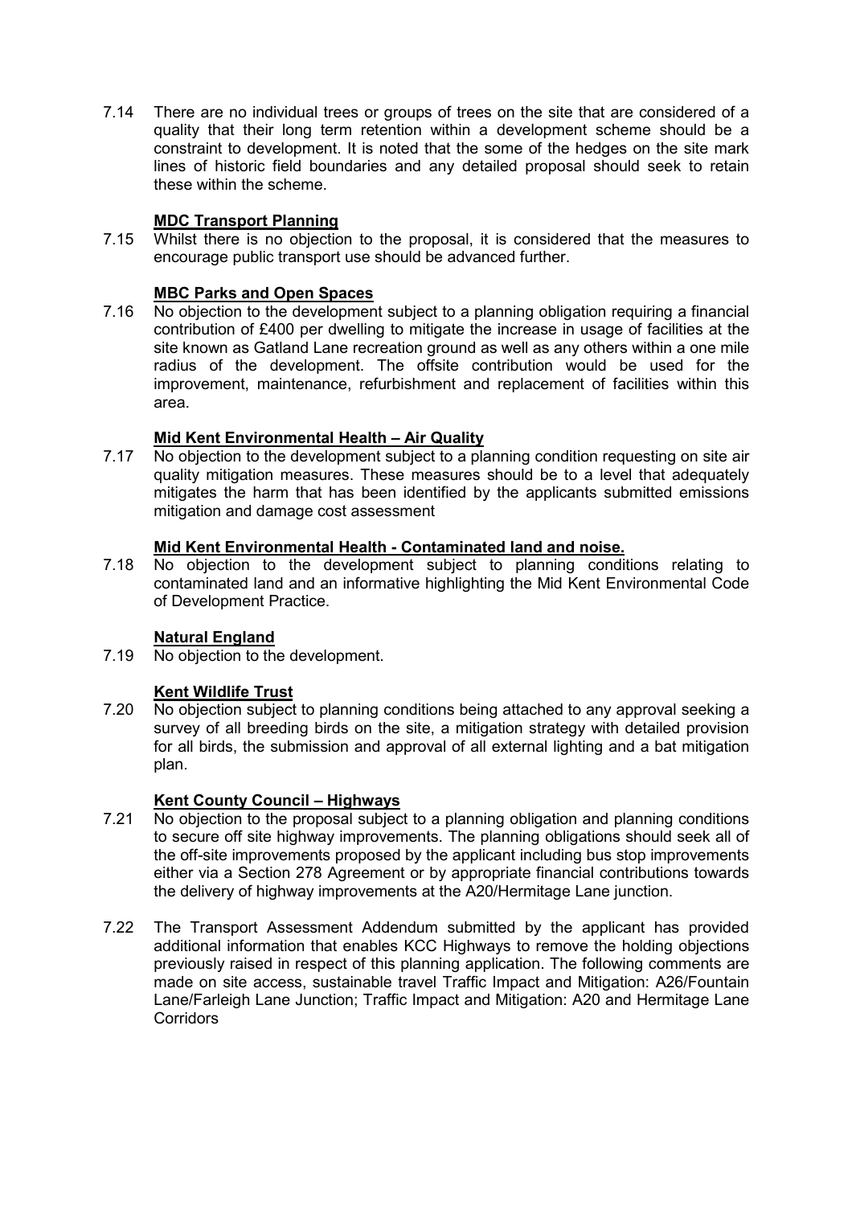7.14 There are no individual trees or groups of trees on the site that are considered of a quality that their long term retention within a development scheme should be a constraint to development. It is noted that the some of the hedges on the site mark lines of historic field boundaries and any detailed proposal should seek to retain these within the scheme.

**MDC Transport Planning**

7.15 Whilst there is no objection to the proposal, it is considered that the measures to encourage public transport use should be advanced further.

**MBC Parks and Open Spaces**

7.16 No objection to the development subject to a planning obligation requiring a financial contribution of £400 per dwelling to mitigate the increase in usage of facilities at the site known as Gatland Lane recreation ground as well as any others within a one mile radius of the development. The offsite contribution would be used for the improvement, maintenance, refurbishment and replacement of facilities within this area.

**Mid Kent Environmental Health – Air Quality**

7.17 No objection to the development subject to a planning condition requesting on site air quality mitigation measures. These measures should be to a level that adequately mitigates the harm that has been identified by the applicants submitted emissions mitigation and damage cost assessment

**Mid Kent Environmental Health - Contaminated land and noise.**

7.18 No objection to the development subject to planning conditions relating to contaminated land and an informative highlighting the Mid Kent Environmental Code of Development Practice.

**Natural England**

7.19 No objection to the development.

**Kent Wildlife Trust**

7.20 No objection subject to planning conditions being attached to any approval seeking a survey of all breeding birds on the site, a mitigation strategy with detailed provision for all birds, the submission and approval of all external lighting and a bat mitigation plan.

**Kent County Council – Highways**

7.21 No objection to the proposal subject to a planning obligation and planning conditions to secure off site highway improvements. The planning obligations should seek all of the off-site improvements proposed by the applicant including bus stop improvements either via a Section 278 Agreement or by appropriate financial contributions towards the delivery of highway improvements at the A20/Hermitage Lane junction.

7.22 The Transport Assessment Addendum submitted by the applicant has provided additional information that enables KCC Highways to remove the holding objections previously raised in respect of this planning application. The following comments are made on site access, sustainable travel Traffic Impact and Mitigation: A26/Fountain Lane/Farleigh Lane Junction; Traffic Impact and Mitigation: A20 and Hermitage Lane Corridors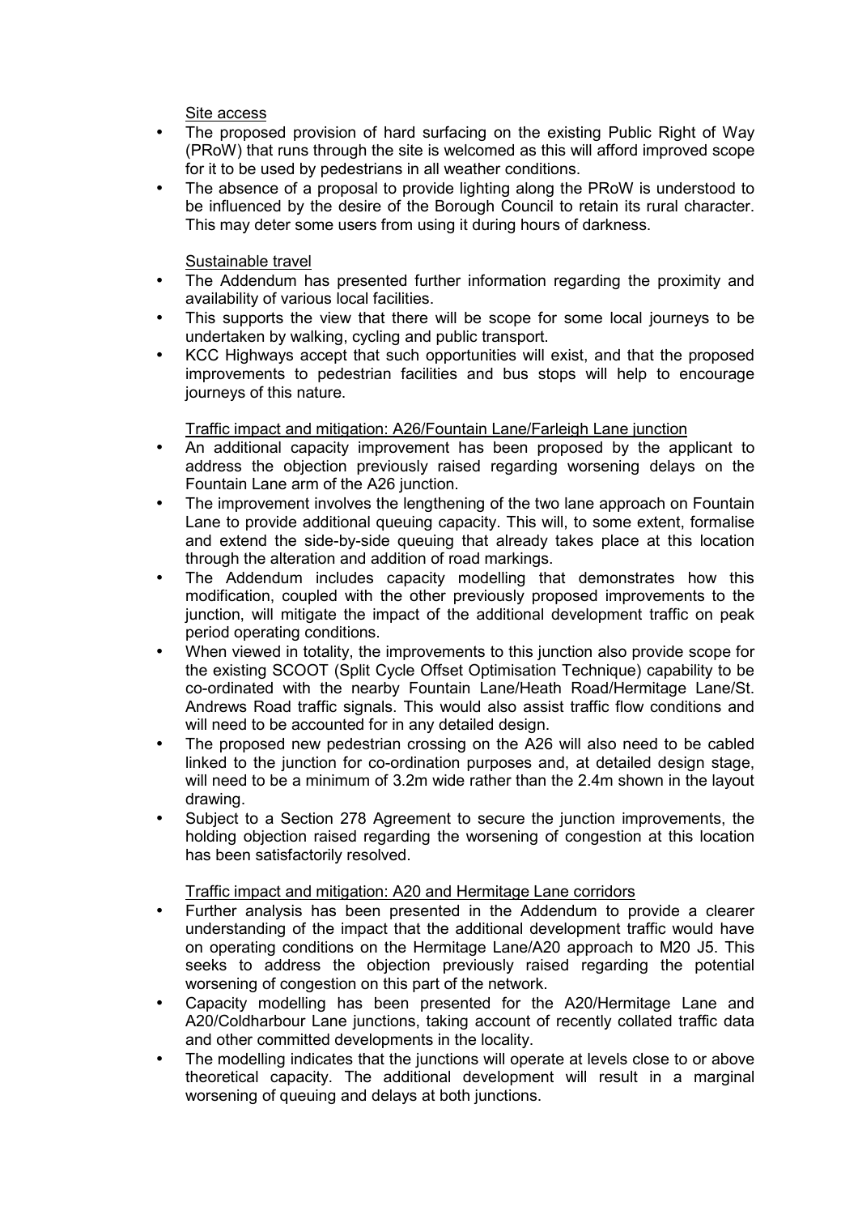Site access

- The proposed provision of hard surfacing on the existing Public Right of Way (PRoW) that runs through the site is welcomed as this will afford improved scope for it to be used by pedestrians in all weather conditions.
- The absence of a proposal to provide lighting along the PRoW is understood to be influenced by the desire of the Borough Council to retain its rural character. This may deter some users from using it during hours of darkness.

Sustainable travel

- The Addendum has presented further information regarding the proximity and availability of various local facilities.
- This supports the view that there will be scope for some local journeys to be undertaken by walking, cycling and public transport.
- KCC Highways accept that such opportunities will exist, and that the proposed improvements to pedestrian facilities and bus stops will help to encourage journeys of this nature.

Traffic impact and mitigation: A26/Fountain Lane/Farleigh Lane junction

- An additional capacity improvement has been proposed by the applicant to address the objection previously raised regarding worsening delays on the Fountain Lane arm of the A26 junction.
- The improvement involves the lengthening of the two lane approach on Fountain Lane to provide additional queuing capacity. This will, to some extent, formalise and extend the side-by-side queuing that already takes place at this location through the alteration and addition of road markings.
- The Addendum includes capacity modelling that demonstrates how this modification, coupled with the other previously proposed improvements to the junction, will mitigate the impact of the additional development traffic on peak period operating conditions.
- When viewed in totality, the improvements to this junction also provide scope for the existing SCOOT (Split Cycle Offset Optimisation Technique) capability to be co-ordinated with the nearby Fountain Lane/Heath Road/Hermitage Lane/St. Andrews Road traffic signals. This would also assist traffic flow conditions and will need to be accounted for in any detailed design.
- The proposed new pedestrian crossing on the A26 will also need to be cabled linked to the junction for co-ordination purposes and, at detailed design stage, will need to be a minimum of 3.2m wide rather than the 2.4m shown in the layout drawing.
- Subject to a Section 278 Agreement to secure the junction improvements, the holding objection raised regarding the worsening of congestion at this location has been satisfactorily resolved.

Traffic impact and mitigation: A20 and Hermitage Lane corridors

- Further analysis has been presented in the Addendum to provide a clearer understanding of the impact that the additional development traffic would have on operating conditions on the Hermitage Lane/A20 approach to M20 J5. This seeks to address the objection previously raised regarding the potential worsening of congestion on this part of the network.
- Capacity modelling has been presented for the A20/Hermitage Lane and A20/Coldharbour Lane junctions, taking account of recently collated traffic data and other committed developments in the locality.
- The modelling indicates that the junctions will operate at levels close to or above theoretical capacity. The additional development will result in a marginal worsening of queuing and delays at both junctions.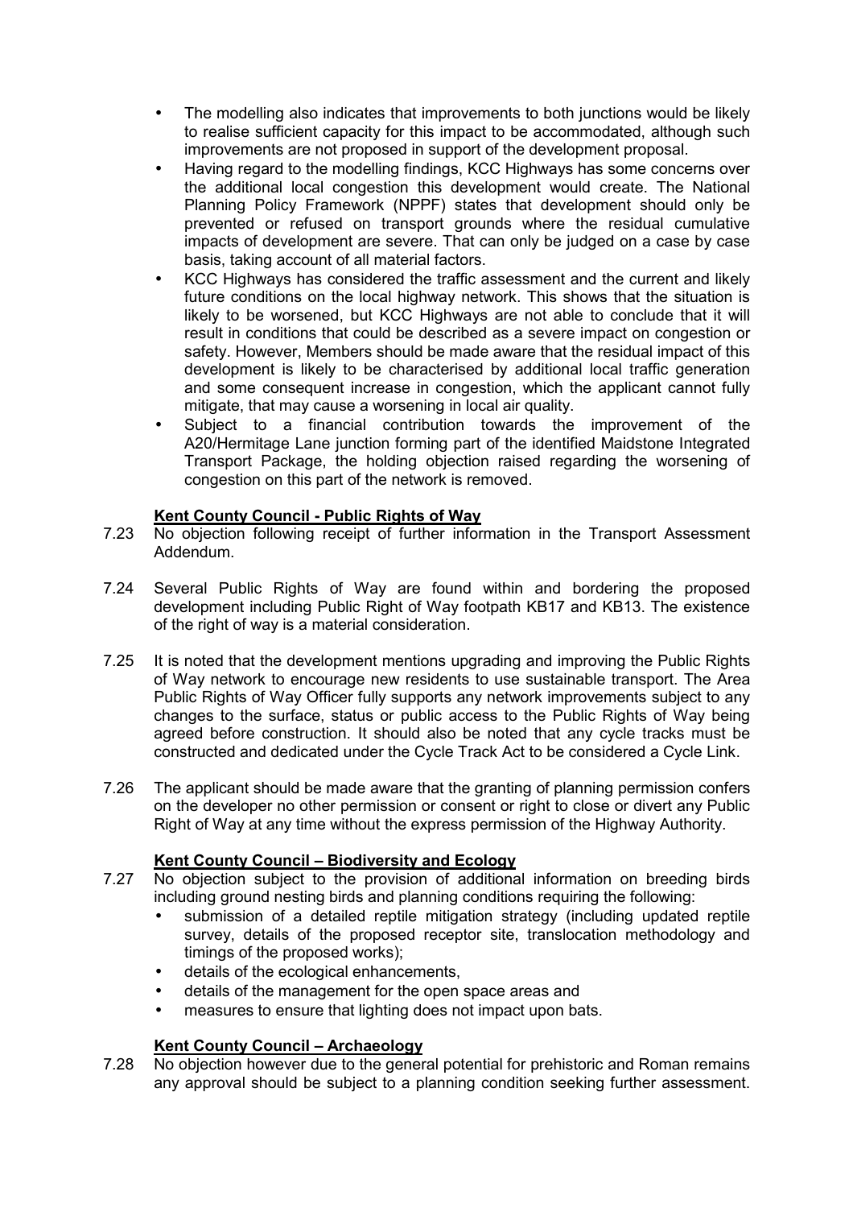- The modelling also indicates that improvements to both junctions would be likely to realise sufficient capacity for this impact to be accommodated, although such improvements are not proposed in support of the development proposal.
- Having regard to the modelling findings, KCC Highways has some concerns over the additional local congestion this development would create. The National Planning Policy Framework (NPPF) states that development should only be prevented or refused on transport grounds where the residual cumulative impacts of development are severe. That can only be judged on a case by case basis, taking account of all material factors.
- KCC Highways has considered the traffic assessment and the current and likely future conditions on the local highway network. This shows that the situation is likely to be worsened, but KCC Highways are not able to conclude that it will result in conditions that could be described as a severe impact on congestion or safety. However, Members should be made aware that the residual impact of this development is likely to be characterised by additional local traffic generation and some consequent increase in congestion, which the applicant cannot fully mitigate, that may cause a worsening in local air quality.
- Subject to a financial contribution towards the improvement of the A20/Hermitage Lane junction forming part of the identified Maidstone Integrated Transport Package, the holding objection raised regarding the worsening of congestion on this part of the network is removed.

**Kent County Council - Public Rights of Way**

7.23 No objection following receipt of further information in the Transport Assessment Addendum.

7.24 Several Public Rights of Way are found within and bordering the proposed development including Public Right of Way footpath KB17 and KB13. The existence of the right of way is a material consideration.

7.25 It is noted that the development mentions upgrading and improving the Public Rights of Way network to encourage new residents to use sustainable transport. The Area Public Rights of Way Officer fully supports any network improvements subject to any changes to the surface, status or public access to the Public Rights of Way being agreed before construction. It should also be noted that any cycle tracks must be constructed and dedicated under the Cycle Track Act to be considered a Cycle Link.

7.26 The applicant should be made aware that the granting of planning permission confers on the developer no other permission or consent or right to close or divert any Public Right of Way at any time without the express permission of the Highway Authority.

**Kent County Council – Biodiversity and Ecology**

7.27 No objection subject to the provision of additional information on breeding birds including ground nesting birds and planning conditions requiring the following:

- submission of a detailed reptile mitigation strategy (including updated reptile survey, details of the proposed receptor site, translocation methodology and timings of the proposed works);
- details of the ecological enhancements,
- details of the management for the open space areas and
- measures to ensure that lighting does not impact upon bats.

**Kent County Council – Archaeology**

7.28 No objection however due to the general potential for prehistoric and Roman remains any approval should be subject to a planning condition seeking further assessment.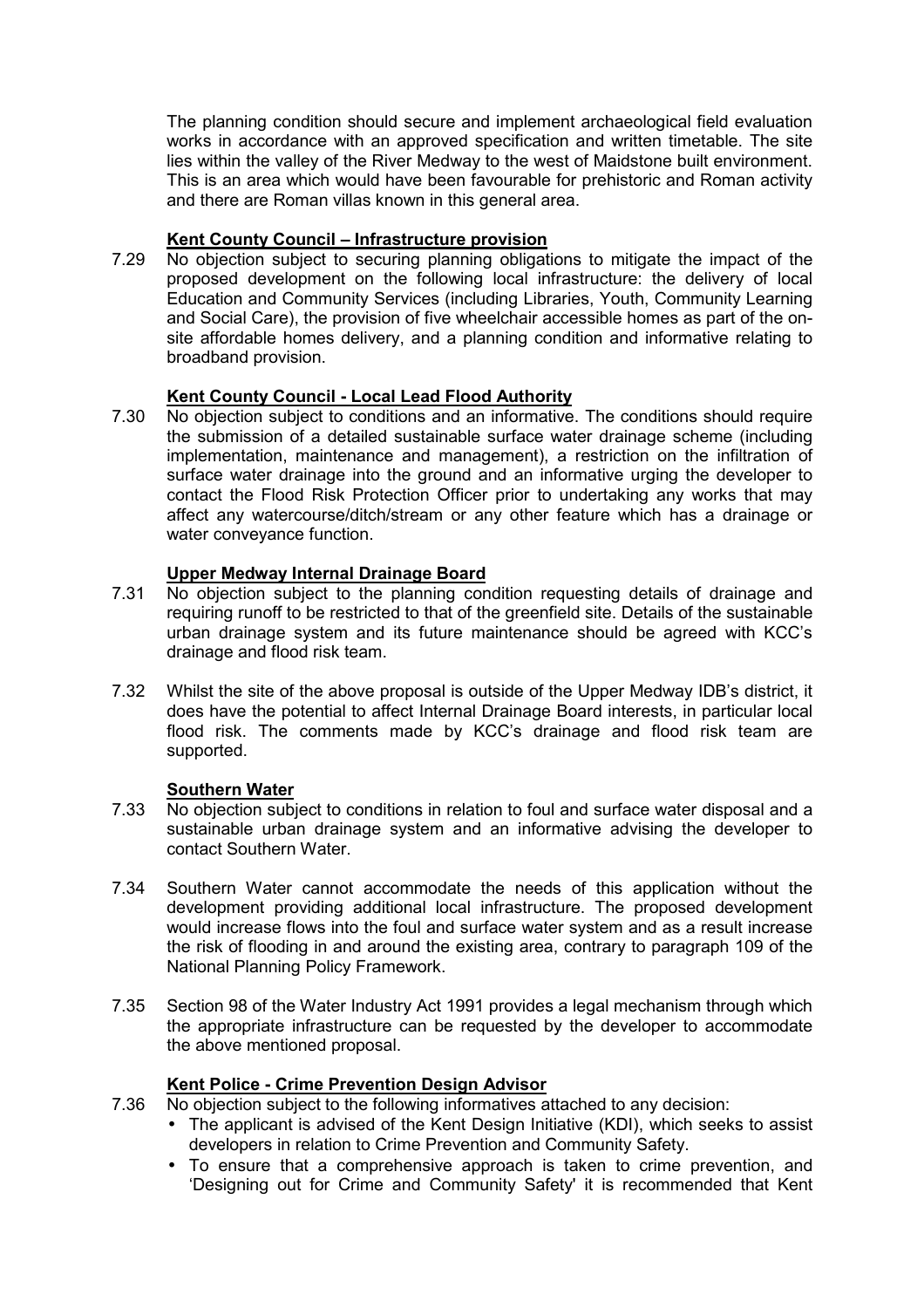The planning condition should secure and implement archaeological field evaluation works in accordance with an approved specification and written timetable. The site lies within the valley of the River Medway to the west of Maidstone built environment. This is an area which would have been favourable for prehistoric and Roman activity and there are Roman villas known in this general area.

**Kent County Council – Infrastructure provision**

7.29 No objection subject to securing planning obligations to mitigate the impact of the proposed development on the following local infrastructure: the delivery of local Education and Community Services (including Libraries, Youth, Community Learning and Social Care), the provision of five wheelchair accessible homes as part of the on-site affordable homes delivery, and a planning condition and informative relating to broadband provision.

**Kent County Council - Local Lead Flood Authority**

7.30 No objection subject to conditions and an informative. The conditions should require the submission of a detailed sustainable surface water drainage scheme (including implementation, maintenance and management), a restriction on the infiltration of surface water drainage into the ground and an informative urging the developer to contact the Flood Risk Protection Officer prior to undertaking any works that may affect any watercourse/ditch/stream or any other feature which has a drainage or water conveyance function.

**Upper Medway Internal Drainage Board**

7.31 No objection subject to the planning condition requesting details of drainage and requiring runoff to be restricted to that of the greenfield site. Details of the sustainable urban drainage system and its future maintenance should be agreed with KCC's drainage and flood risk team.

7.32 Whilst the site of the above proposal is outside of the Upper Medway IDB's district, it does have the potential to affect Internal Drainage Board interests, in particular local flood risk. The comments made by KCC's drainage and flood risk team are supported.

**Southern Water**

7.33 No objection subject to conditions in relation to foul and surface water disposal and a sustainable urban drainage system and an informative advising the developer to contact Southern Water.

7.34 Southern Water cannot accommodate the needs of this application without the development providing additional local infrastructure. The proposed development would increase flows into the foul and surface water system and as a result increase the risk of flooding in and around the existing area, contrary to paragraph 109 of the National Planning Policy Framework.

7.35 Section 98 of the Water Industry Act 1991 provides a legal mechanism through which the appropriate infrastructure can be requested by the developer to accommodate the above mentioned proposal.

**Kent Police - Crime Prevention Design Advisor**

7.36 No objection subject to the following informatives attached to any decision:

- The applicant is advised of the Kent Design Initiative (KDI), which seeks to assist developers in relation to Crime Prevention and Community Safety.
- To ensure that a comprehensive approach is taken to crime prevention, and 'Designing out for Crime and Community Safety' it is recommended that Kent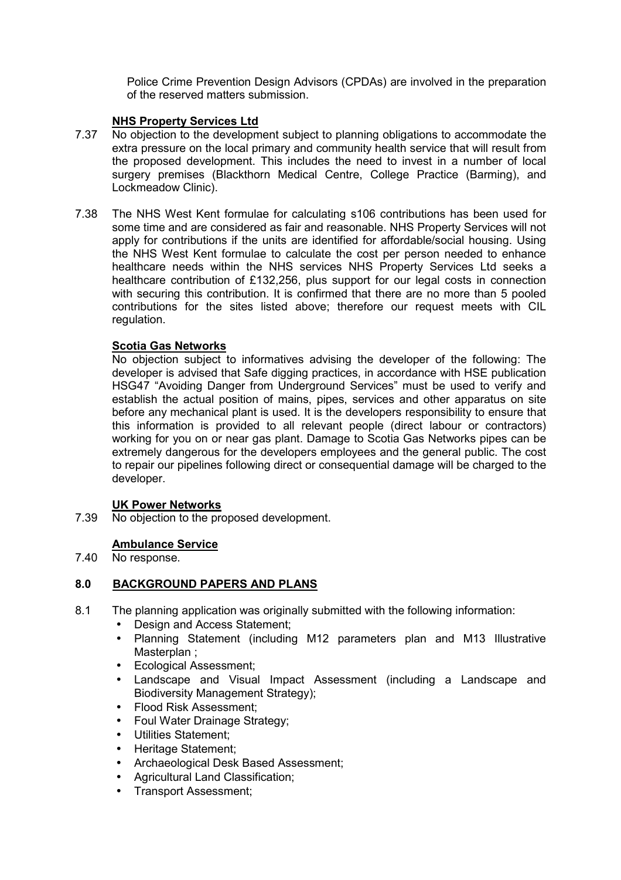Police Crime Prevention Design Advisors (CPDAs) are involved in the preparation of the reserved matters submission.

**NHS Property Services Ltd**

7.37 No objection to the development subject to planning obligations to accommodate the extra pressure on the local primary and community health service that will result from the proposed development. This includes the need to invest in a number of local surgery premises (Blackthorn Medical Centre, College Practice (Barming), and Lockmeadow Clinic).

7.38 The NHS West Kent formulae for calculating s106 contributions has been used for some time and are considered as fair and reasonable. NHS Property Services will not apply for contributions if the units are identified for affordable/social housing. Using the NHS West Kent formulae to calculate the cost per person needed to enhance healthcare needs within the NHS services NHS Property Services Ltd seeks a healthcare contribution of £132,256, plus support for our legal costs in connection with securing this contribution. It is confirmed that there are no more than 5 pooled contributions for the sites listed above; therefore our request meets with CIL regulation.

**Scotia Gas Networks**

No objection subject to informatives advising the developer of the following: The developer is advised that Safe digging practices, in accordance with HSE publication HSG47 "Avoiding Danger from Underground Services" must be used to verify and establish the actual position of mains, pipes, services and other apparatus on site before any mechanical plant is used. It is the developers responsibility to ensure that this information is provided to all relevant people (direct labour or contractors) working for you on or near gas plant. Damage to Scotia Gas Networks pipes can be extremely dangerous for the developers employees and the general public. The cost to repair our pipelines following direct or consequential damage will be charged to the developer.

**UK Power Networks**

7.39 No objection to the proposed development.

**Ambulance Service**

7.40 No response.

## 8.0 BACKGROUND PAPERS AND PLANS

8.1 The planning application was originally submitted with the following information:

- Design and Access Statement;
- Planning Statement (including M12 parameters plan and M13 Illustrative Masterplan ;
- Ecological Assessment;
- Landscape and Visual Impact Assessment (including a Landscape and Biodiversity Management Strategy);
- Flood Risk Assessment;
- Foul Water Drainage Strategy;
- Utilities Statement;
- Heritage Statement;
- Archaeological Desk Based Assessment;
- Agricultural Land Classification;
- Transport Assessment;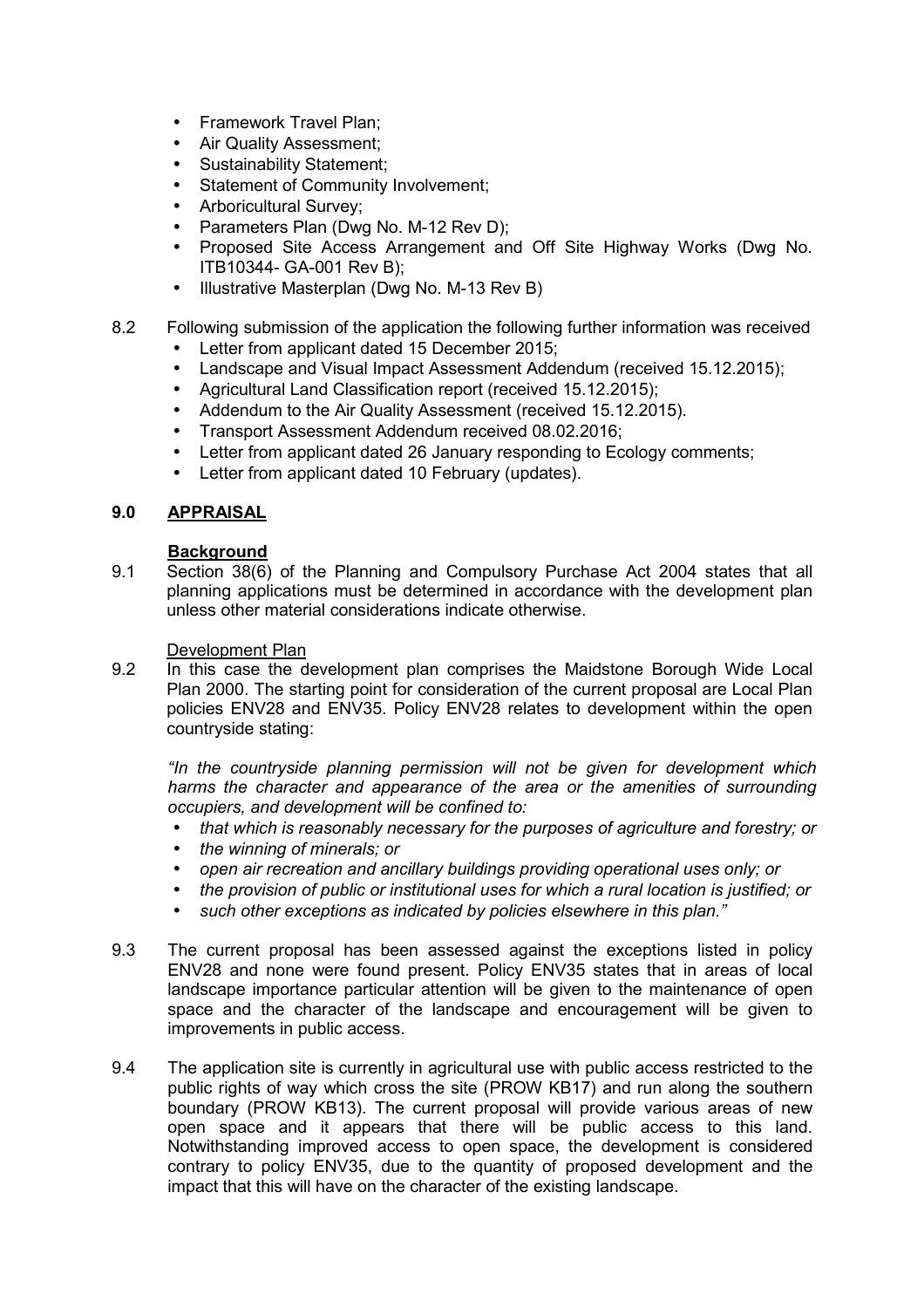- Framework Travel Plan;
- Air Quality Assessment;
- Sustainability Statement;
- Statement of Community Involvement;
- Arboricultural Survey;
- Parameters Plan (Dwg No. M-12 Rev D);
- Proposed Site Access Arrangement and Off Site Highway Works (Dwg No. ITB10344- GA-001 Rev B);
- Illustrative Masterplan (Dwg No. M-13 Rev B)

8.2 Following submission of the application the following further information was received

- Letter from applicant dated 15 December 2015;
- Landscape and Visual Impact Assessment Addendum (received 15.12.2015);
- Agricultural Land Classification report (received 15.12.2015);
- Addendum to the Air Quality Assessment (received 15.12.2015).
- Transport Assessment Addendum received 08.02.2016;
- Letter from applicant dated 26 January responding to Ecology comments;
- Letter from applicant dated 10 February (updates).

## 9.0 APPRAISAL

**Background**

9.1 Section 38(6) of the Planning and Compulsory Purchase Act 2004 states that all planning applications must be determined in accordance with the development plan unless other material considerations indicate otherwise.

Development Plan

9.2 In this case the development plan comprises the Maidstone Borough Wide Local Plan 2000. The starting point for consideration of the current proposal are Local Plan policies ENV28 and ENV35. Policy ENV28 relates to development within the open countryside stating:

*"In the countryside planning permission will not be given for development which harms the character and appearance of the area or the amenities of surrounding occupiers, and development will be confined to:*

- *that which is reasonably necessary for the purposes of agriculture and forestry; or*
- *the winning of minerals; or*
- *open air recreation and ancillary buildings providing operational uses only; or*
- *the provision of public or institutional uses for which a rural location is justified; or*
- *such other exceptions as indicated by policies elsewhere in this plan."*

9.3 The current proposal has been assessed against the exceptions listed in policy ENV28 and none were found present. Policy ENV35 states that in areas of local landscape importance particular attention will be given to the maintenance of open space and the character of the landscape and encouragement will be given to improvements in public access.

9.4 The application site is currently in agricultural use with public access restricted to the public rights of way which cross the site (PROW KB17) and run along the southern boundary (PROW KB13). The current proposal will provide various areas of new open space and it appears that there will be public access to this land. Notwithstanding improved access to open space, the development is considered contrary to policy ENV35, due to the quantity of proposed development and the impact that this will have on the character of the existing landscape.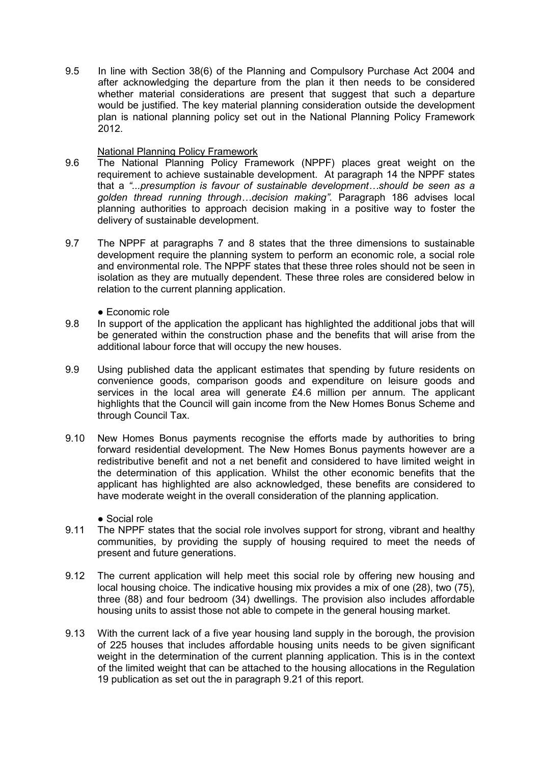9.5 In line with Section 38(6) of the Planning and Compulsory Purchase Act 2004 and after acknowledging the departure from the plan it then needs to be considered whether material considerations are present that suggest that such a departure would be justified. The key material planning consideration outside the development plan is national planning policy set out in the National Planning Policy Framework 2012.

<u>National Planning Policy Framework</u>

9.6 The National Planning Policy Framework (NPPF) places great weight on the requirement to achieve sustainable development. At paragraph 14 the NPPF states that a *"...presumption is favour of sustainable development…should be seen as a golden thread running through…decision making"*. Paragraph 186 advises local planning authorities to approach decision making in a positive way to foster the delivery of sustainable development.

9.7 The NPPF at paragraphs 7 and 8 states that the three dimensions to sustainable development require the planning system to perform an economic role, a social role and environmental role. The NPPF states that these three roles should not be seen in isolation as they are mutually dependent. These three roles are considered below in relation to the current planning application.

● Economic role

9.8 In support of the application the applicant has highlighted the additional jobs that will be generated within the construction phase and the benefits that will arise from the additional labour force that will occupy the new houses.

9.9 Using published data the applicant estimates that spending by future residents on convenience goods, comparison goods and expenditure on leisure goods and services in the local area will generate £4.6 million per annum. The applicant highlights that the Council will gain income from the New Homes Bonus Scheme and through Council Tax.

9.10 New Homes Bonus payments recognise the efforts made by authorities to bring forward residential development. The New Homes Bonus payments however are a redistributive benefit and not a net benefit and considered to have limited weight in the determination of this application. Whilst the other economic benefits that the applicant has highlighted are also acknowledged, these benefits are considered to have moderate weight in the overall consideration of the planning application.

● Social role

9.11 The NPPF states that the social role involves support for strong, vibrant and healthy communities, by providing the supply of housing required to meet the needs of present and future generations.

9.12 The current application will help meet this social role by offering new housing and local housing choice. The indicative housing mix provides a mix of one (28), two (75), three (88) and four bedroom (34) dwellings. The provision also includes affordable housing units to assist those not able to compete in the general housing market.

9.13 With the current lack of a five year housing land supply in the borough, the provision of 225 houses that includes affordable housing units needs to be given significant weight in the determination of the current planning application. This is in the context of the limited weight that can be attached to the housing allocations in the Regulation 19 publication as set out the in paragraph 9.21 of this report.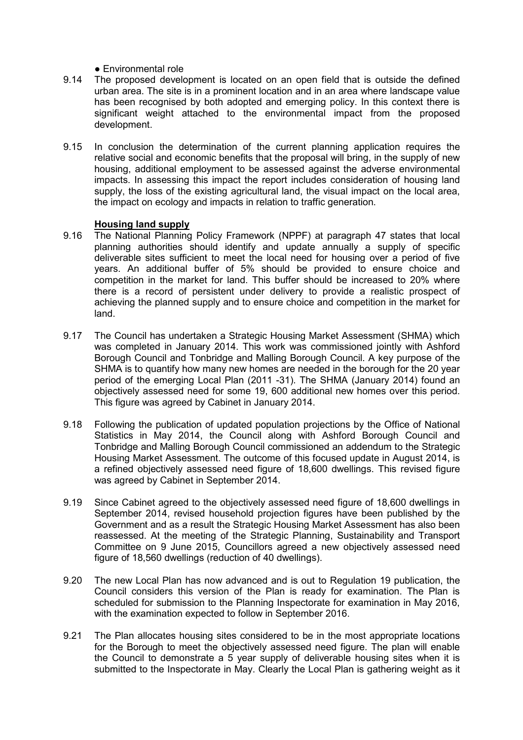● Environmental role

9.14 The proposed development is located on an open field that is outside the defined urban area. The site is in a prominent location and in an area where landscape value has been recognised by both adopted and emerging policy. In this context there is significant weight attached to the environmental impact from the proposed development.

9.15 In conclusion the determination of the current planning application requires the relative social and economic benefits that the proposal will bring, in the supply of new housing, additional employment to be assessed against the adverse environmental impacts. In assessing this impact the report includes consideration of housing land supply, the loss of the existing agricultural land, the visual impact on the local area, the impact on ecology and impacts in relation to traffic generation.

**Housing land supply**

9.16 The National Planning Policy Framework (NPPF) at paragraph 47 states that local planning authorities should identify and update annually a supply of specific deliverable sites sufficient to meet the local need for housing over a period of five years. An additional buffer of 5% should be provided to ensure choice and competition in the market for land. This buffer should be increased to 20% where there is a record of persistent under delivery to provide a realistic prospect of achieving the planned supply and to ensure choice and competition in the market for land.

9.17 The Council has undertaken a Strategic Housing Market Assessment (SHMA) which was completed in January 2014. This work was commissioned jointly with Ashford Borough Council and Tonbridge and Malling Borough Council. A key purpose of the SHMA is to quantify how many new homes are needed in the borough for the 20 year period of the emerging Local Plan (2011 -31). The SHMA (January 2014) found an objectively assessed need for some 19, 600 additional new homes over this period. This figure was agreed by Cabinet in January 2014.

9.18 Following the publication of updated population projections by the Office of National Statistics in May 2014, the Council along with Ashford Borough Council and Tonbridge and Malling Borough Council commissioned an addendum to the Strategic Housing Market Assessment. The outcome of this focused update in August 2014, is a refined objectively assessed need figure of 18,600 dwellings. This revised figure was agreed by Cabinet in September 2014.

9.19 Since Cabinet agreed to the objectively assessed need figure of 18,600 dwellings in September 2014, revised household projection figures have been published by the Government and as a result the Strategic Housing Market Assessment has also been reassessed. At the meeting of the Strategic Planning, Sustainability and Transport Committee on 9 June 2015, Councillors agreed a new objectively assessed need figure of 18,560 dwellings (reduction of 40 dwellings).

9.20 The new Local Plan has now advanced and is out to Regulation 19 publication, the Council considers this version of the Plan is ready for examination. The Plan is scheduled for submission to the Planning Inspectorate for examination in May 2016, with the examination expected to follow in September 2016.

9.21 The Plan allocates housing sites considered to be in the most appropriate locations for the Borough to meet the objectively assessed need figure. The plan will enable the Council to demonstrate a 5 year supply of deliverable housing sites when it is submitted to the Inspectorate in May. Clearly the Local Plan is gathering weight as it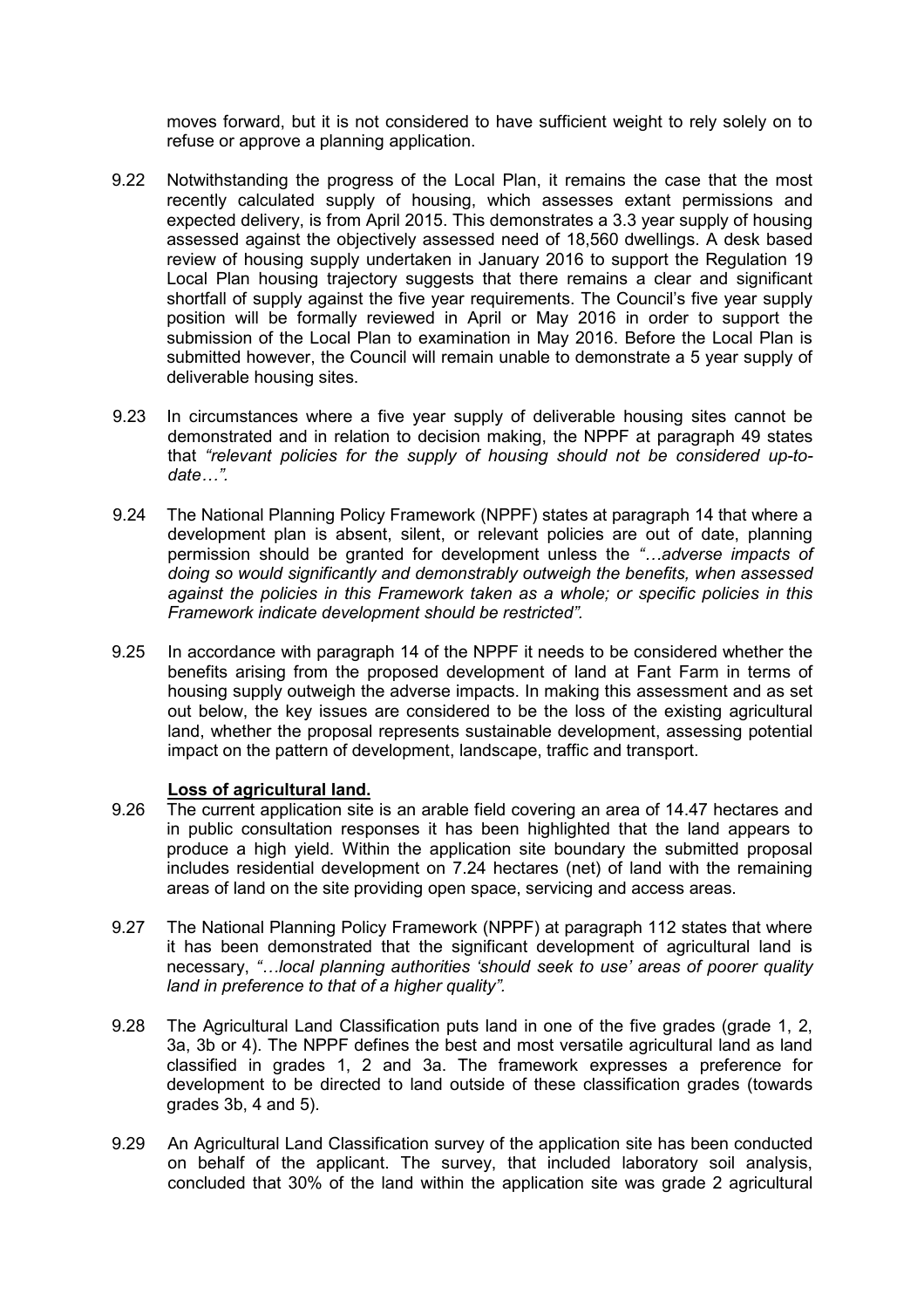moves forward, but it is not considered to have sufficient weight to rely solely on to refuse or approve a planning application.

9.22 Notwithstanding the progress of the Local Plan, it remains the case that the most recently calculated supply of housing, which assesses extant permissions and expected delivery, is from April 2015. This demonstrates a 3.3 year supply of housing assessed against the objectively assessed need of 18,560 dwellings. A desk based review of housing supply undertaken in January 2016 to support the Regulation 19 Local Plan housing trajectory suggests that there remains a clear and significant shortfall of supply against the five year requirements. The Council's five year supply position will be formally reviewed in April or May 2016 in order to support the submission of the Local Plan to examination in May 2016. Before the Local Plan is submitted however, the Council will remain unable to demonstrate a 5 year supply of deliverable housing sites.

9.23 In circumstances where a five year supply of deliverable housing sites cannot be demonstrated and in relation to decision making, the NPPF at paragraph 49 states that *"relevant policies for the supply of housing should not be considered up-to-date…".*

9.24 The National Planning Policy Framework (NPPF) states at paragraph 14 that where a development plan is absent, silent, or relevant policies are out of date, planning permission should be granted for development unless the *"…adverse impacts of doing so would significantly and demonstrably outweigh the benefits, when assessed against the policies in this Framework taken as a whole; or specific policies in this Framework indicate development should be restricted".*

9.25 In accordance with paragraph 14 of the NPPF it needs to be considered whether the benefits arising from the proposed development of land at Fant Farm in terms of housing supply outweigh the adverse impacts. In making this assessment and as set out below, the key issues are considered to be the loss of the existing agricultural land, whether the proposal represents sustainable development, assessing potential impact on the pattern of development, landscape, traffic and transport.

**Loss of agricultural land.**

9.26 The current application site is an arable field covering an area of 14.47 hectares and in public consultation responses it has been highlighted that the land appears to produce a high yield. Within the application site boundary the submitted proposal includes residential development on 7.24 hectares (net) of land with the remaining areas of land on the site providing open space, servicing and access areas.

9.27 The National Planning Policy Framework (NPPF) at paragraph 112 states that where it has been demonstrated that the significant development of agricultural land is necessary, *"…local planning authorities 'should seek to use' areas of poorer quality land in preference to that of a higher quality".*

9.28 The Agricultural Land Classification puts land in one of the five grades (grade 1, 2, 3a, 3b or 4). The NPPF defines the best and most versatile agricultural land as land classified in grades 1, 2 and 3a. The framework expresses a preference for development to be directed to land outside of these classification grades (towards grades 3b, 4 and 5).

9.29 An Agricultural Land Classification survey of the application site has been conducted on behalf of the applicant. The survey, that included laboratory soil analysis, concluded that 30% of the land within the application site was grade 2 agricultural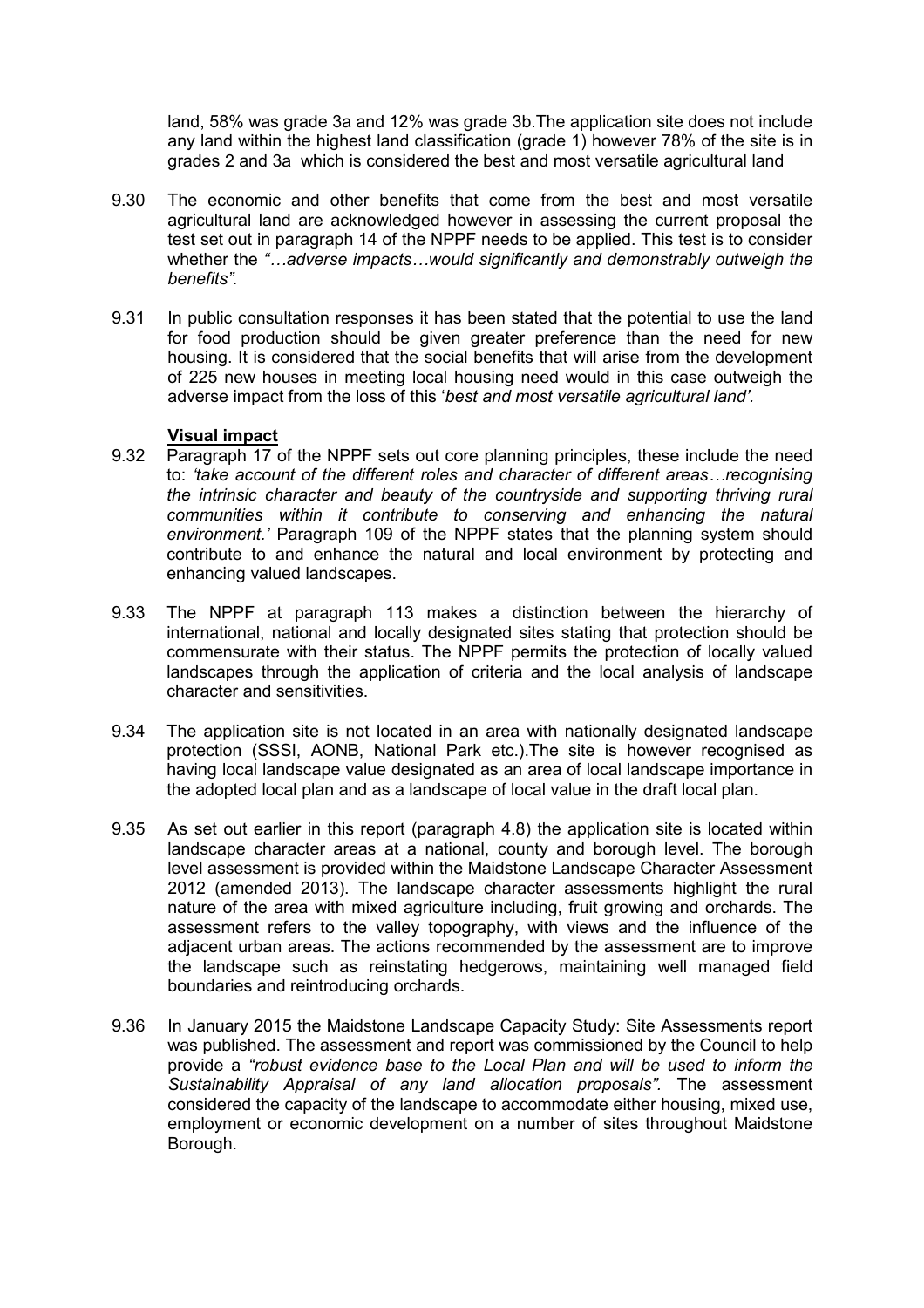land, 58% was grade 3a and 12% was grade 3b.The application site does not include any land within the highest land classification (grade 1) however 78% of the site is in grades 2 and 3a which is considered the best and most versatile agricultural land

9.30 The economic and other benefits that come from the best and most versatile agricultural land are acknowledged however in assessing the current proposal the test set out in paragraph 14 of the NPPF needs to be applied. This test is to consider whether the *"…adverse impacts…would significantly and demonstrably outweigh the benefits"*.

9.31 In public consultation responses it has been stated that the potential to use the land for food production should be given greater preference than the need for new housing. It is considered that the social benefits that will arise from the development of 225 new houses in meeting local housing need would in this case outweigh the adverse impact from the loss of this '*best and most versatile agricultural land'*.

**Visual impact**

9.32 Paragraph 17 of the NPPF sets out core planning principles, these include the need to: *'take account of the different roles and character of different areas…recognising the intrinsic character and beauty of the countryside and supporting thriving rural communities within it contribute to conserving and enhancing the natural environment.'* Paragraph 109 of the NPPF states that the planning system should contribute to and enhance the natural and local environment by protecting and enhancing valued landscapes.

9.33 The NPPF at paragraph 113 makes a distinction between the hierarchy of international, national and locally designated sites stating that protection should be commensurate with their status. The NPPF permits the protection of locally valued landscapes through the application of criteria and the local analysis of landscape character and sensitivities.

9.34 The application site is not located in an area with nationally designated landscape protection (SSSI, AONB, National Park etc.).The site is however recognised as having local landscape value designated as an area of local landscape importance in the adopted local plan and as a landscape of local value in the draft local plan.

9.35 As set out earlier in this report (paragraph 4.8) the application site is located within landscape character areas at a national, county and borough level. The borough level assessment is provided within the Maidstone Landscape Character Assessment 2012 (amended 2013). The landscape character assessments highlight the rural nature of the area with mixed agriculture including, fruit growing and orchards. The assessment refers to the valley topography, with views and the influence of the adjacent urban areas. The actions recommended by the assessment are to improve the landscape such as reinstating hedgerows, maintaining well managed field boundaries and reintroducing orchards.

9.36 In January 2015 the Maidstone Landscape Capacity Study: Site Assessments report was published. The assessment and report was commissioned by the Council to help provide a *"robust evidence base to the Local Plan and will be used to inform the Sustainability Appraisal of any land allocation proposals".* The assessment considered the capacity of the landscape to accommodate either housing, mixed use, employment or economic development on a number of sites throughout Maidstone Borough.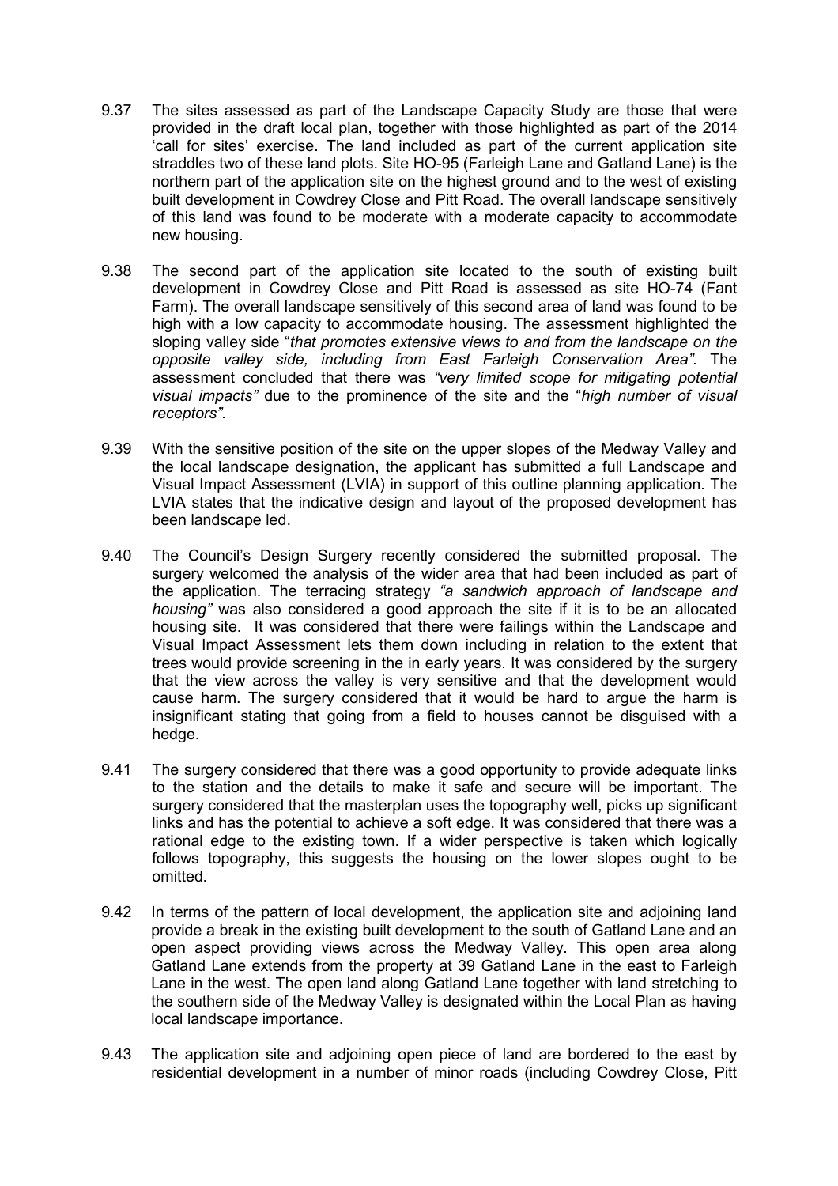9.37 The sites assessed as part of the Landscape Capacity Study are those that were provided in the draft local plan, together with those highlighted as part of the 2014 'call for sites' exercise. The land included as part of the current application site straddles two of these land plots. Site HO-95 (Farleigh Lane and Gatland Lane) is the northern part of the application site on the highest ground and to the west of existing built development in Cowdrey Close and Pitt Road. The overall landscape sensitively of this land was found to be moderate with a moderate capacity to accommodate new housing.

9.38 The second part of the application site located to the south of existing built development in Cowdrey Close and Pitt Road is assessed as site HO-74 (Fant Farm). The overall landscape sensitively of this second area of land was found to be high with a low capacity to accommodate housing. The assessment highlighted the sloping valley side "*that promotes extensive views to and from the landscape on the opposite valley side, including from East Farleigh Conservation Area"*. The assessment concluded that there was *"very limited scope for mitigating potential visual impacts"* due to the prominence of the site and the "*high number of visual receptors"*.

9.39 With the sensitive position of the site on the upper slopes of the Medway Valley and the local landscape designation, the applicant has submitted a full Landscape and Visual Impact Assessment (LVIA) in support of this outline planning application. The LVIA states that the indicative design and layout of the proposed development has been landscape led.

9.40 The Council's Design Surgery recently considered the submitted proposal. The surgery welcomed the analysis of the wider area that had been included as part of the application. The terracing strategy *"a sandwich approach of landscape and housing"* was also considered a good approach the site if it is to be an allocated housing site. It was considered that there were failings within the Landscape and Visual Impact Assessment lets them down including in relation to the extent that trees would provide screening in the in early years. It was considered by the surgery that the view across the valley is very sensitive and that the development would cause harm. The surgery considered that it would be hard to argue the harm is insignificant stating that going from a field to houses cannot be disguised with a hedge.

9.41 The surgery considered that there was a good opportunity to provide adequate links to the station and the details to make it safe and secure will be important. The surgery considered that the masterplan uses the topography well, picks up significant links and has the potential to achieve a soft edge. It was considered that there was a rational edge to the existing town. If a wider perspective is taken which logically follows topography, this suggests the housing on the lower slopes ought to be omitted.

9.42 In terms of the pattern of local development, the application site and adjoining land provide a break in the existing built development to the south of Gatland Lane and an open aspect providing views across the Medway Valley. This open area along Gatland Lane extends from the property at 39 Gatland Lane in the east to Farleigh Lane in the west. The open land along Gatland Lane together with land stretching to the southern side of the Medway Valley is designated within the Local Plan as having local landscape importance.

9.43 The application site and adjoining open piece of land are bordered to the east by residential development in a number of minor roads (including Cowdrey Close, Pitt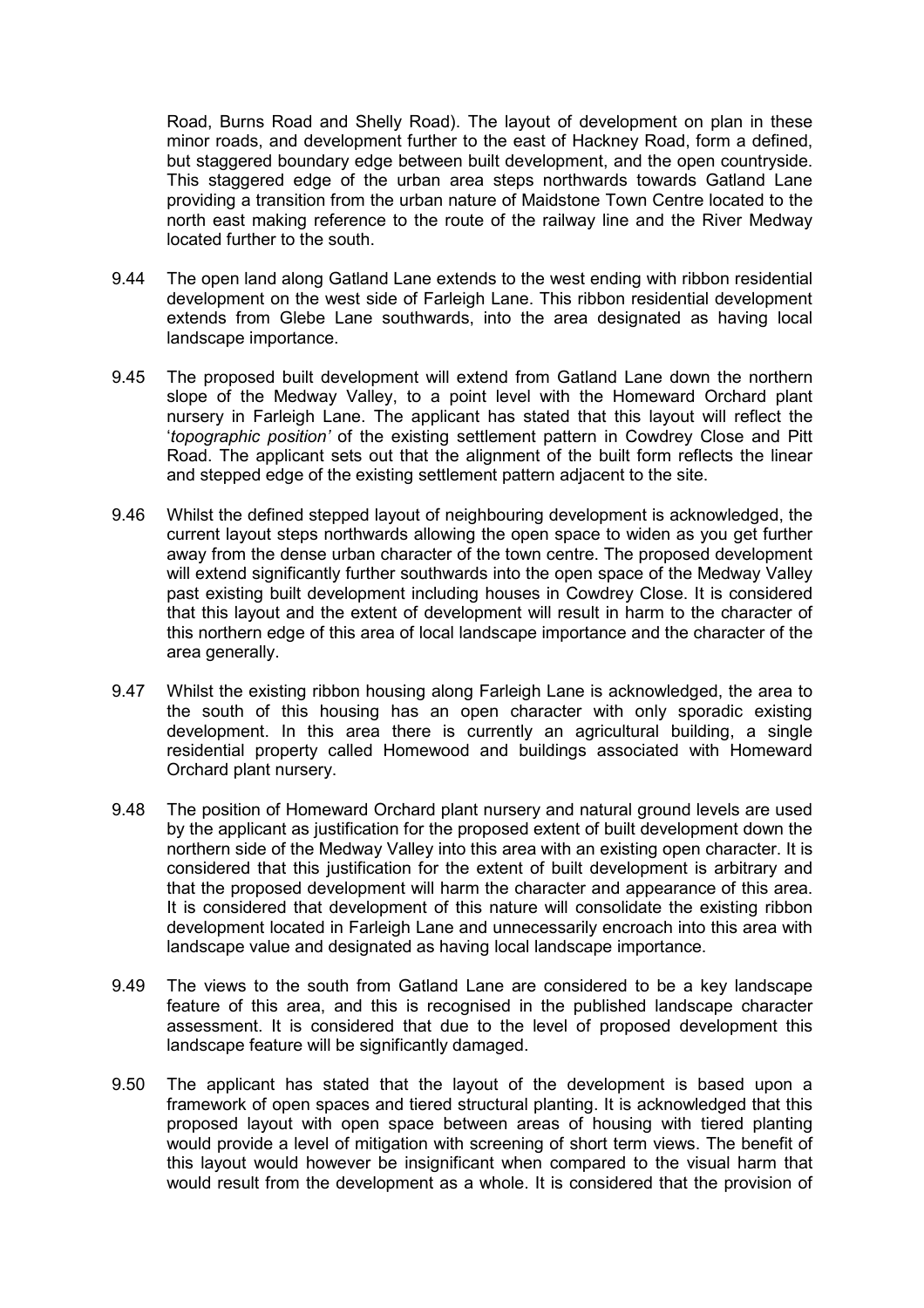Road, Burns Road and Shelly Road). The layout of development on plan in these minor roads, and development further to the east of Hackney Road, form a defined, but staggered boundary edge between built development, and the open countryside. This staggered edge of the urban area steps northwards towards Gatland Lane providing a transition from the urban nature of Maidstone Town Centre located to the north east making reference to the route of the railway line and the River Medway located further to the south.

9.44 The open land along Gatland Lane extends to the west ending with ribbon residential development on the west side of Farleigh Lane. This ribbon residential development extends from Glebe Lane southwards, into the area designated as having local landscape importance.

9.45 The proposed built development will extend from Gatland Lane down the northern slope of the Medway Valley, to a point level with the Homeward Orchard plant nursery in Farleigh Lane. The applicant has stated that this layout will reflect the '*topographic position'* of the existing settlement pattern in Cowdrey Close and Pitt Road. The applicant sets out that the alignment of the built form reflects the linear and stepped edge of the existing settlement pattern adjacent to the site.

9.46 Whilst the defined stepped layout of neighbouring development is acknowledged, the current layout steps northwards allowing the open space to widen as you get further away from the dense urban character of the town centre. The proposed development will extend significantly further southwards into the open space of the Medway Valley past existing built development including houses in Cowdrey Close. It is considered that this layout and the extent of development will result in harm to the character of this northern edge of this area of local landscape importance and the character of the area generally.

9.47 Whilst the existing ribbon housing along Farleigh Lane is acknowledged, the area to the south of this housing has an open character with only sporadic existing development. In this area there is currently an agricultural building, a single residential property called Homewood and buildings associated with Homeward Orchard plant nursery.

9.48 The position of Homeward Orchard plant nursery and natural ground levels are used by the applicant as justification for the proposed extent of built development down the northern side of the Medway Valley into this area with an existing open character. It is considered that this justification for the extent of built development is arbitrary and that the proposed development will harm the character and appearance of this area. It is considered that development of this nature will consolidate the existing ribbon development located in Farleigh Lane and unnecessarily encroach into this area with landscape value and designated as having local landscape importance.

9.49 The views to the south from Gatland Lane are considered to be a key landscape feature of this area, and this is recognised in the published landscape character assessment. It is considered that due to the level of proposed development this landscape feature will be significantly damaged.

9.50 The applicant has stated that the layout of the development is based upon a framework of open spaces and tiered structural planting. It is acknowledged that this proposed layout with open space between areas of housing with tiered planting would provide a level of mitigation with screening of short term views. The benefit of this layout would however be insignificant when compared to the visual harm that would result from the development as a whole. It is considered that the provision of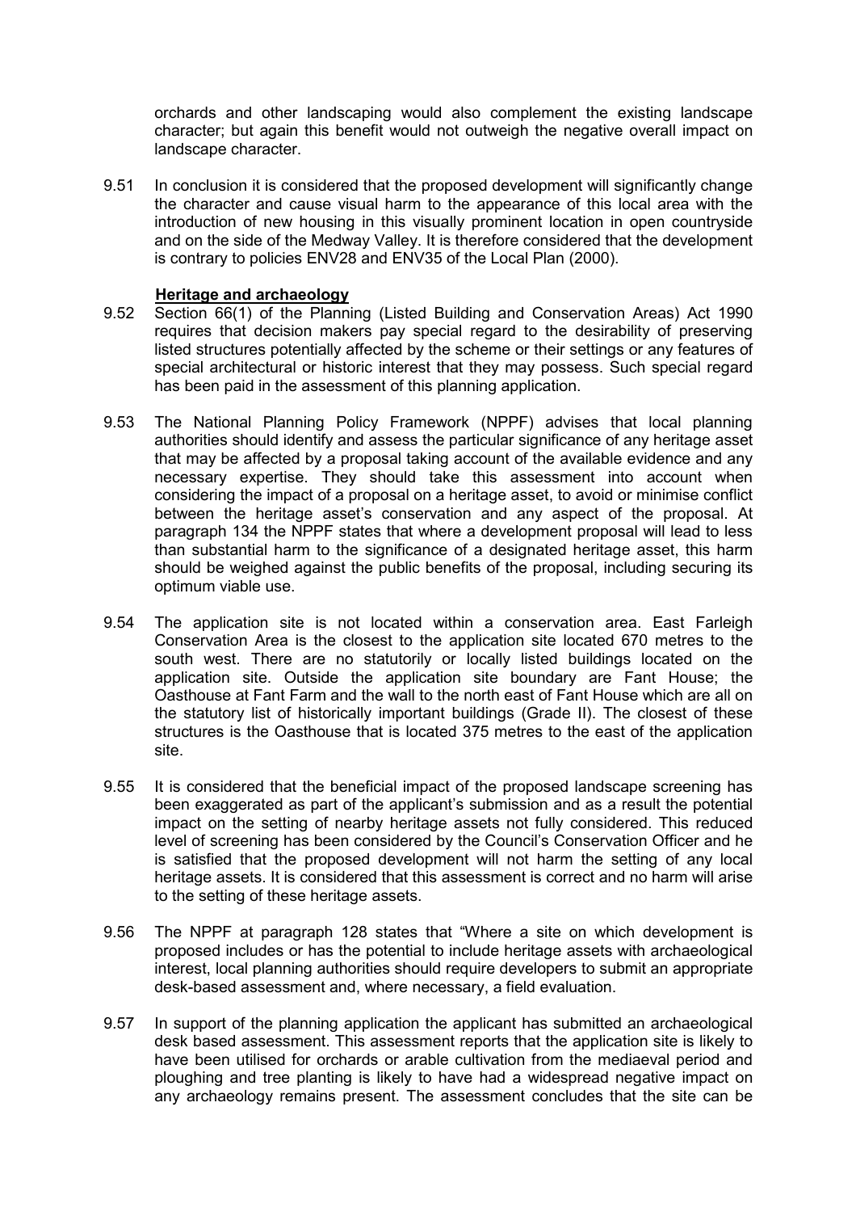orchards and other landscaping would also complement the existing landscape character; but again this benefit would not outweigh the negative overall impact on landscape character.

9.51 In conclusion it is considered that the proposed development will significantly change the character and cause visual harm to the appearance of this local area with the introduction of new housing in this visually prominent location in open countryside and on the side of the Medway Valley. It is therefore considered that the development is contrary to policies ENV28 and ENV35 of the Local Plan (2000).

**Heritage and archaeology**

9.52 Section 66(1) of the Planning (Listed Building and Conservation Areas) Act 1990 requires that decision makers pay special regard to the desirability of preserving listed structures potentially affected by the scheme or their settings or any features of special architectural or historic interest that they may possess. Such special regard has been paid in the assessment of this planning application.

9.53 The National Planning Policy Framework (NPPF) advises that local planning authorities should identify and assess the particular significance of any heritage asset that may be affected by a proposal taking account of the available evidence and any necessary expertise. They should take this assessment into account when considering the impact of a proposal on a heritage asset, to avoid or minimise conflict between the heritage asset's conservation and any aspect of the proposal. At paragraph 134 the NPPF states that where a development proposal will lead to less than substantial harm to the significance of a designated heritage asset, this harm should be weighed against the public benefits of the proposal, including securing its optimum viable use.

9.54 The application site is not located within a conservation area. East Farleigh Conservation Area is the closest to the application site located 670 metres to the south west. There are no statutorily or locally listed buildings located on the application site. Outside the application site boundary are Fant House; the Oasthouse at Fant Farm and the wall to the north east of Fant House which are all on the statutory list of historically important buildings (Grade II). The closest of these structures is the Oasthouse that is located 375 metres to the east of the application site.

9.55 It is considered that the beneficial impact of the proposed landscape screening has been exaggerated as part of the applicant's submission and as a result the potential impact on the setting of nearby heritage assets not fully considered. This reduced level of screening has been considered by the Council's Conservation Officer and he is satisfied that the proposed development will not harm the setting of any local heritage assets. It is considered that this assessment is correct and no harm will arise to the setting of these heritage assets.

9.56 The NPPF at paragraph 128 states that "Where a site on which development is proposed includes or has the potential to include heritage assets with archaeological interest, local planning authorities should require developers to submit an appropriate desk-based assessment and, where necessary, a field evaluation.

9.57 In support of the planning application the applicant has submitted an archaeological desk based assessment. This assessment reports that the application site is likely to have been utilised for orchards or arable cultivation from the mediaeval period and ploughing and tree planting is likely to have had a widespread negative impact on any archaeology remains present. The assessment concludes that the site can be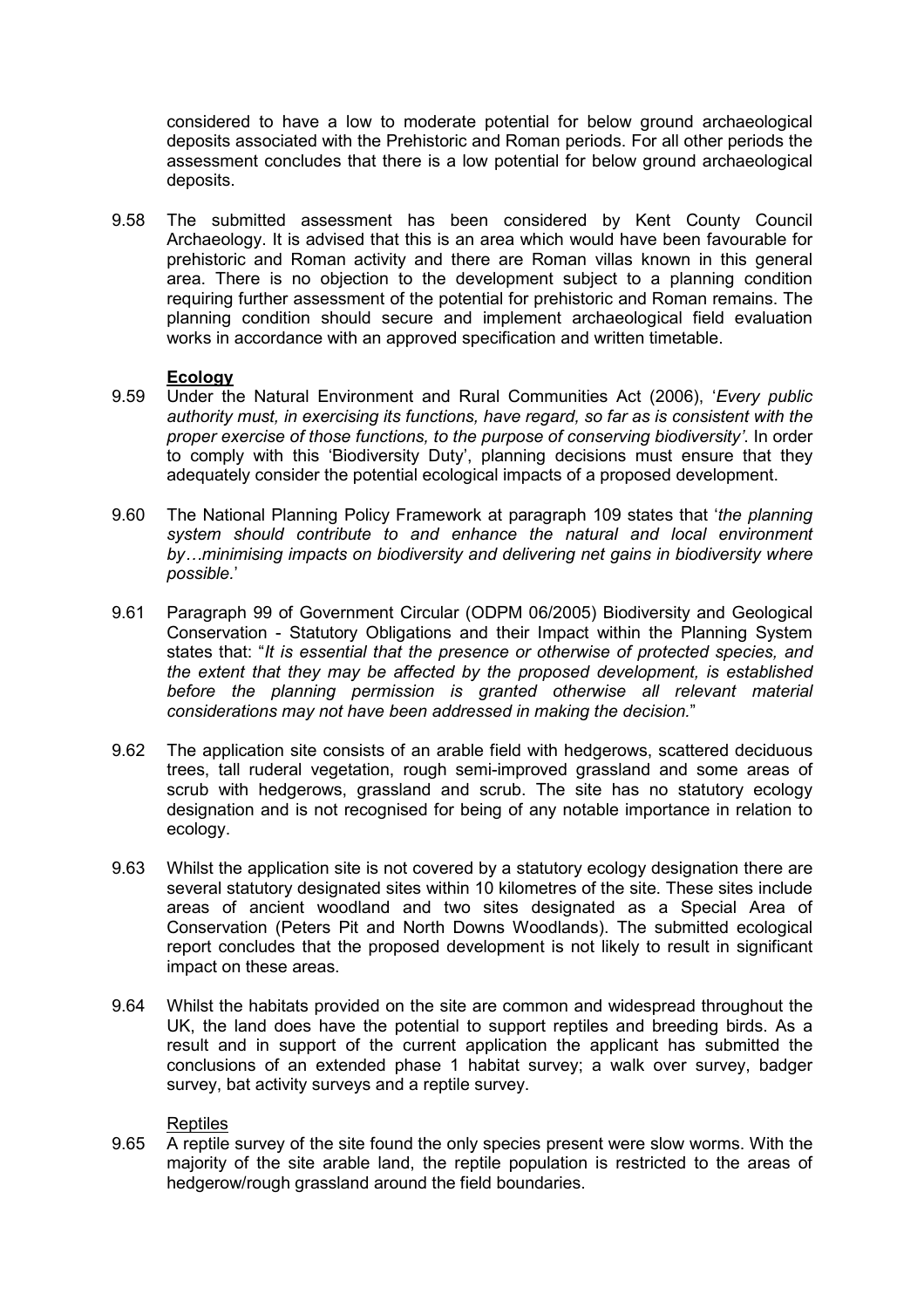considered to have a low to moderate potential for below ground archaeological deposits associated with the Prehistoric and Roman periods. For all other periods the assessment concludes that there is a low potential for below ground archaeological deposits.

9.58 The submitted assessment has been considered by Kent County Council Archaeology. It is advised that this is an area which would have been favourable for prehistoric and Roman activity and there are Roman villas known in this general area. There is no objection to the development subject to a planning condition requiring further assessment of the potential for prehistoric and Roman remains. The planning condition should secure and implement archaeological field evaluation works in accordance with an approved specification and written timetable.

**Ecology**

9.59 Under the Natural Environment and Rural Communities Act (2006), '*Every public authority must, in exercising its functions, have regard, so far as is consistent with the proper exercise of those functions, to the purpose of conserving biodiversity'*. In order to comply with this 'Biodiversity Duty', planning decisions must ensure that they adequately consider the potential ecological impacts of a proposed development.

9.60 The National Planning Policy Framework at paragraph 109 states that '*the planning system should contribute to and enhance the natural and local environment by…minimising impacts on biodiversity and delivering net gains in biodiversity where possible.*'

9.61 Paragraph 99 of Government Circular (ODPM 06/2005) Biodiversity and Geological Conservation - Statutory Obligations and their Impact within the Planning System states that: "*It is essential that the presence or otherwise of protected species, and the extent that they may be affected by the proposed development, is established before the planning permission is granted otherwise all relevant material considerations may not have been addressed in making the decision.*"

9.62 The application site consists of an arable field with hedgerows, scattered deciduous trees, tall ruderal vegetation, rough semi-improved grassland and some areas of scrub with hedgerows, grassland and scrub. The site has no statutory ecology designation and is not recognised for being of any notable importance in relation to ecology.

9.63 Whilst the application site is not covered by a statutory ecology designation there are several statutory designated sites within 10 kilometres of the site. These sites include areas of ancient woodland and two sites designated as a Special Area of Conservation (Peters Pit and North Downs Woodlands). The submitted ecological report concludes that the proposed development is not likely to result in significant impact on these areas.

9.64 Whilst the habitats provided on the site are common and widespread throughout the UK, the land does have the potential to support reptiles and breeding birds. As a result and in support of the current application the applicant has submitted the conclusions of an extended phase 1 habitat survey; a walk over survey, badger survey, bat activity surveys and a reptile survey.

Reptiles

9.65 A reptile survey of the site found the only species present were slow worms. With the majority of the site arable land, the reptile population is restricted to the areas of hedgerow/rough grassland around the field boundaries.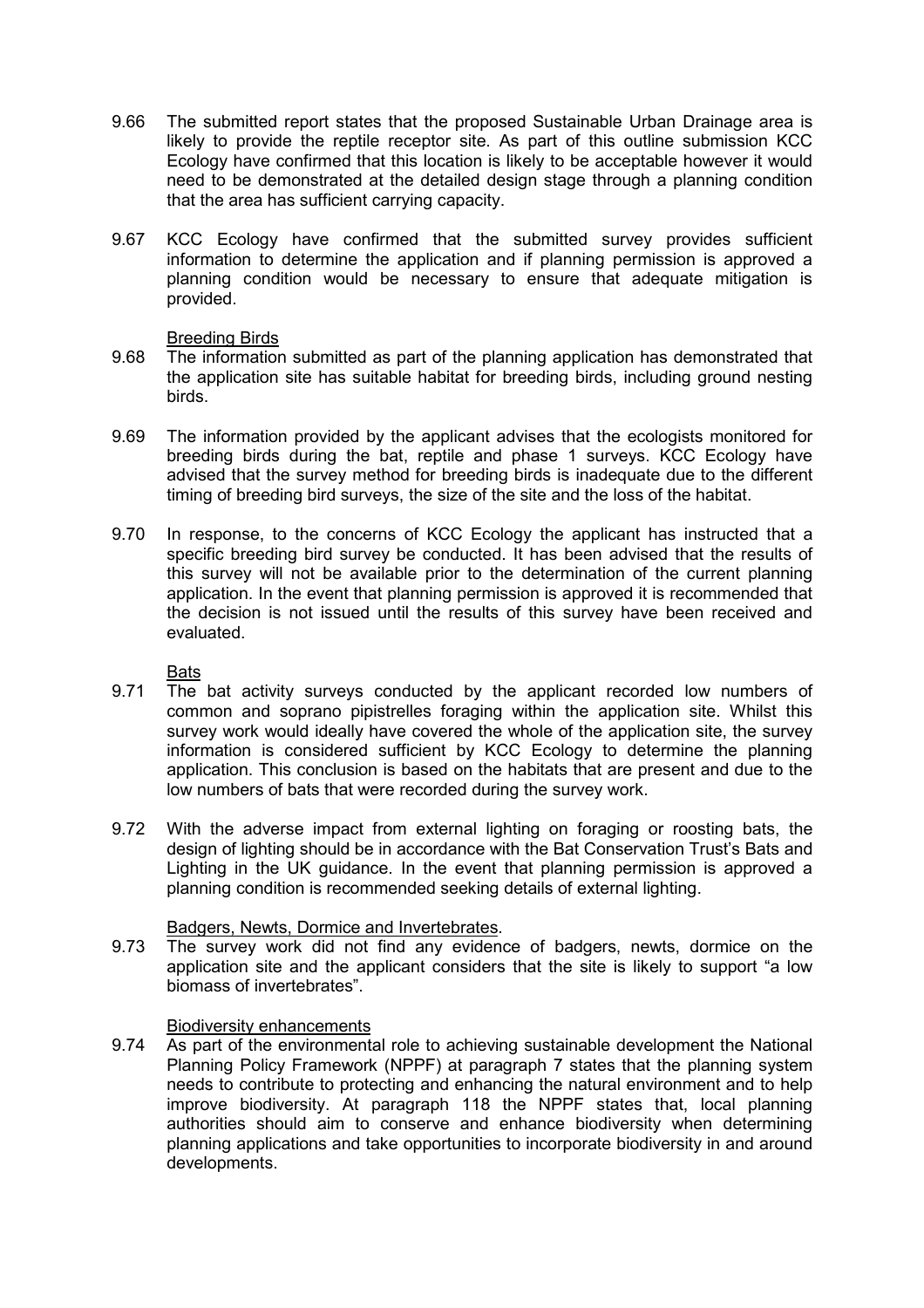9.66 The submitted report states that the proposed Sustainable Urban Drainage area is likely to provide the reptile receptor site. As part of this outline submission KCC Ecology have confirmed that this location is likely to be acceptable however it would need to be demonstrated at the detailed design stage through a planning condition that the area has sufficient carrying capacity.

9.67 KCC Ecology have confirmed that the submitted survey provides sufficient information to determine the application and if planning permission is approved a planning condition would be necessary to ensure that adequate mitigation is provided.

Breeding Birds

9.68 The information submitted as part of the planning application has demonstrated that the application site has suitable habitat for breeding birds, including ground nesting birds.

9.69 The information provided by the applicant advises that the ecologists monitored for breeding birds during the bat, reptile and phase 1 surveys. KCC Ecology have advised that the survey method for breeding birds is inadequate due to the different timing of breeding bird surveys, the size of the site and the loss of the habitat.

9.70 In response, to the concerns of KCC Ecology the applicant has instructed that a specific breeding bird survey be conducted. It has been advised that the results of this survey will not be available prior to the determination of the current planning application. In the event that planning permission is approved it is recommended that the decision is not issued until the results of this survey have been received and evaluated.

Bats

9.71 The bat activity surveys conducted by the applicant recorded low numbers of common and soprano pipistrelles foraging within the application site. Whilst this survey work would ideally have covered the whole of the application site, the survey information is considered sufficient by KCC Ecology to determine the planning application. This conclusion is based on the habitats that are present and due to the low numbers of bats that were recorded during the survey work.

9.72 With the adverse impact from external lighting on foraging or roosting bats, the design of lighting should be in accordance with the Bat Conservation Trust's Bats and Lighting in the UK guidance. In the event that planning permission is approved a planning condition is recommended seeking details of external lighting.

Badgers, Newts, Dormice and Invertebrates.

9.73 The survey work did not find any evidence of badgers, newts, dormice on the application site and the applicant considers that the site is likely to support "a low biomass of invertebrates".

Biodiversity enhancements

9.74 As part of the environmental role to achieving sustainable development the National Planning Policy Framework (NPPF) at paragraph 7 states that the planning system needs to contribute to protecting and enhancing the natural environment and to help improve biodiversity. At paragraph 118 the NPPF states that, local planning authorities should aim to conserve and enhance biodiversity when determining planning applications and take opportunities to incorporate biodiversity in and around developments.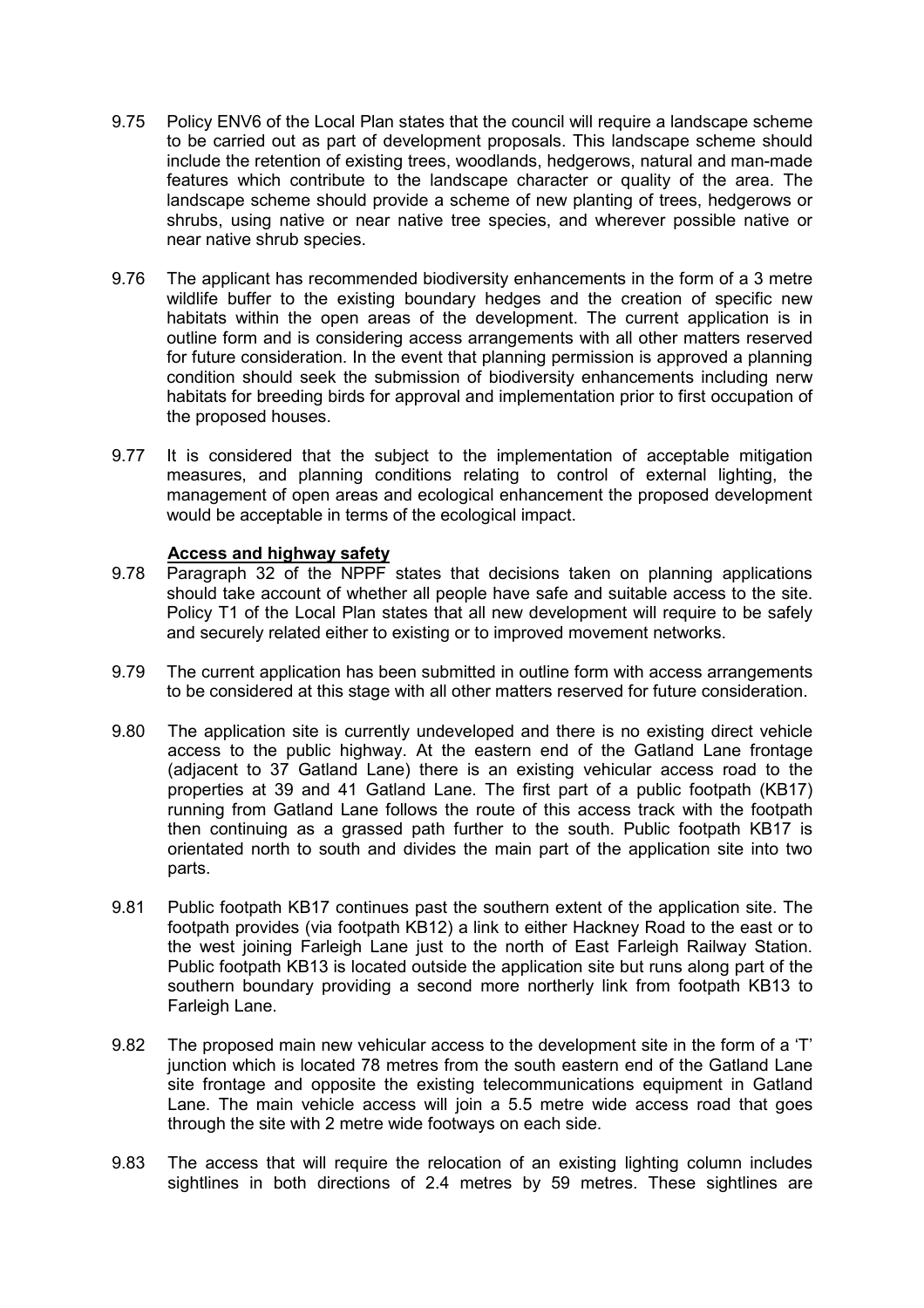9.75 Policy ENV6 of the Local Plan states that the council will require a landscape scheme to be carried out as part of development proposals. This landscape scheme should include the retention of existing trees, woodlands, hedgerows, natural and man-made features which contribute to the landscape character or quality of the area. The landscape scheme should provide a scheme of new planting of trees, hedgerows or shrubs, using native or near native tree species, and wherever possible native or near native shrub species.

9.76 The applicant has recommended biodiversity enhancements in the form of a 3 metre wildlife buffer to the existing boundary hedges and the creation of specific new habitats within the open areas of the development. The current application is in outline form and is considering access arrangements with all other matters reserved for future consideration. In the event that planning permission is approved a planning condition should seek the submission of biodiversity enhancements including nerw habitats for breeding birds for approval and implementation prior to first occupation of the proposed houses.

9.77 It is considered that the subject to the implementation of acceptable mitigation measures, and planning conditions relating to control of external lighting, the management of open areas and ecological enhancement the proposed development would be acceptable in terms of the ecological impact.

**Access and highway safety**

9.78 Paragraph 32 of the NPPF states that decisions taken on planning applications should take account of whether all people have safe and suitable access to the site. Policy T1 of the Local Plan states that all new development will require to be safely and securely related either to existing or to improved movement networks.

9.79 The current application has been submitted in outline form with access arrangements to be considered at this stage with all other matters reserved for future consideration.

9.80 The application site is currently undeveloped and there is no existing direct vehicle access to the public highway. At the eastern end of the Gatland Lane frontage (adjacent to 37 Gatland Lane) there is an existing vehicular access road to the properties at 39 and 41 Gatland Lane. The first part of a public footpath (KB17) running from Gatland Lane follows the route of this access track with the footpath then continuing as a grassed path further to the south. Public footpath KB17 is orientated north to south and divides the main part of the application site into two parts.

9.81 Public footpath KB17 continues past the southern extent of the application site. The footpath provides (via footpath KB12) a link to either Hackney Road to the east or to the west joining Farleigh Lane just to the north of East Farleigh Railway Station. Public footpath KB13 is located outside the application site but runs along part of the southern boundary providing a second more northerly link from footpath KB13 to Farleigh Lane.

9.82 The proposed main new vehicular access to the development site in the form of a 'T' junction which is located 78 metres from the south eastern end of the Gatland Lane site frontage and opposite the existing telecommunications equipment in Gatland Lane. The main vehicle access will join a 5.5 metre wide access road that goes through the site with 2 metre wide footways on each side.

9.83 The access that will require the relocation of an existing lighting column includes sightlines in both directions of 2.4 metres by 59 metres. These sightlines are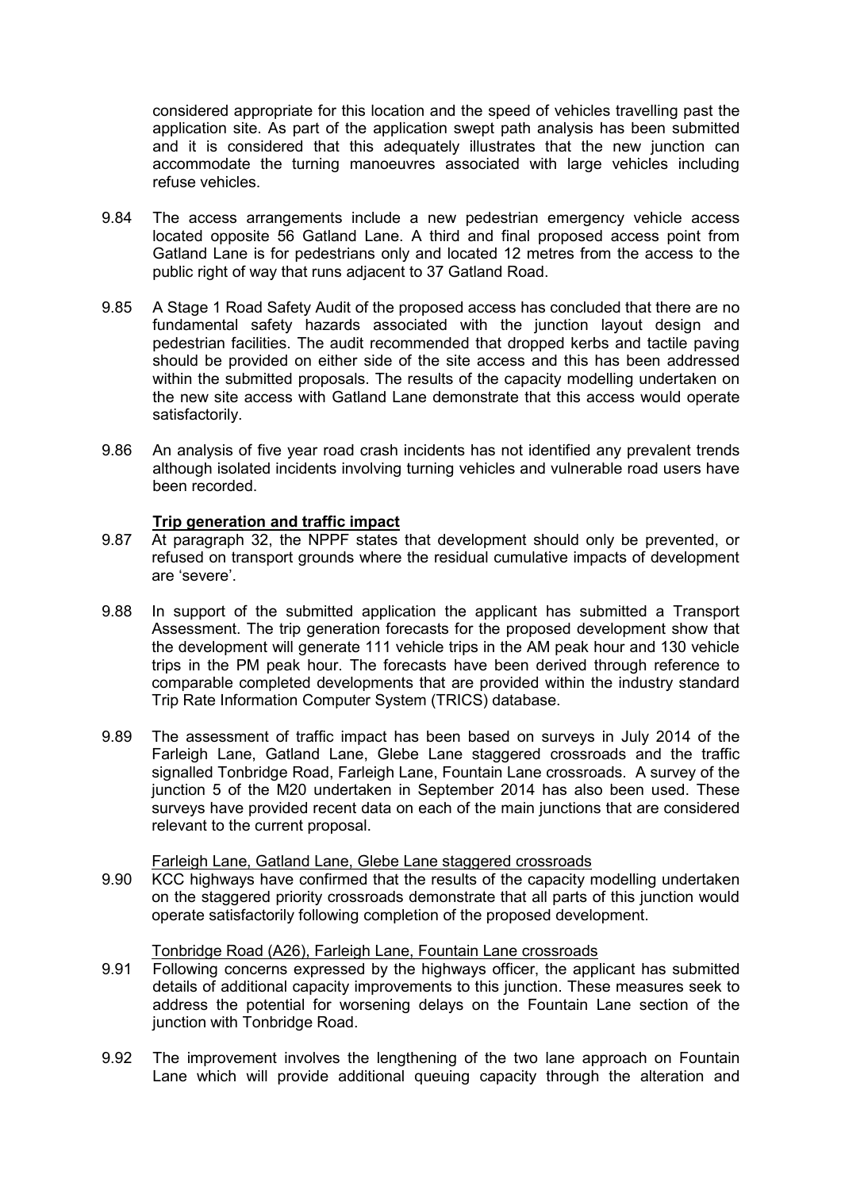considered appropriate for this location and the speed of vehicles travelling past the application site. As part of the application swept path analysis has been submitted and it is considered that this adequately illustrates that the new junction can accommodate the turning manoeuvres associated with large vehicles including refuse vehicles.

9.84 The access arrangements include a new pedestrian emergency vehicle access located opposite 56 Gatland Lane. A third and final proposed access point from Gatland Lane is for pedestrians only and located 12 metres from the access to the public right of way that runs adjacent to 37 Gatland Road.

9.85 A Stage 1 Road Safety Audit of the proposed access has concluded that there are no fundamental safety hazards associated with the junction layout design and pedestrian facilities. The audit recommended that dropped kerbs and tactile paving should be provided on either side of the site access and this has been addressed within the submitted proposals. The results of the capacity modelling undertaken on the new site access with Gatland Lane demonstrate that this access would operate satisfactorily.

9.86 An analysis of five year road crash incidents has not identified any prevalent trends although isolated incidents involving turning vehicles and vulnerable road users have been recorded.

**Trip generation and traffic impact**

9.87 At paragraph 32, the NPPF states that development should only be prevented, or refused on transport grounds where the residual cumulative impacts of development are 'severe'.

9.88 In support of the submitted application the applicant has submitted a Transport Assessment. The trip generation forecasts for the proposed development show that the development will generate 111 vehicle trips in the AM peak hour and 130 vehicle trips in the PM peak hour. The forecasts have been derived through reference to comparable completed developments that are provided within the industry standard Trip Rate Information Computer System (TRICS) database.

9.89 The assessment of traffic impact has been based on surveys in July 2014 of the Farleigh Lane, Gatland Lane, Glebe Lane staggered crossroads and the traffic signalled Tonbridge Road, Farleigh Lane, Fountain Lane crossroads. A survey of the junction 5 of the M20 undertaken in September 2014 has also been used. These surveys have provided recent data on each of the main junctions that are considered relevant to the current proposal.

Farleigh Lane, Gatland Lane, Glebe Lane staggered crossroads

9.90 KCC highways have confirmed that the results of the capacity modelling undertaken on the staggered priority crossroads demonstrate that all parts of this junction would operate satisfactorily following completion of the proposed development.

Tonbridge Road (A26), Farleigh Lane, Fountain Lane crossroads

9.91 Following concerns expressed by the highways officer, the applicant has submitted details of additional capacity improvements to this junction. These measures seek to address the potential for worsening delays on the Fountain Lane section of the junction with Tonbridge Road.

9.92 The improvement involves the lengthening of the two lane approach on Fountain Lane which will provide additional queuing capacity through the alteration and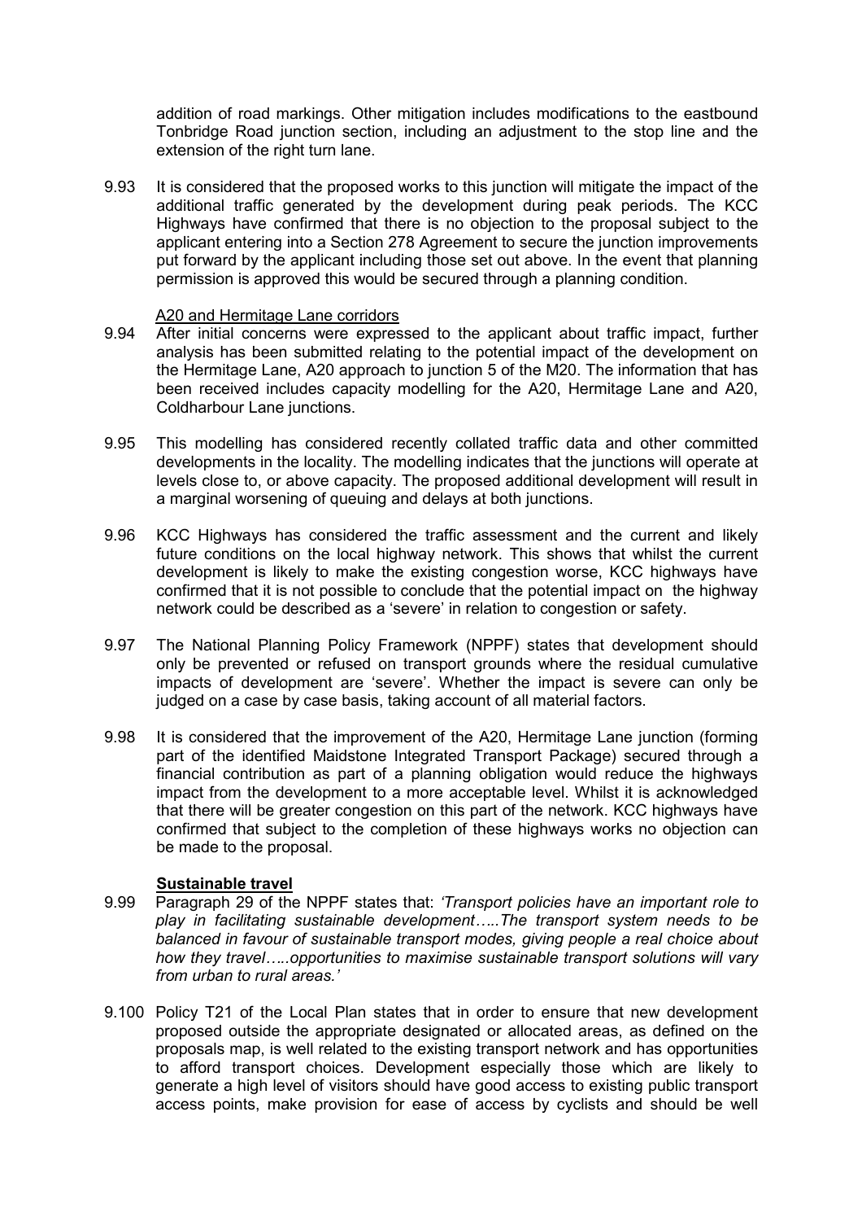addition of road markings. Other mitigation includes modifications to the eastbound Tonbridge Road junction section, including an adjustment to the stop line and the extension of the right turn lane.

9.93 It is considered that the proposed works to this junction will mitigate the impact of the additional traffic generated by the development during peak periods. The KCC Highways have confirmed that there is no objection to the proposal subject to the applicant entering into a Section 278 Agreement to secure the junction improvements put forward by the applicant including those set out above. In the event that planning permission is approved this would be secured through a planning condition.

A20 and Hermitage Lane corridors

9.94 After initial concerns were expressed to the applicant about traffic impact, further analysis has been submitted relating to the potential impact of the development on the Hermitage Lane, A20 approach to junction 5 of the M20. The information that has been received includes capacity modelling for the A20, Hermitage Lane and A20, Coldharbour Lane junctions.

9.95 This modelling has considered recently collated traffic data and other committed developments in the locality. The modelling indicates that the junctions will operate at levels close to, or above capacity. The proposed additional development will result in a marginal worsening of queuing and delays at both junctions.

9.96 KCC Highways has considered the traffic assessment and the current and likely future conditions on the local highway network. This shows that whilst the current development is likely to make the existing congestion worse, KCC highways have confirmed that it is not possible to conclude that the potential impact on the highway network could be described as a 'severe' in relation to congestion or safety.

9.97 The National Planning Policy Framework (NPPF) states that development should only be prevented or refused on transport grounds where the residual cumulative impacts of development are 'severe'. Whether the impact is severe can only be judged on a case by case basis, taking account of all material factors.

9.98 It is considered that the improvement of the A20, Hermitage Lane junction (forming part of the identified Maidstone Integrated Transport Package) secured through a financial contribution as part of a planning obligation would reduce the highways impact from the development to a more acceptable level. Whilst it is acknowledged that there will be greater congestion on this part of the network. KCC highways have confirmed that subject to the completion of these highways works no objection can be made to the proposal.

**Sustainable travel**

9.99 Paragraph 29 of the NPPF states that: *'Transport policies have an important role to play in facilitating sustainable development…..The transport system needs to be balanced in favour of sustainable transport modes, giving people a real choice about how they travel…..opportunities to maximise sustainable transport solutions will vary from urban to rural areas.'*

9.100 Policy T21 of the Local Plan states that in order to ensure that new development proposed outside the appropriate designated or allocated areas, as defined on the proposals map, is well related to the existing transport network and has opportunities to afford transport choices. Development especially those which are likely to generate a high level of visitors should have good access to existing public transport access points, make provision for ease of access by cyclists and should be well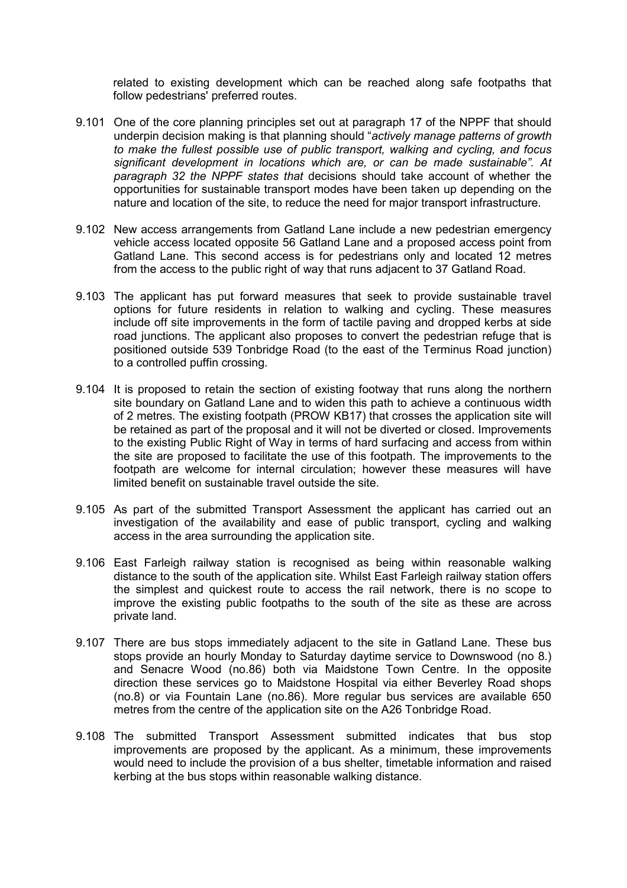related to existing development which can be reached along safe footpaths that follow pedestrians' preferred routes.

9.101 One of the core planning principles set out at paragraph 17 of the NPPF that should underpin decision making is that planning should "*actively manage patterns of growth to make the fullest possible use of public transport, walking and cycling, and focus significant development in locations which are, or can be made sustainable". At paragraph 32 the NPPF states that* decisions should take account of whether the opportunities for sustainable transport modes have been taken up depending on the nature and location of the site, to reduce the need for major transport infrastructure.

9.102 New access arrangements from Gatland Lane include a new pedestrian emergency vehicle access located opposite 56 Gatland Lane and a proposed access point from Gatland Lane. This second access is for pedestrians only and located 12 metres from the access to the public right of way that runs adjacent to 37 Gatland Road.

9.103 The applicant has put forward measures that seek to provide sustainable travel options for future residents in relation to walking and cycling. These measures include off site improvements in the form of tactile paving and dropped kerbs at side road junctions. The applicant also proposes to convert the pedestrian refuge that is positioned outside 539 Tonbridge Road (to the east of the Terminus Road junction) to a controlled puffin crossing.

9.104 It is proposed to retain the section of existing footway that runs along the northern site boundary on Gatland Lane and to widen this path to achieve a continuous width of 2 metres. The existing footpath (PROW KB17) that crosses the application site will be retained as part of the proposal and it will not be diverted or closed. Improvements to the existing Public Right of Way in terms of hard surfacing and access from within the site are proposed to facilitate the use of this footpath. The improvements to the footpath are welcome for internal circulation; however these measures will have limited benefit on sustainable travel outside the site.

9.105 As part of the submitted Transport Assessment the applicant has carried out an investigation of the availability and ease of public transport, cycling and walking access in the area surrounding the application site.

9.106 East Farleigh railway station is recognised as being within reasonable walking distance to the south of the application site. Whilst East Farleigh railway station offers the simplest and quickest route to access the rail network, there is no scope to improve the existing public footpaths to the south of the site as these are across private land.

9.107 There are bus stops immediately adjacent to the site in Gatland Lane. These bus stops provide an hourly Monday to Saturday daytime service to Downswood (no 8.) and Senacre Wood (no.86) both via Maidstone Town Centre. In the opposite direction these services go to Maidstone Hospital via either Beverley Road shops (no.8) or via Fountain Lane (no.86). More regular bus services are available 650 metres from the centre of the application site on the A26 Tonbridge Road.

9.108 The submitted Transport Assessment submitted indicates that bus stop improvements are proposed by the applicant. As a minimum, these improvements would need to include the provision of a bus shelter, timetable information and raised kerbing at the bus stops within reasonable walking distance.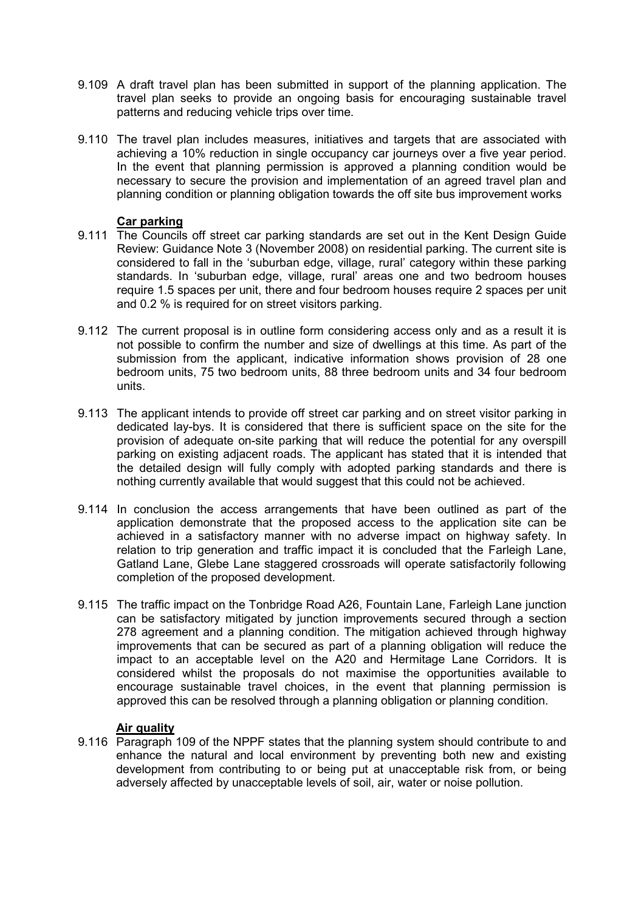9.109 A draft travel plan has been submitted in support of the planning application. The travel plan seeks to provide an ongoing basis for encouraging sustainable travel patterns and reducing vehicle trips over time.

9.110 The travel plan includes measures, initiatives and targets that are associated with achieving a 10% reduction in single occupancy car journeys over a five year period. In the event that planning permission is approved a planning condition would be necessary to secure the provision and implementation of an agreed travel plan and planning condition or planning obligation towards the off site bus improvement works

**Car parking**

9.111 The Councils off street car parking standards are set out in the Kent Design Guide Review: Guidance Note 3 (November 2008) on residential parking. The current site is considered to fall in the 'suburban edge, village, rural' category within these parking standards. In 'suburban edge, village, rural' areas one and two bedroom houses require 1.5 spaces per unit, there and four bedroom houses require 2 spaces per unit and 0.2 % is required for on street visitors parking.

9.112 The current proposal is in outline form considering access only and as a result it is not possible to confirm the number and size of dwellings at this time. As part of the submission from the applicant, indicative information shows provision of 28 one bedroom units, 75 two bedroom units, 88 three bedroom units and 34 four bedroom units.

9.113 The applicant intends to provide off street car parking and on street visitor parking in dedicated lay-bys. It is considered that there is sufficient space on the site for the provision of adequate on-site parking that will reduce the potential for any overspill parking on existing adjacent roads. The applicant has stated that it is intended that the detailed design will fully comply with adopted parking standards and there is nothing currently available that would suggest that this could not be achieved.

9.114 In conclusion the access arrangements that have been outlined as part of the application demonstrate that the proposed access to the application site can be achieved in a satisfactory manner with no adverse impact on highway safety. In relation to trip generation and traffic impact it is concluded that the Farleigh Lane, Gatland Lane, Glebe Lane staggered crossroads will operate satisfactorily following completion of the proposed development.

9.115 The traffic impact on the Tonbridge Road A26, Fountain Lane, Farleigh Lane junction can be satisfactory mitigated by junction improvements secured through a section 278 agreement and a planning condition. The mitigation achieved through highway improvements that can be secured as part of a planning obligation will reduce the impact to an acceptable level on the A20 and Hermitage Lane Corridors. It is considered whilst the proposals do not maximise the opportunities available to encourage sustainable travel choices, in the event that planning permission is approved this can be resolved through a planning obligation or planning condition.

**Air quality**

9.116 Paragraph 109 of the NPPF states that the planning system should contribute to and enhance the natural and local environment by preventing both new and existing development from contributing to or being put at unacceptable risk from, or being adversely affected by unacceptable levels of soil, air, water or noise pollution.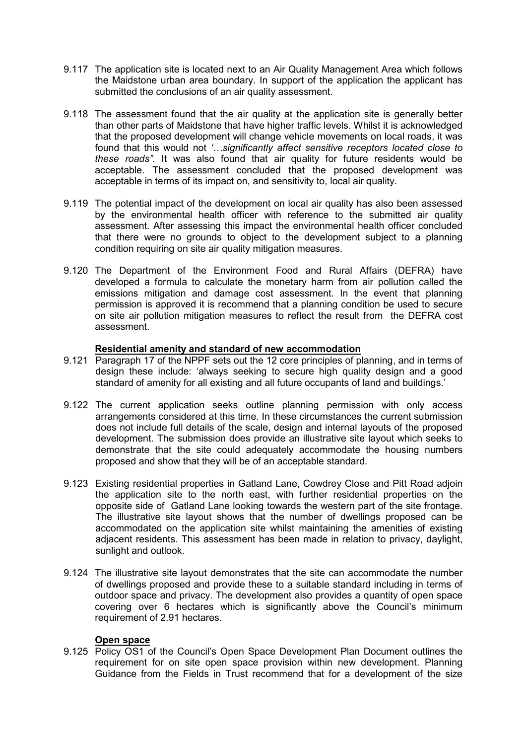9.117 The application site is located next to an Air Quality Management Area which follows the Maidstone urban area boundary. In support of the application the applicant has submitted the conclusions of an air quality assessment.

9.118 The assessment found that the air quality at the application site is generally better than other parts of Maidstone that have higher traffic levels. Whilst it is acknowledged that the proposed development will change vehicle movements on local roads, it was found that this would not *'…significantly affect sensitive receptors located close to these roads"*. It was also found that air quality for future residents would be acceptable. The assessment concluded that the proposed development was acceptable in terms of its impact on, and sensitivity to, local air quality.

9.119 The potential impact of the development on local air quality has also been assessed by the environmental health officer with reference to the submitted air quality assessment. After assessing this impact the environmental health officer concluded that there were no grounds to object to the development subject to a planning condition requiring on site air quality mitigation measures.

9.120 The Department of the Environment Food and Rural Affairs (DEFRA) have developed a formula to calculate the monetary harm from air pollution called the emissions mitigation and damage cost assessment. In the event that planning permission is approved it is recommend that a planning condition be used to secure on site air pollution mitigation measures to reflect the result from the DEFRA cost assessment.

**Residential amenity and standard of new accommodation**

9.121 Paragraph 17 of the NPPF sets out the 12 core principles of planning, and in terms of design these include: 'always seeking to secure high quality design and a good standard of amenity for all existing and all future occupants of land and buildings.'

9.122 The current application seeks outline planning permission with only access arrangements considered at this time. In these circumstances the current submission does not include full details of the scale, design and internal layouts of the proposed development. The submission does provide an illustrative site layout which seeks to demonstrate that the site could adequately accommodate the housing numbers proposed and show that they will be of an acceptable standard.

9.123 Existing residential properties in Gatland Lane, Cowdrey Close and Pitt Road adjoin the application site to the north east, with further residential properties on the opposite side of Gatland Lane looking towards the western part of the site frontage. The illustrative site layout shows that the number of dwellings proposed can be accommodated on the application site whilst maintaining the amenities of existing adjacent residents. This assessment has been made in relation to privacy, daylight, sunlight and outlook.

9.124 The illustrative site layout demonstrates that the site can accommodate the number of dwellings proposed and provide these to a suitable standard including in terms of outdoor space and privacy. The development also provides a quantity of open space covering over 6 hectares which is significantly above the Council's minimum requirement of 2.91 hectares.

**Open space**

9.125 Policy OS1 of the Council's Open Space Development Plan Document outlines the requirement for on site open space provision within new development. Planning Guidance from the Fields in Trust recommend that for a development of the size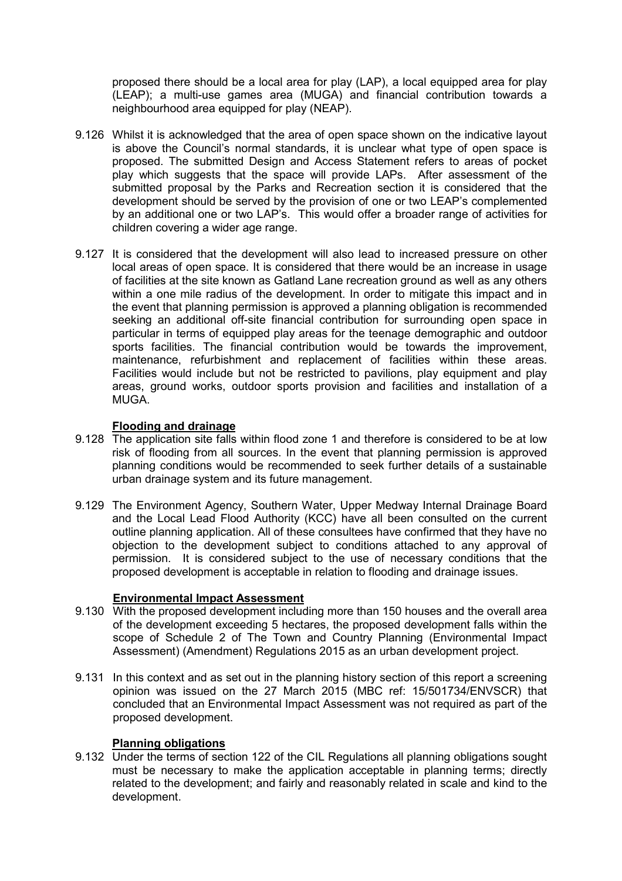proposed there should be a local area for play (LAP), a local equipped area for play (LEAP); a multi-use games area (MUGA) and financial contribution towards a neighbourhood area equipped for play (NEAP).

9.126 Whilst it is acknowledged that the area of open space shown on the indicative layout is above the Council's normal standards, it is unclear what type of open space is proposed. The submitted Design and Access Statement refers to areas of pocket play which suggests that the space will provide LAPs. After assessment of the submitted proposal by the Parks and Recreation section it is considered that the development should be served by the provision of one or two LEAP's complemented by an additional one or two LAP's. This would offer a broader range of activities for children covering a wider age range.

9.127 It is considered that the development will also lead to increased pressure on other local areas of open space. It is considered that there would be an increase in usage of facilities at the site known as Gatland Lane recreation ground as well as any others within a one mile radius of the development. In order to mitigate this impact and in the event that planning permission is approved a planning obligation is recommended seeking an additional off-site financial contribution for surrounding open space in particular in terms of equipped play areas for the teenage demographic and outdoor sports facilities. The financial contribution would be towards the improvement, maintenance, refurbishment and replacement of facilities within these areas. Facilities would include but not be restricted to pavilions, play equipment and play areas, ground works, outdoor sports provision and facilities and installation of a MUGA.

**Flooding and drainage**

9.128 The application site falls within flood zone 1 and therefore is considered to be at low risk of flooding from all sources. In the event that planning permission is approved planning conditions would be recommended to seek further details of a sustainable urban drainage system and its future management.

9.129 The Environment Agency, Southern Water, Upper Medway Internal Drainage Board and the Local Lead Flood Authority (KCC) have all been consulted on the current outline planning application. All of these consultees have confirmed that they have no objection to the development subject to conditions attached to any approval of permission. It is considered subject to the use of necessary conditions that the proposed development is acceptable in relation to flooding and drainage issues.

**Environmental Impact Assessment**

9.130 With the proposed development including more than 150 houses and the overall area of the development exceeding 5 hectares, the proposed development falls within the scope of Schedule 2 of The Town and Country Planning (Environmental Impact Assessment) (Amendment) Regulations 2015 as an urban development project.

9.131 In this context and as set out in the planning history section of this report a screening opinion was issued on the 27 March 2015 (MBC ref: 15/501734/ENVSCR) that concluded that an Environmental Impact Assessment was not required as part of the proposed development.

**Planning obligations**

9.132 Under the terms of section 122 of the CIL Regulations all planning obligations sought must be necessary to make the application acceptable in planning terms; directly related to the development; and fairly and reasonably related in scale and kind to the development.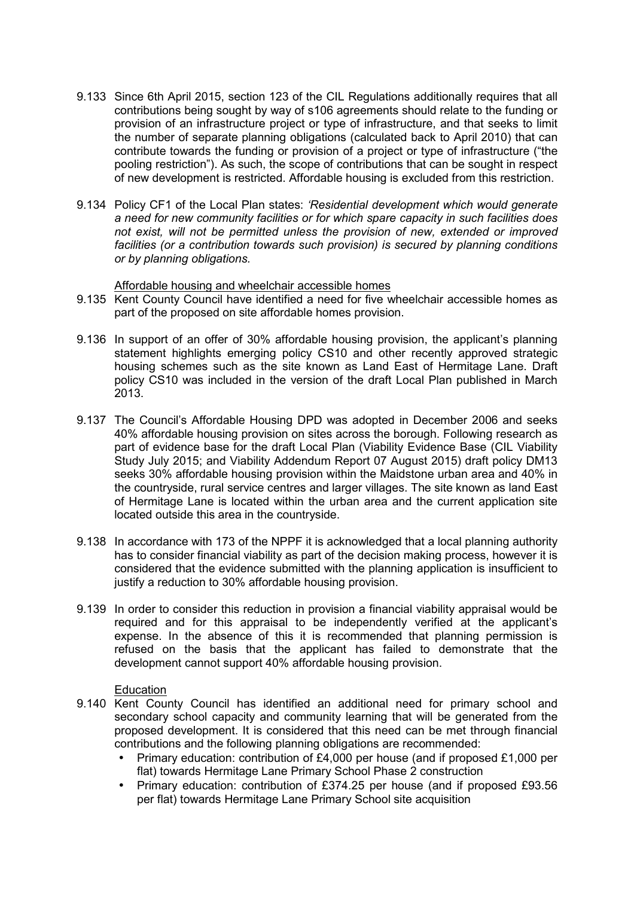9.133 Since 6th April 2015, section 123 of the CIL Regulations additionally requires that all contributions being sought by way of s106 agreements should relate to the funding or provision of an infrastructure project or type of infrastructure, and that seeks to limit the number of separate planning obligations (calculated back to April 2010) that can contribute towards the funding or provision of a project or type of infrastructure ("the pooling restriction"). As such, the scope of contributions that can be sought in respect of new development is restricted. Affordable housing is excluded from this restriction.

9.134 Policy CF1 of the Local Plan states: *'Residential development which would generate a need for new community facilities or for which spare capacity in such facilities does not exist, will not be permitted unless the provision of new, extended or improved facilities (or a contribution towards such provision) is secured by planning conditions or by planning obligations.*

Affordable housing and wheelchair accessible homes

9.135 Kent County Council have identified a need for five wheelchair accessible homes as part of the proposed on site affordable homes provision.

9.136 In support of an offer of 30% affordable housing provision, the applicant's planning statement highlights emerging policy CS10 and other recently approved strategic housing schemes such as the site known as Land East of Hermitage Lane. Draft policy CS10 was included in the version of the draft Local Plan published in March 2013.

9.137 The Council's Affordable Housing DPD was adopted in December 2006 and seeks 40% affordable housing provision on sites across the borough. Following research as part of evidence base for the draft Local Plan (Viability Evidence Base (CIL Viability Study July 2015; and Viability Addendum Report 07 August 2015) draft policy DM13 seeks 30% affordable housing provision within the Maidstone urban area and 40% in the countryside, rural service centres and larger villages. The site known as land East of Hermitage Lane is located within the urban area and the current application site located outside this area in the countryside.

9.138 In accordance with 173 of the NPPF it is acknowledged that a local planning authority has to consider financial viability as part of the decision making process, however it is considered that the evidence submitted with the planning application is insufficient to justify a reduction to 30% affordable housing provision.

9.139 In order to consider this reduction in provision a financial viability appraisal would be required and for this appraisal to be independently verified at the applicant's expense. In the absence of this it is recommended that planning permission is refused on the basis that the applicant has failed to demonstrate that the development cannot support 40% affordable housing provision.

Education

9.140 Kent County Council has identified an additional need for primary school and secondary school capacity and community learning that will be generated from the proposed development. It is considered that this need can be met through financial contributions and the following planning obligations are recommended:

- Primary education: contribution of £4,000 per house (and if proposed £1,000 per flat) towards Hermitage Lane Primary School Phase 2 construction
- Primary education: contribution of £374.25 per house (and if proposed £93.56 per flat) towards Hermitage Lane Primary School site acquisition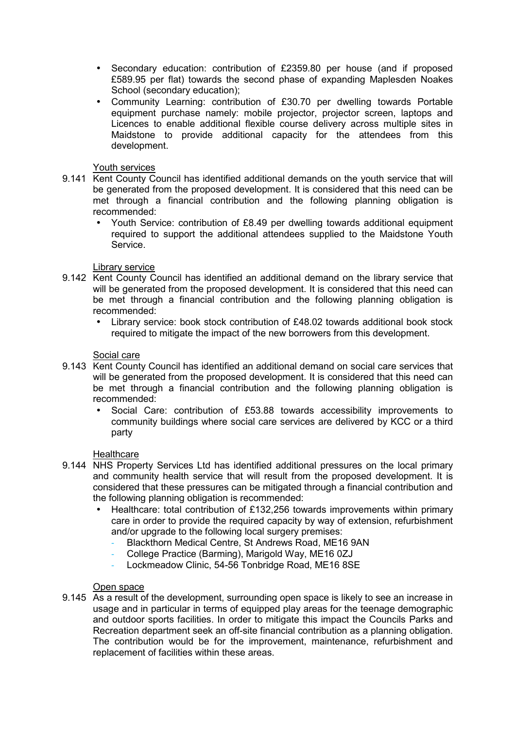- Secondary education: contribution of £2359.80 per house (and if proposed £589.95 per flat) towards the second phase of expanding Maplesden Noakes School (secondary education);
- Community Learning: contribution of £30.70 per dwelling towards Portable equipment purchase namely: mobile projector, projector screen, laptops and Licences to enable additional flexible course delivery across multiple sites in Maidstone to provide additional capacity for the attendees from this development.

<u>Youth services</u>

9.141 Kent County Council has identified additional demands on the youth service that will be generated from the proposed development. It is considered that this need can be met through a financial contribution and the following planning obligation is recommended:

- Youth Service: contribution of £8.49 per dwelling towards additional equipment required to support the additional attendees supplied to the Maidstone Youth Service.

<u>Library service</u>

9.142 Kent County Council has identified an additional demand on the library service that will be generated from the proposed development. It is considered that this need can be met through a financial contribution and the following planning obligation is recommended:

- Library service: book stock contribution of £48.02 towards additional book stock required to mitigate the impact of the new borrowers from this development.

<u>Social care</u>

9.143 Kent County Council has identified an additional demand on social care services that will be generated from the proposed development. It is considered that this need can be met through a financial contribution and the following planning obligation is recommended:

- Social Care: contribution of £53.88 towards accessibility improvements to community buildings where social care services are delivered by KCC or a third party

<u>Healthcare</u>

9.144 NHS Property Services Ltd has identified additional pressures on the local primary and community health service that will result from the proposed development. It is considered that these pressures can be mitigated through a financial contribution and the following planning obligation is recommended:

- Healthcare: total contribution of £132,256 towards improvements within primary care in order to provide the required capacity by way of extension, refurbishment and/or upgrade to the following local surgery premises:
  - Blackthorn Medical Centre, St Andrews Road, ME16 9AN
  - College Practice (Barming), Marigold Way, ME16 0ZJ
  - Lockmeadow Clinic, 54-56 Tonbridge Road, ME16 8SE

<u>Open space</u>

9.145 As a result of the development, surrounding open space is likely to see an increase in usage and in particular in terms of equipped play areas for the teenage demographic and outdoor sports facilities. In order to mitigate this impact the Councils Parks and Recreation department seek an off-site financial contribution as a planning obligation. The contribution would be for the improvement, maintenance, refurbishment and replacement of facilities within these areas.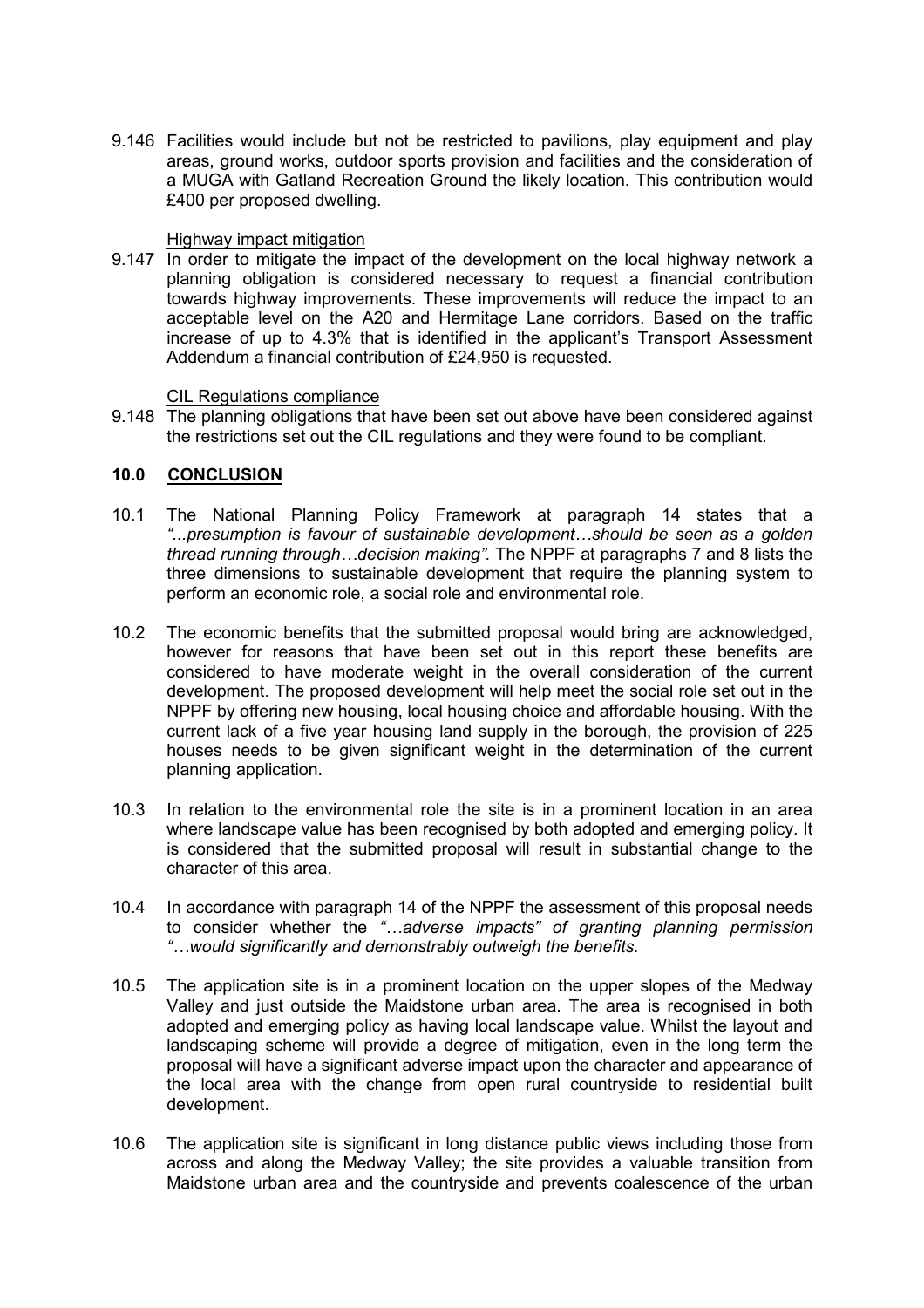9.146 Facilities would include but not be restricted to pavilions, play equipment and play areas, ground works, outdoor sports provision and facilities and the consideration of a MUGA with Gatland Recreation Ground the likely location. This contribution would £400 per proposed dwelling.

Highway impact mitigation

9.147 In order to mitigate the impact of the development on the local highway network a planning obligation is considered necessary to request a financial contribution towards highway improvements. These improvements will reduce the impact to an acceptable level on the A20 and Hermitage Lane corridors. Based on the traffic increase of up to 4.3% that is identified in the applicant's Transport Assessment Addendum a financial contribution of £24,950 is requested.

CIL Regulations compliance

9.148 The planning obligations that have been set out above have been considered against the restrictions set out the CIL regulations and they were found to be compliant.

## 10.0 CONCLUSION

10.1 The National Planning Policy Framework at paragraph 14 states that a *"...presumption is favour of sustainable development…should be seen as a golden thread running through…decision making".* The NPPF at paragraphs 7 and 8 lists the three dimensions to sustainable development that require the planning system to perform an economic role, a social role and environmental role.

10.2 The economic benefits that the submitted proposal would bring are acknowledged, however for reasons that have been set out in this report these benefits are considered to have moderate weight in the overall consideration of the current development. The proposed development will help meet the social role set out in the NPPF by offering new housing, local housing choice and affordable housing. With the current lack of a five year housing land supply in the borough, the provision of 225 houses needs to be given significant weight in the determination of the current planning application.

10.3 In relation to the environmental role the site is in a prominent location in an area where landscape value has been recognised by both adopted and emerging policy. It is considered that the submitted proposal will result in substantial change to the character of this area.

10.4 In accordance with paragraph 14 of the NPPF the assessment of this proposal needs to consider whether the *"…adverse impacts"* of granting planning permission *"…would significantly and demonstrably outweigh the benefits.*

10.5 The application site is in a prominent location on the upper slopes of the Medway Valley and just outside the Maidstone urban area. The area is recognised in both adopted and emerging policy as having local landscape value. Whilst the layout and landscaping scheme will provide a degree of mitigation, even in the long term the proposal will have a significant adverse impact upon the character and appearance of the local area with the change from open rural countryside to residential built development.

10.6 The application site is significant in long distance public views including those from across and along the Medway Valley; the site provides a valuable transition from Maidstone urban area and the countryside and prevents coalescence of the urban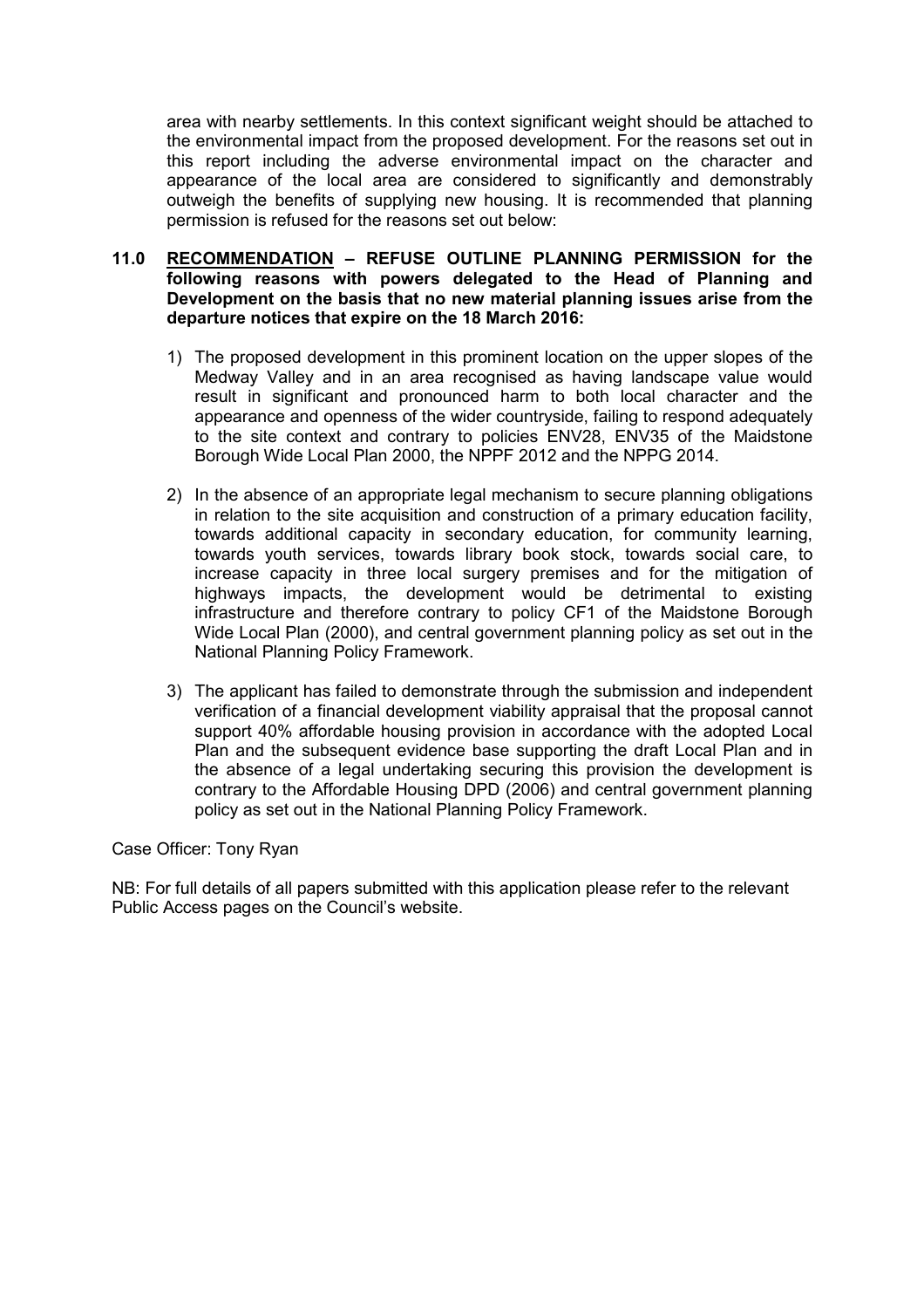area with nearby settlements. In this context significant weight should be attached to the environmental impact from the proposed development. For the reasons set out in this report including the adverse environmental impact on the character and appearance of the local area are considered to significantly and demonstrably outweigh the benefits of supplying new housing. It is recommended that planning permission is refused for the reasons set out below:

## 11.0 <u>RECOMMENDATION</u> – REFUSE OUTLINE PLANNING PERMISSION for the following reasons with powers delegated to the Head of Planning and Development on the basis that no new material planning issues arise from the departure notices that expire on the 18 March 2016:

1) The proposed development in this prominent location on the upper slopes of the Medway Valley and in an area recognised as having landscape value would result in significant and pronounced harm to both local character and the appearance and openness of the wider countryside, failing to respond adequately to the site context and contrary to policies ENV28, ENV35 of the Maidstone Borough Wide Local Plan 2000, the NPPF 2012 and the NPPG 2014.

2) In the absence of an appropriate legal mechanism to secure planning obligations in relation to the site acquisition and construction of a primary education facility, towards additional capacity in secondary education, for community learning, towards youth services, towards library book stock, towards social care, to increase capacity in three local surgery premises and for the mitigation of highways impacts, the development would be detrimental to existing infrastructure and therefore contrary to policy CF1 of the Maidstone Borough Wide Local Plan (2000), and central government planning policy as set out in the National Planning Policy Framework.

3) The applicant has failed to demonstrate through the submission and independent verification of a financial development viability appraisal that the proposal cannot support 40% affordable housing provision in accordance with the adopted Local Plan and the subsequent evidence base supporting the draft Local Plan and in the absence of a legal undertaking securing this provision the development is contrary to the Affordable Housing DPD (2006) and central government planning policy as set out in the National Planning Policy Framework.

Case Officer: Tony Ryan

NB: For full details of all papers submitted with this application please refer to the relevant Public Access pages on the Council's website.